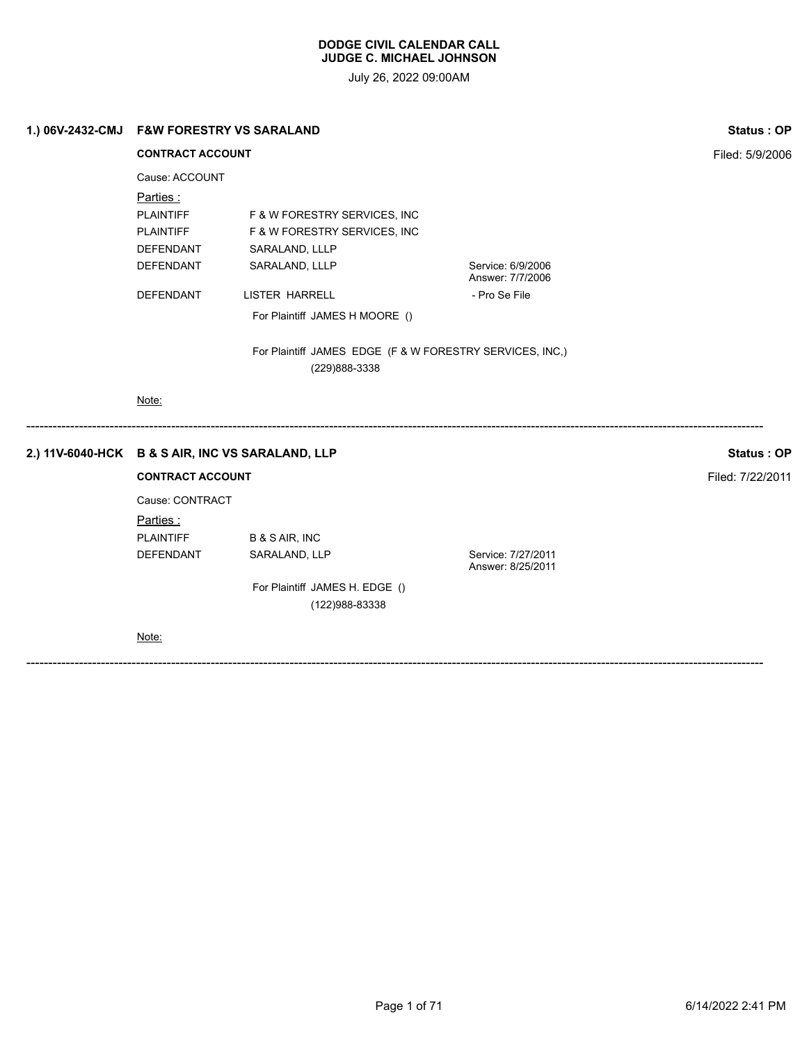**DODGE CIVIL CALENDAR CALL**
**JUDGE C. MICHAEL JOHNSON**

July 26, 2022 09:00AM

**1.) 06V-2432-CMJ F&W FORESTRY VS SARALAND** — **Status : OP**

**CONTRACT ACCOUNT** — Filed: 5/9/2006

Cause: ACCOUNT

Parties :

| Role | Name | Details |
|---|---|---|
| PLAINTIFF | F & W FORESTRY SERVICES, INC | |
| PLAINTIFF | F & W FORESTRY SERVICES, INC | |
| DEFENDANT | SARALAND, LLLP | |
| DEFENDANT | SARALAND, LLLP | Service: 6/9/2006 Answer: 7/7/2006 |
| DEFENDANT | LISTER HARRELL | - Pro Se File |

For Plaintiff JAMES H MOORE ()

For Plaintiff JAMES EDGE (F & W FORESTRY SERVICES, INC,)
(229)888-3338

Note:

---

**2.) 11V-6040-HCK B & S AIR, INC VS SARALAND, LLP** — **Status : OP**

**CONTRACT ACCOUNT** — Filed: 7/22/2011

Cause: CONTRACT

Parties :

| Role | Name | Details |
|---|---|---|
| PLAINTIFF | B & S AIR, INC | |
| DEFENDANT | SARALAND, LLP | Service: 7/27/2011 Answer: 8/25/2011 |

For Plaintiff JAMES H. EDGE ()
(122)988-83338

Note:

---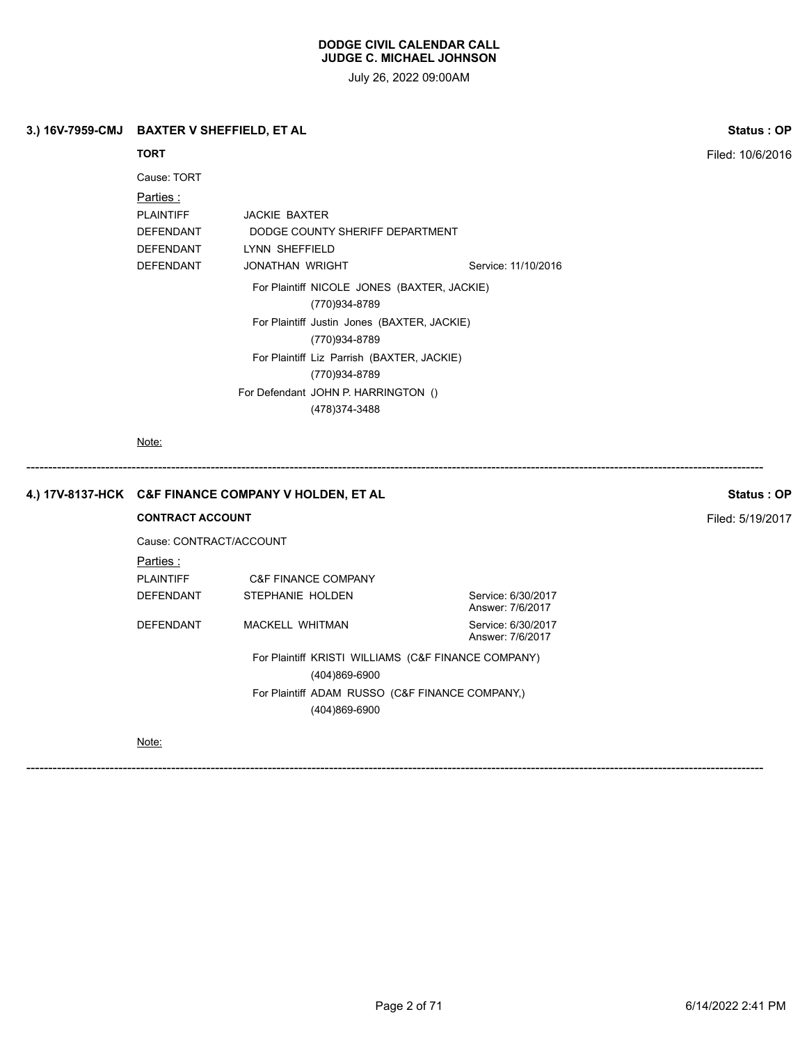**DODGE CIVIL CALENDAR CALL**
**JUDGE C. MICHAEL JOHNSON**

July 26, 2022 09:00AM

**3.) 16V-7959-CMJ BAXTER V SHEFFIELD, ET AL** — **Status : OP**

**TORT** — Filed: 10/6/2016

Cause: TORT

Parties :

| | | |
|---|---|---|
| PLAINTIFF | JACKIE BAXTER | |
| DEFENDANT | DODGE COUNTY SHERIFF DEPARTMENT | |
| DEFENDANT | LYNN SHEFFIELD | |
| DEFENDANT | JONATHAN WRIGHT | Service: 11/10/2016 |

For Plaintiff NICOLE JONES (BAXTER, JACKIE)
(770)934-8789

For Plaintiff Justin Jones (BAXTER, JACKIE)
(770)934-8789

For Plaintiff Liz Parrish (BAXTER, JACKIE)
(770)934-8789

For Defendant JOHN P. HARRINGTON ()
(478)374-3488

Note:

---

**4.) 17V-8137-HCK C&F FINANCE COMPANY V HOLDEN, ET AL** — **Status : OP**

**CONTRACT ACCOUNT** — Filed: 5/19/2017

Cause: CONTRACT/ACCOUNT

Parties :

| | | |
|---|---|---|
| PLAINTIFF | C&F FINANCE COMPANY | |
| DEFENDANT | STEPHANIE HOLDEN | Service: 6/30/2017<br>Answer: 7/6/2017 |
| DEFENDANT | MACKELL WHITMAN | Service: 6/30/2017<br>Answer: 7/6/2017 |

For Plaintiff KRISTI WILLIAMS (C&F FINANCE COMPANY)
(404)869-6900

For Plaintiff ADAM RUSSO (C&F FINANCE COMPANY,)
(404)869-6900

Note:

---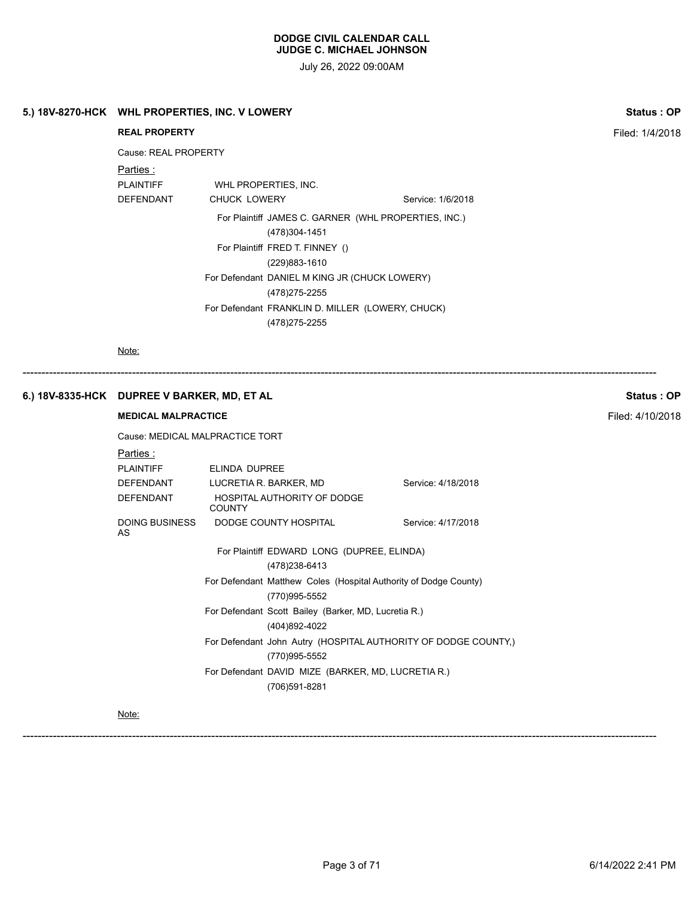# DODGE CIVIL CALENDAR CALL
## JUDGE C. MICHAEL JOHNSON

July 26, 2022 09:00AM

---

### 5.) 18V-8270-HCK WHL PROPERTIES, INC. V LOWERY

**Status : OP**

**REAL PROPERTY**

Filed: 1/4/2018

Cause: REAL PROPERTY

Parties :

| Role | Name | Service |
|---|---|---|
| PLAINTIFF | WHL PROPERTIES, INC. | |
| DEFENDANT | CHUCK LOWERY | Service: 1/6/2018 |

For Plaintiff JAMES C. GARNER (WHL PROPERTIES, INC.)
(478)304-1451

For Plaintiff FRED T. FINNEY ()
(229)883-1610

For Defendant DANIEL M KING JR (CHUCK LOWERY)
(478)275-2255

For Defendant FRANKLIN D. MILLER (LOWERY, CHUCK)
(478)275-2255

Note:

---

### 6.) 18V-8335-HCK DUPREE V BARKER, MD, ET AL

**Status : OP**

**MEDICAL MALPRACTICE**

Filed: 4/10/2018

Cause: MEDICAL MALPRACTICE TORT

Parties :

| Role | Name | Service |
|---|---|---|
| PLAINTIFF | ELINDA DUPREE | |
| DEFENDANT | LUCRETIA R. BARKER, MD | Service: 4/18/2018 |
| DEFENDANT | HOSPITAL AUTHORITY OF DODGE COUNTY | |
| DOING BUSINESS AS | DODGE COUNTY HOSPITAL | Service: 4/17/2018 |

For Plaintiff EDWARD LONG (DUPREE, ELINDA)
(478)238-6413

For Defendant Matthew Coles (Hospital Authority of Dodge County)
(770)995-5552

For Defendant Scott Bailey (Barker, MD, Lucretia R.)
(404)892-4022

For Defendant John Autry (HOSPITAL AUTHORITY OF DODGE COUNTY,)
(770)995-5552

For Defendant DAVID MIZE (BARKER, MD, LUCRETIA R.)
(706)591-8281

Note:

---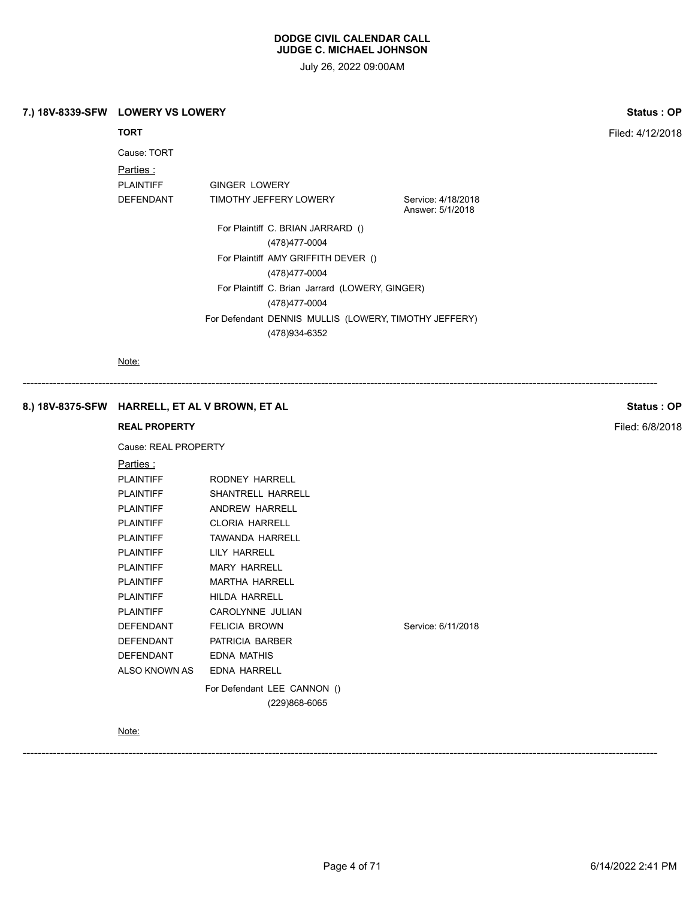**DODGE CIVIL CALENDAR CALL**
**JUDGE C. MICHAEL JOHNSON**

July 26, 2022 09:00AM

## 7.) 18V-8339-SFW LOWERY VS LOWERY

**Status : OP**

**TORT**

Filed: 4/12/2018

Cause: TORT

Parties :

| | | |
|---|---|---|
| PLAINTIFF | GINGER LOWERY | |
| DEFENDANT | TIMOTHY JEFFERY LOWERY | Service: 4/18/2018<br>Answer: 5/1/2018 |

For Plaintiff C. BRIAN JARRARD ()
(478)477-0004

For Plaintiff AMY GRIFFITH DEVER ()
(478)477-0004

For Plaintiff C. Brian Jarrard (LOWERY, GINGER)
(478)477-0004

For Defendant DENNIS MULLIS (LOWERY, TIMOTHY JEFFERY)
(478)934-6352

Note:

---

## 8.) 18V-8375-SFW HARRELL, ET AL V BROWN, ET AL

**Status : OP**

**REAL PROPERTY**

Filed: 6/8/2018

Cause: REAL PROPERTY

Parties :

| | | |
|---|---|---|
| PLAINTIFF | RODNEY HARRELL | |
| PLAINTIFF | SHANTRELL HARRELL | |
| PLAINTIFF | ANDREW HARRELL | |
| PLAINTIFF | CLORIA HARRELL | |
| PLAINTIFF | TAWANDA HARRELL | |
| PLAINTIFF | LILY HARRELL | |
| PLAINTIFF | MARY HARRELL | |
| PLAINTIFF | MARTHA HARRELL | |
| PLAINTIFF | HILDA HARRELL | |
| PLAINTIFF | CAROLYNNE JULIAN | |
| DEFENDANT | FELICIA BROWN | Service: 6/11/2018 |
| DEFENDANT | PATRICIA BARBER | |
| DEFENDANT | EDNA MATHIS | |
| ALSO KNOWN AS | EDNA HARRELL | |

For Defendant LEE CANNON ()
(229)868-6065

Note:

---

6/14/2022 2:41 PM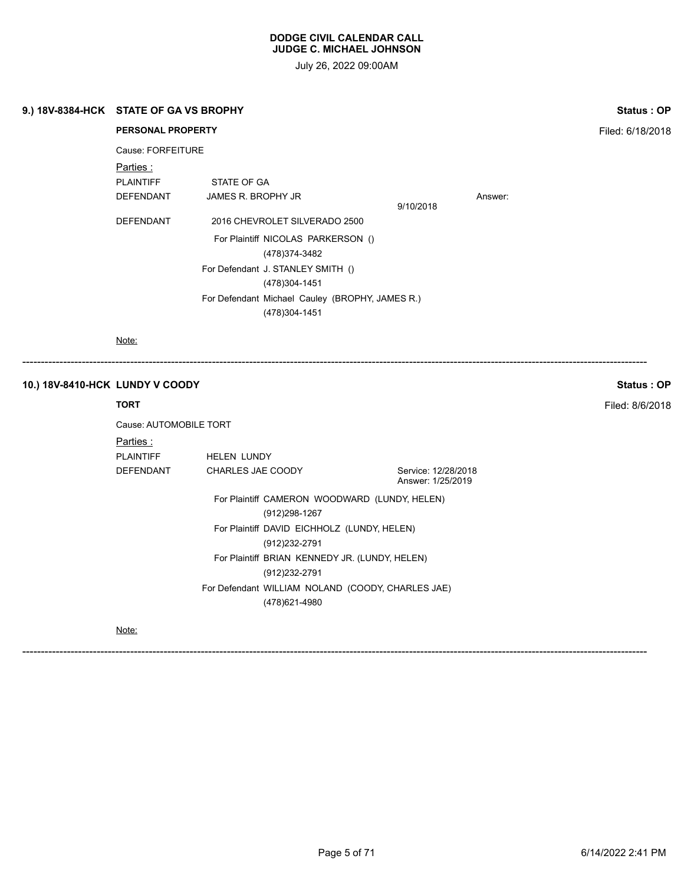**DODGE CIVIL CALENDAR CALL**
**JUDGE C. MICHAEL JOHNSON**

July 26, 2022 09:00AM

**9.) 18V-8384-HCK STATE OF GA VS BROPHY** — **Status : OP**

**PERSONAL PROPERTY** — Filed: 6/18/2018

Cause: FORFEITURE

Parties :

| | | | |
|---|---|---|---|
| PLAINTIFF | STATE OF GA | | |
| DEFENDANT | JAMES R. BROPHY JR | 9/10/2018 | Answer: |
| DEFENDANT | 2016 CHEVROLET SILVERADO 2500 | | |

For Plaintiff NICOLAS PARKERSON ()
(478)374-3482

For Defendant J. STANLEY SMITH ()
(478)304-1451

For Defendant Michael Cauley (BROPHY, JAMES R.)
(478)304-1451

Note:

---

**10.) 18V-8410-HCK LUNDY V COODY** — **Status : OP**

**TORT** — Filed: 8/6/2018

Cause: AUTOMOBILE TORT

Parties :

| | | |
|---|---|---|
| PLAINTIFF | HELEN LUNDY | |
| DEFENDANT | CHARLES JAE COODY | Service: 12/28/2018<br>Answer: 1/25/2019 |

For Plaintiff CAMERON WOODWARD (LUNDY, HELEN)
(912)298-1267

For Plaintiff DAVID EICHHOLZ (LUNDY, HELEN)
(912)232-2791

For Plaintiff BRIAN KENNEDY JR. (LUNDY, HELEN)
(912)232-2791

For Defendant WILLIAM NOLAND (COODY, CHARLES JAE)
(478)621-4980

Note:

---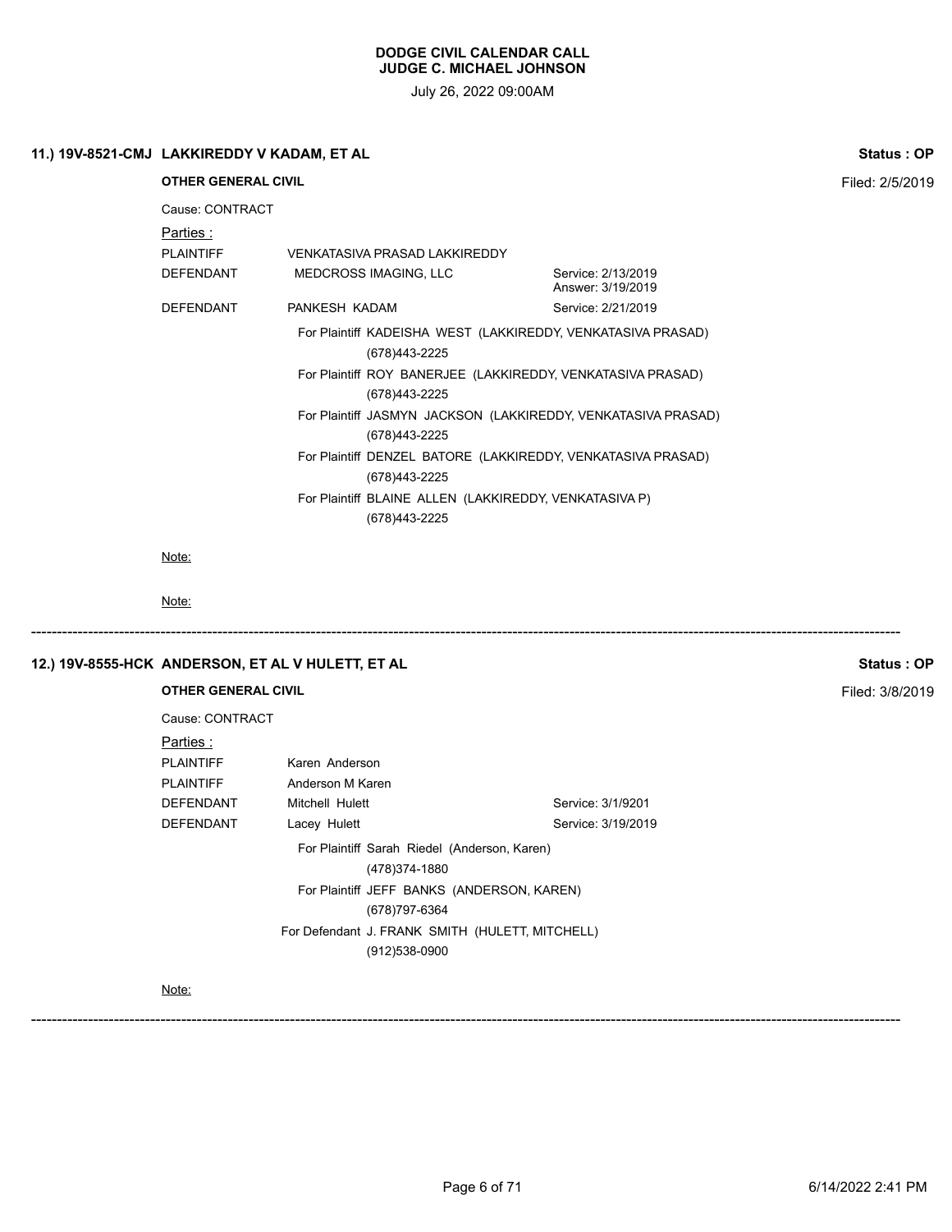# DODGE CIVIL CALENDAR CALL
## JUDGE C. MICHAEL JOHNSON

July 26, 2022 09:00AM

### 11.) 19V-8521-CMJ LAKKIREDDY V KADAM, ET AL

**Status : OP**

**OTHER GENERAL CIVIL**

Filed: 2/5/2019

Cause: CONTRACT

Parties :

| | | |
|---|---|---|
| PLAINTIFF | VENKATASIVA PRASAD LAKKIREDDY | |
| DEFENDANT | MEDCROSS IMAGING, LLC | Service: 2/13/2019<br>Answer: 3/19/2019 |
| DEFENDANT | PANKESH KADAM | Service: 2/21/2019 |

For Plaintiff KADEISHA WEST (LAKKIREDDY, VENKATASIVA PRASAD)
(678)443-2225

For Plaintiff ROY BANERJEE (LAKKIREDDY, VENKATASIVA PRASAD)
(678)443-2225

For Plaintiff JASMYN JACKSON (LAKKIREDDY, VENKATASIVA PRASAD)
(678)443-2225

For Plaintiff DENZEL BATORE (LAKKIREDDY, VENKATASIVA PRASAD)
(678)443-2225

For Plaintiff BLAINE ALLEN (LAKKIREDDY, VENKATASIVA P)
(678)443-2225

Note:

Note:

---

### 12.) 19V-8555-HCK ANDERSON, ET AL V HULETT, ET AL

**Status : OP**

**OTHER GENERAL CIVIL**

Filed: 3/8/2019

Cause: CONTRACT

Parties :

| | | |
|---|---|---|
| PLAINTIFF | Karen Anderson | |
| PLAINTIFF | Anderson M Karen | |
| DEFENDANT | Mitchell Hulett | Service: 3/1/9201 |
| DEFENDANT | Lacey Hulett | Service: 3/19/2019 |

For Plaintiff Sarah Riedel (Anderson, Karen)
(478)374-1880

For Plaintiff JEFF BANKS (ANDERSON, KAREN)
(678)797-6364

For Defendant J. FRANK SMITH (HULETT, MITCHELL)
(912)538-0900

Note:

---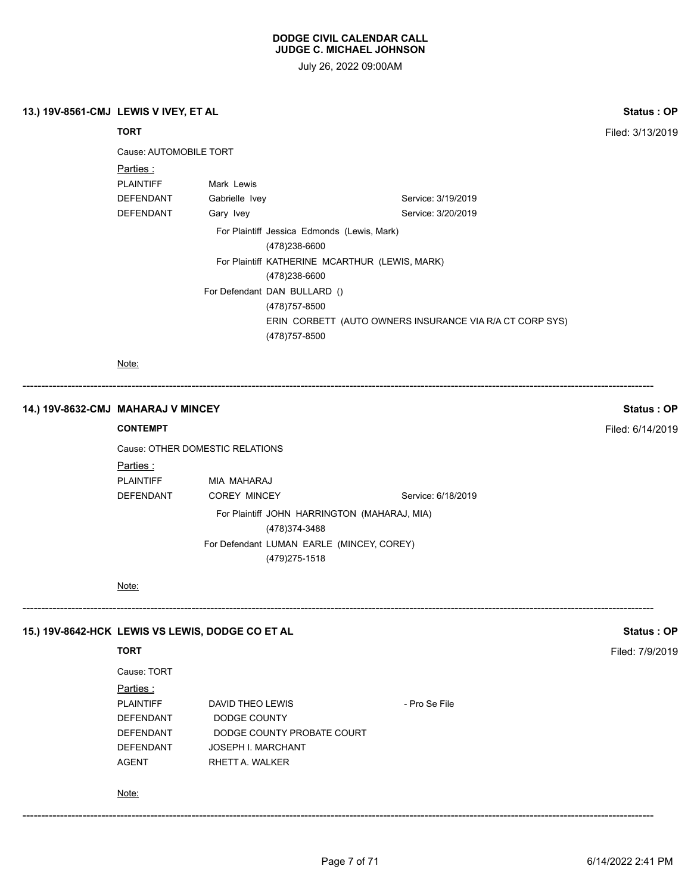# DODGE CIVIL CALENDAR CALL
## JUDGE C. MICHAEL JOHNSON

July 26, 2022 09:00AM

---

### 13.) 19V-8561-CMJ LEWIS V IVEY, ET AL

**Status : OP**

**TORT**

Filed: 3/13/2019

Cause: AUTOMOBILE TORT

Parties :

| | | |
|---|---|---|
| PLAINTIFF | Mark Lewis | |
| DEFENDANT | Gabrielle Ivey | Service: 3/19/2019 |
| DEFENDANT | Gary Ivey | Service: 3/20/2019 |

For Plaintiff Jessica Edmonds (Lewis, Mark)
(478)238-6600

For Plaintiff KATHERINE MCARTHUR (LEWIS, MARK)
(478)238-6600

For Defendant DAN BULLARD ()
(478)757-8500

ERIN CORBETT (AUTO OWNERS INSURANCE VIA R/A CT CORP SYS)
(478)757-8500

Note:

---

### 14.) 19V-8632-CMJ MAHARAJ V MINCEY

**Status : OP**

**CONTEMPT**

Filed: 6/14/2019

Cause: OTHER DOMESTIC RELATIONS

Parties :

| | | |
|---|---|---|
| PLAINTIFF | MIA MAHARAJ | |
| DEFENDANT | COREY MINCEY | Service: 6/18/2019 |

For Plaintiff JOHN HARRINGTON (MAHARAJ, MIA)
(478)374-3488

For Defendant LUMAN EARLE (MINCEY, COREY)
(479)275-1518

Note:

---

### 15.) 19V-8642-HCK LEWIS VS LEWIS, DODGE CO ET AL

**Status : OP**

**TORT**

Filed: 7/9/2019

Cause: TORT

Parties :

| | | |
|---|---|---|
| PLAINTIFF | DAVID THEO LEWIS | - Pro Se File |
| DEFENDANT | DODGE COUNTY | |
| DEFENDANT | DODGE COUNTY PROBATE COURT | |
| DEFENDANT | JOSEPH I. MARCHANT | |
| AGENT | RHETT A. WALKER | |

Note:

---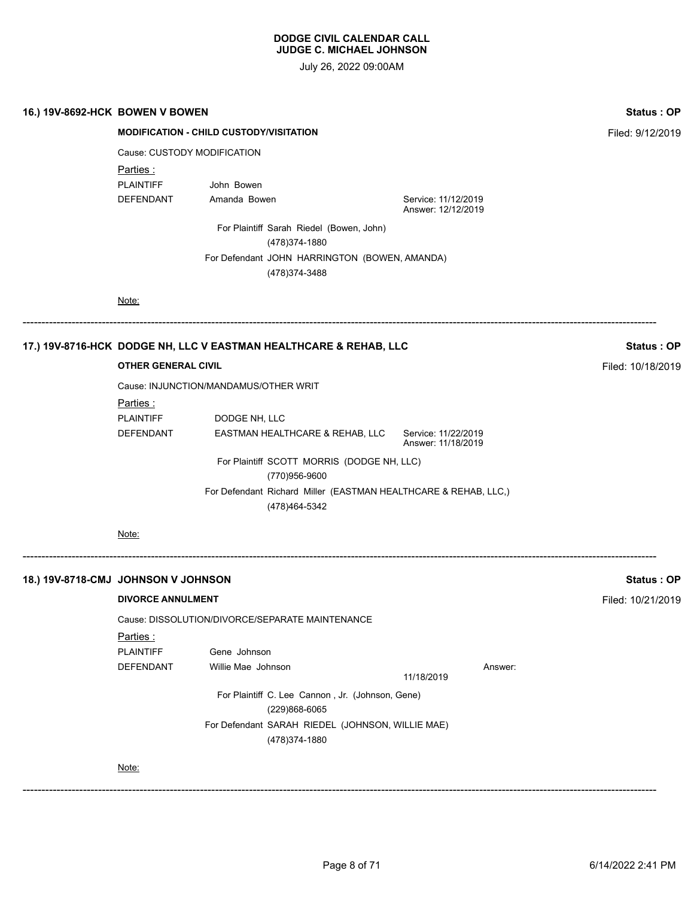**DODGE CIVIL CALENDAR CALL**
**JUDGE C. MICHAEL JOHNSON**

July 26, 2022 09:00AM

### 16.) 19V-8692-HCK BOWEN V BOWEN

**Status : OP**

**MODIFICATION - CHILD CUSTODY/VISITATION**

Filed: 9/12/2019

Cause: CUSTODY MODIFICATION

Parties :

| | | |
|---|---|---|
| PLAINTIFF | John Bowen | |
| DEFENDANT | Amanda Bowen | Service: 11/12/2019<br>Answer: 12/12/2019 |

For Plaintiff Sarah Riedel (Bowen, John)
(478)374-1880

For Defendant JOHN HARRINGTON (BOWEN, AMANDA)
(478)374-3488

Note:

---

### 17.) 19V-8716-HCK DODGE NH, LLC V EASTMAN HEALTHCARE & REHAB, LLC

**Status : OP**

**OTHER GENERAL CIVIL**

Filed: 10/18/2019

Cause: INJUNCTION/MANDAMUS/OTHER WRIT

Parties :

| | | |
|---|---|---|
| PLAINTIFF | DODGE NH, LLC | |
| DEFENDANT | EASTMAN HEALTHCARE & REHAB, LLC | Service: 11/22/2019<br>Answer: 11/18/2019 |

For Plaintiff SCOTT MORRIS (DODGE NH, LLC)
(770)956-9600

For Defendant Richard Miller (EASTMAN HEALTHCARE & REHAB, LLC,)
(478)464-5342

Note:

---

### 18.) 19V-8718-CMJ JOHNSON V JOHNSON

**Status : OP**

**DIVORCE ANNULMENT**

Filed: 10/21/2019

Cause: DISSOLUTION/DIVORCE/SEPARATE MAINTENANCE

Parties :

| | | | |
|---|---|---|---|
| PLAINTIFF | Gene Johnson | | |
| DEFENDANT | Willie Mae Johnson | 11/18/2019 | Answer: |

For Plaintiff C. Lee Cannon , Jr. (Johnson, Gene)
(229)868-6065

For Defendant SARAH RIEDEL (JOHNSON, WILLIE MAE)
(478)374-1880

Note:

---

6/14/2022 2:41 PM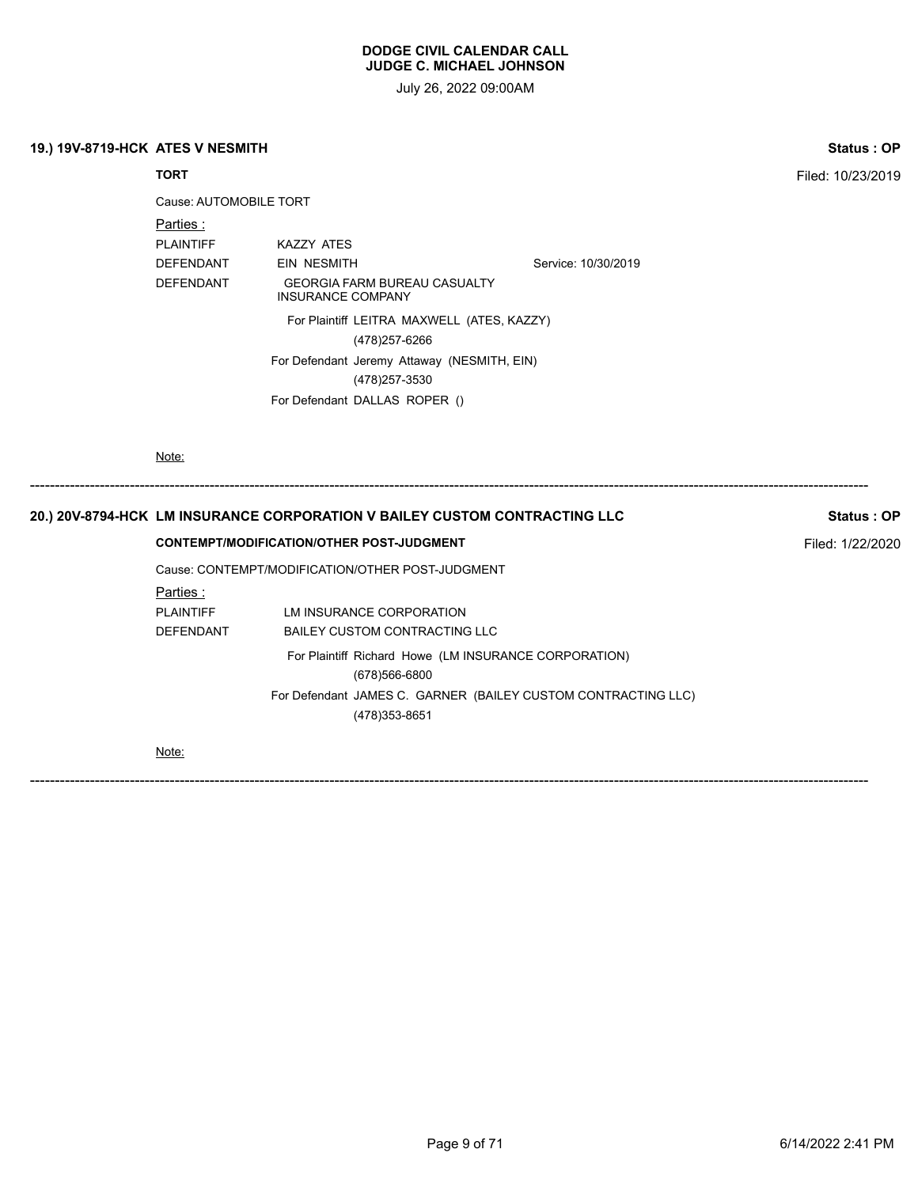**DODGE CIVIL CALENDAR CALL**
**JUDGE C. MICHAEL JOHNSON**

July 26, 2022 09:00AM

**19.) 19V-8719-HCK ATES V NESMITH** — **Status : OP**

**TORT** — Filed: 10/23/2019

Cause: AUTOMOBILE TORT

Parties :

| | | |
|---|---|---|
| PLAINTIFF | KAZZY ATES | |
| DEFENDANT | EIN NESMITH | Service: 10/30/2019 |
| DEFENDANT | GEORGIA FARM BUREAU CASUALTY INSURANCE COMPANY | |

For Plaintiff LEITRA MAXWELL (ATES, KAZZY)
(478)257-6266

For Defendant Jeremy Attaway (NESMITH, EIN)
(478)257-3530

For Defendant DALLAS ROPER ()

Note:

---

**20.) 20V-8794-HCK LM INSURANCE CORPORATION V BAILEY CUSTOM CONTRACTING LLC** — **Status : OP**

**CONTEMPT/MODIFICATION/OTHER POST-JUDGMENT** — Filed: 1/22/2020

Cause: CONTEMPT/MODIFICATION/OTHER POST-JUDGMENT

Parties :

| | |
|---|---|
| PLAINTIFF | LM INSURANCE CORPORATION |
| DEFENDANT | BAILEY CUSTOM CONTRACTING LLC |

For Plaintiff Richard Howe (LM INSURANCE CORPORATION)
(678)566-6800

For Defendant JAMES C. GARNER (BAILEY CUSTOM CONTRACTING LLC)
(478)353-8651

Note:

---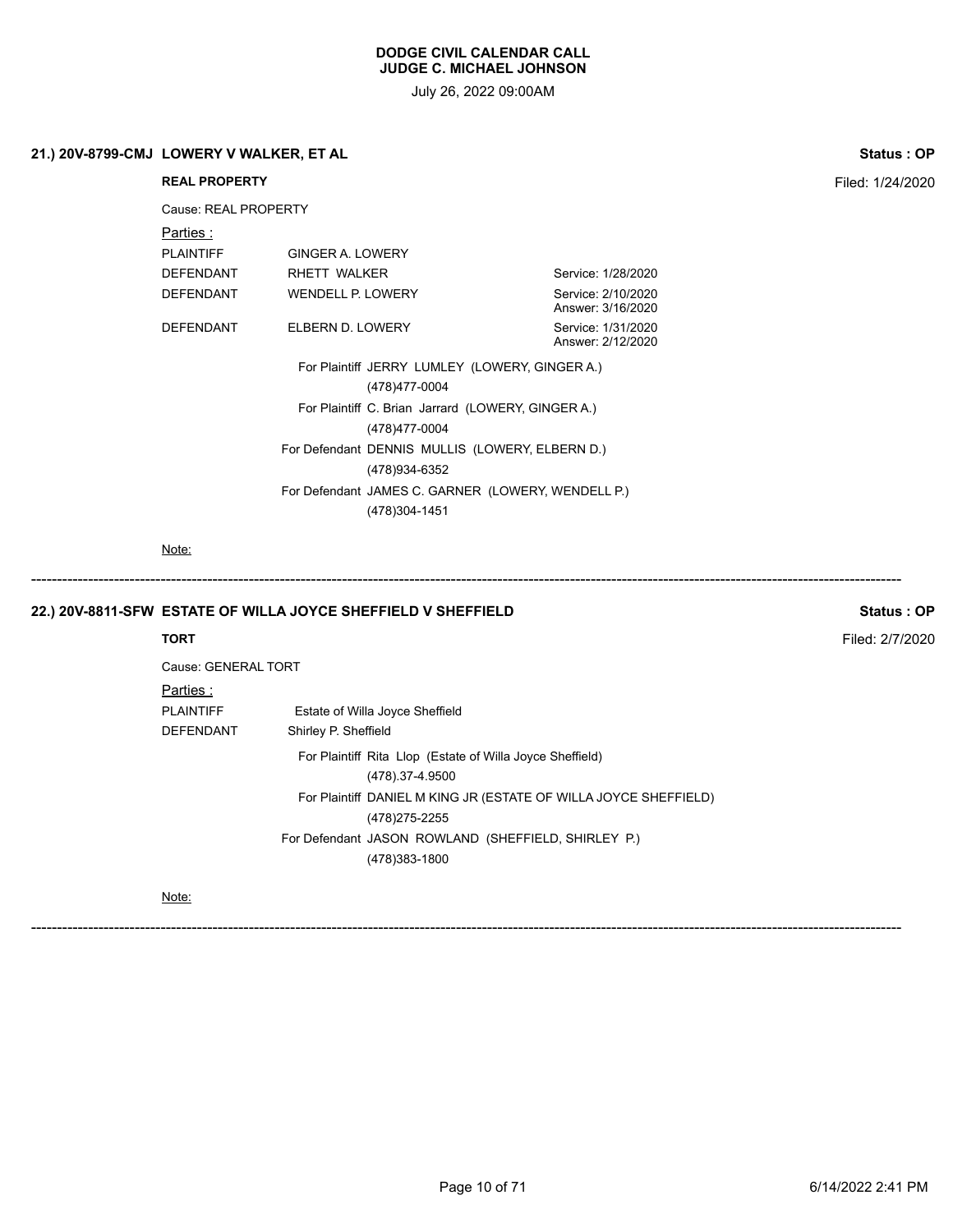**DODGE CIVIL CALENDAR CALL**
**JUDGE C. MICHAEL JOHNSON**

July 26, 2022 09:00AM

### 21.) 20V-8799-CMJ LOWERY V WALKER, ET AL

**Status : OP**

**REAL PROPERTY**

Filed: 1/24/2020

Cause: REAL PROPERTY

Parties :

| | | |
|---|---|---|
| PLAINTIFF | GINGER A. LOWERY | |
| DEFENDANT | RHETT WALKER | Service: 1/28/2020 |
| DEFENDANT | WENDELL P. LOWERY | Service: 2/10/2020<br>Answer: 3/16/2020 |
| DEFENDANT | ELBERN D. LOWERY | Service: 1/31/2020<br>Answer: 2/12/2020 |

For Plaintiff JERRY LUMLEY (LOWERY, GINGER A.)
(478)477-0004

For Plaintiff C. Brian Jarrard (LOWERY, GINGER A.)
(478)477-0004

For Defendant DENNIS MULLIS (LOWERY, ELBERN D.)
(478)934-6352

For Defendant JAMES C. GARNER (LOWERY, WENDELL P.)
(478)304-1451

Note:

---

### 22.) 20V-8811-SFW ESTATE OF WILLA JOYCE SHEFFIELD V SHEFFIELD

**Status : OP**

**TORT**

Filed: 2/7/2020

Cause: GENERAL TORT

Parties :

| | |
|---|---|
| PLAINTIFF | Estate of Willa Joyce Sheffield |
| DEFENDANT | Shirley P. Sheffield |

For Plaintiff Rita Llop (Estate of Willa Joyce Sheffield)
(478).37-4.9500

For Plaintiff DANIEL M KING JR (ESTATE OF WILLA JOYCE SHEFFIELD)
(478)275-2255

For Defendant JASON ROWLAND (SHEFFIELD, SHIRLEY P.)
(478)383-1800

Note:

---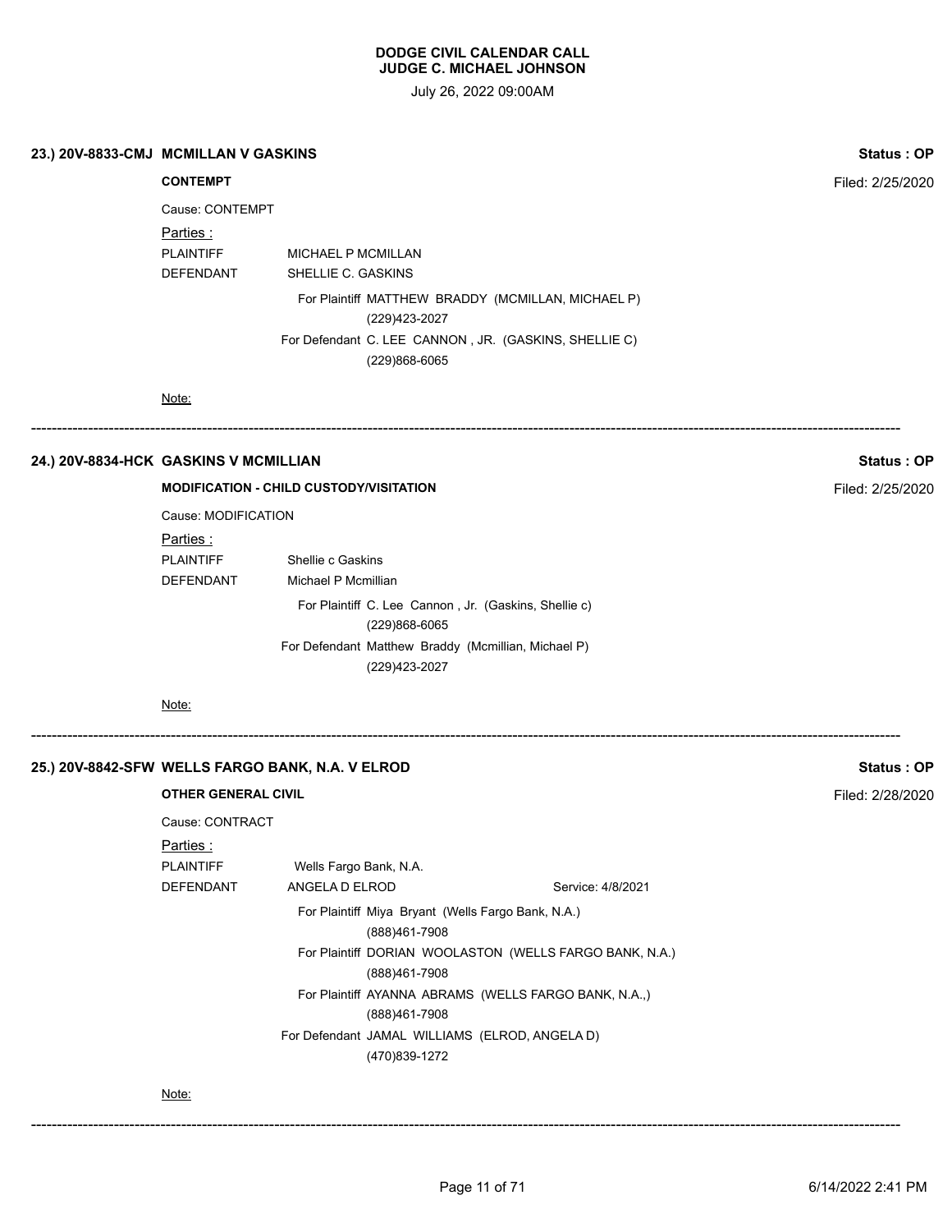**23.) 20V-8833-CMJ MCMILLAN V GASKINS** — **Status : OP**

**CONTEMPT** — Filed: 2/25/2020

Cause: CONTEMPT

Parties :

PLAINTIFF MICHAEL P MCMILLAN

DEFENDANT SHELLIE C. GASKINS

For Plaintiff MATTHEW BRADDY (MCMILLAN, MICHAEL P)
(229)423-2027

For Defendant C. LEE CANNON , JR. (GASKINS, SHELLIE C)
(229)868-6065

Note:

---

**24.) 20V-8834-HCK GASKINS V MCMILLIAN** — **Status : OP**

**MODIFICATION - CHILD CUSTODY/VISITATION** — Filed: 2/25/2020

Cause: MODIFICATION

Parties :

PLAINTIFF Shellie c Gaskins

DEFENDANT Michael P Mcmillian

For Plaintiff C. Lee Cannon , Jr. (Gaskins, Shellie c)
(229)868-6065

For Defendant Matthew Braddy (Mcmillian, Michael P)
(229)423-2027

Note:

---

**25.) 20V-8842-SFW WELLS FARGO BANK, N.A. V ELROD** — **Status : OP**

**OTHER GENERAL CIVIL** — Filed: 2/28/2020

Cause: CONTRACT

Parties :

PLAINTIFF Wells Fargo Bank, N.A.

DEFENDANT ANGELA D ELROD — Service: 4/8/2021

For Plaintiff Miya Bryant (Wells Fargo Bank, N.A.)
(888)461-7908

For Plaintiff DORIAN WOOLASTON (WELLS FARGO BANK, N.A.)
(888)461-7908

For Plaintiff AYANNA ABRAMS (WELLS FARGO BANK, N.A.,)
(888)461-7908

For Defendant JAMAL WILLIAMS (ELROD, ANGELA D)
(470)839-1272

Note:

---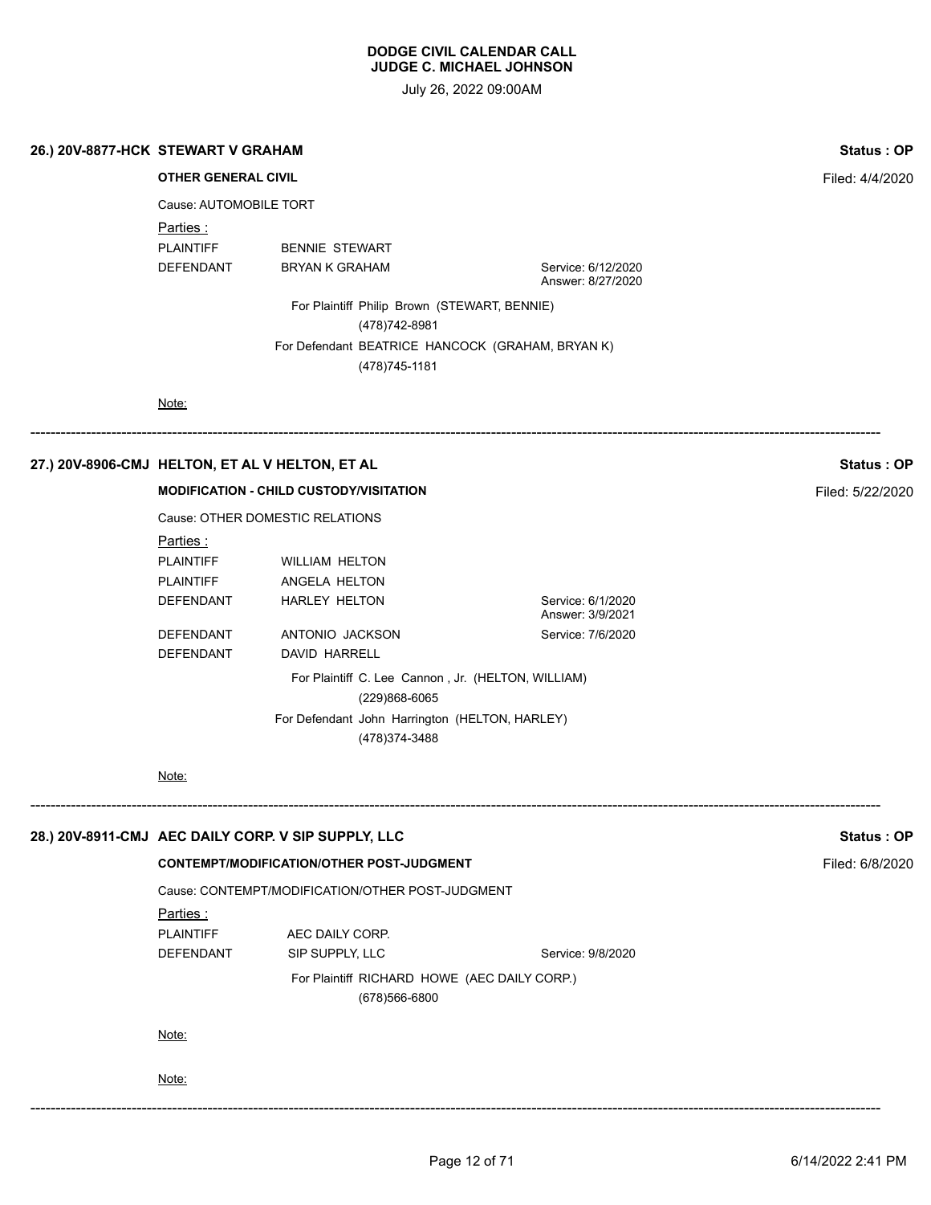**DODGE CIVIL CALENDAR CALL**
**JUDGE C. MICHAEL JOHNSON**

July 26, 2022 09:00AM

### 26.) 20V-8877-HCK STEWART V GRAHAM

**Status : OP**

**OTHER GENERAL CIVIL**

Filed: 4/4/2020

Cause: AUTOMOBILE TORT

Parties :

| | | |
|---|---|---|
| PLAINTIFF | BENNIE STEWART | |
| DEFENDANT | BRYAN K GRAHAM | Service: 6/12/2020<br>Answer: 8/27/2020 |

For Plaintiff Philip Brown (STEWART, BENNIE)
(478)742-8981

For Defendant BEATRICE HANCOCK (GRAHAM, BRYAN K)
(478)745-1181

Note:

---

### 27.) 20V-8906-CMJ HELTON, ET AL V HELTON, ET AL

**Status : OP**

**MODIFICATION - CHILD CUSTODY/VISITATION**

Filed: 5/22/2020

Cause: OTHER DOMESTIC RELATIONS

Parties :

| | | |
|---|---|---|
| PLAINTIFF | WILLIAM HELTON | |
| PLAINTIFF | ANGELA HELTON | |
| DEFENDANT | HARLEY HELTON | Service: 6/1/2020<br>Answer: 3/9/2021 |
| DEFENDANT | ANTONIO JACKSON | Service: 7/6/2020 |
| DEFENDANT | DAVID HARRELL | |

For Plaintiff C. Lee Cannon , Jr. (HELTON, WILLIAM)
(229)868-6065

For Defendant John Harrington (HELTON, HARLEY)
(478)374-3488

Note:

---

### 28.) 20V-8911-CMJ AEC DAILY CORP. V SIP SUPPLY, LLC

**Status : OP**

**CONTEMPT/MODIFICATION/OTHER POST-JUDGMENT**

Filed: 6/8/2020

Cause: CONTEMPT/MODIFICATION/OTHER POST-JUDGMENT

Parties :

| | | |
|---|---|---|
| PLAINTIFF | AEC DAILY CORP. | |
| DEFENDANT | SIP SUPPLY, LLC | Service: 9/8/2020 |

For Plaintiff RICHARD HOWE (AEC DAILY CORP.)
(678)566-6800

Note:

Note:

---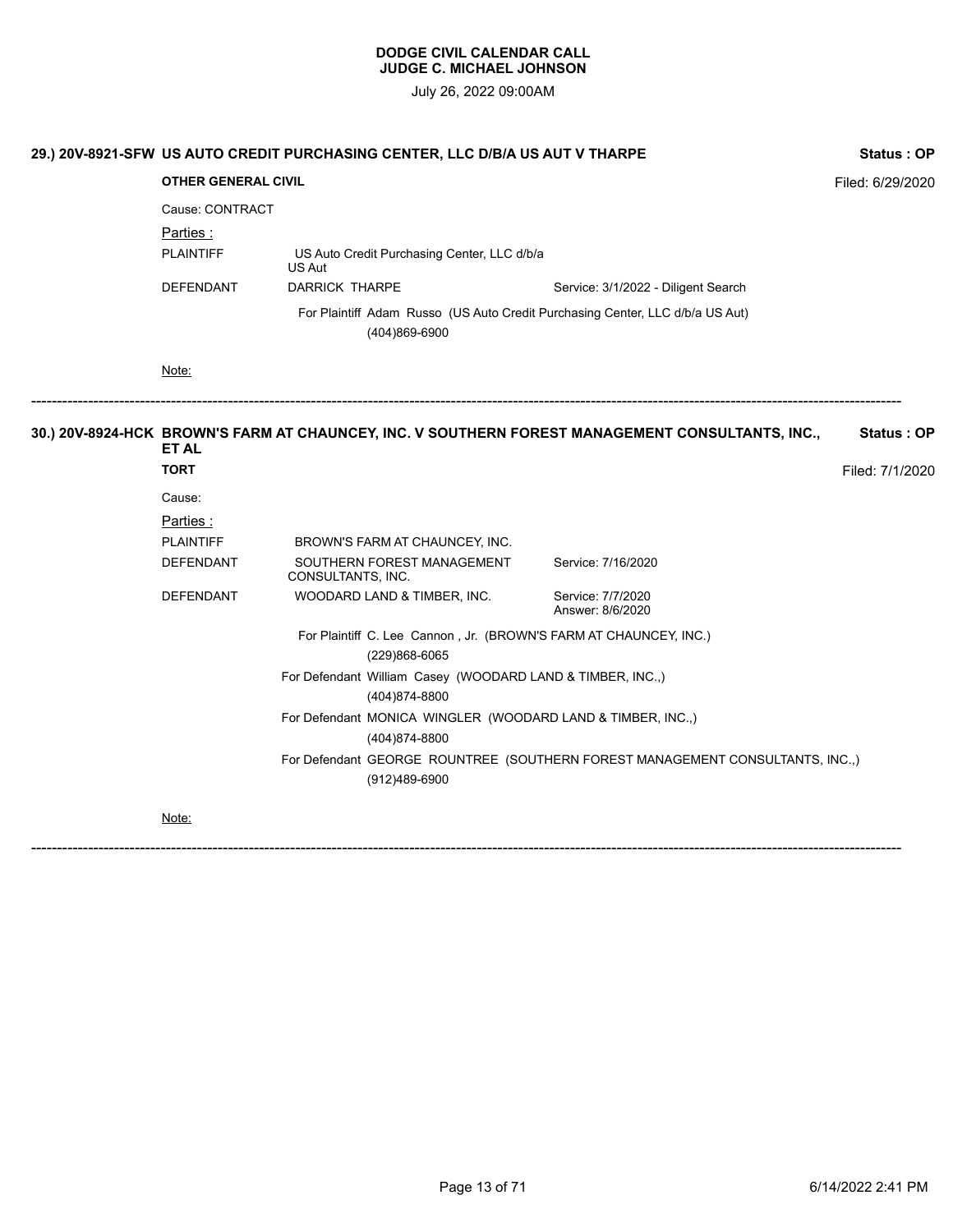**DODGE CIVIL CALENDAR CALL**
**JUDGE C. MICHAEL JOHNSON**

July 26, 2022 09:00AM

**29.) 20V-8921-SFW US AUTO CREDIT PURCHASING CENTER, LLC D/B/A US AUT V THARPE** — **Status : OP**

**OTHER GENERAL CIVIL** — Filed: 6/29/2020

Cause: CONTRACT

Parties :

| | | |
|---|---|---|
| PLAINTIFF | US Auto Credit Purchasing Center, LLC d/b/a US Aut | |
| DEFENDANT | DARRICK THARPE | Service: 3/1/2022 - Diligent Search |

For Plaintiff Adam Russo (US Auto Credit Purchasing Center, LLC d/b/a US Aut)
(404)869-6900

Note:

---

**30.) 20V-8924-HCK BROWN'S FARM AT CHAUNCEY, INC. V SOUTHERN FOREST MANAGEMENT CONSULTANTS, INC., ET AL** — **Status : OP**

**TORT** — Filed: 7/1/2020

Cause:

Parties :

| | | |
|---|---|---|
| PLAINTIFF | BROWN'S FARM AT CHAUNCEY, INC. | |
| DEFENDANT | SOUTHERN FOREST MANAGEMENT CONSULTANTS, INC. | Service: 7/16/2020 |
| DEFENDANT | WOODARD LAND & TIMBER, INC. | Service: 7/7/2020<br>Answer: 8/6/2020 |

For Plaintiff C. Lee Cannon , Jr. (BROWN'S FARM AT CHAUNCEY, INC.)
(229)868-6065

For Defendant William Casey (WOODARD LAND & TIMBER, INC.,)
(404)874-8800

For Defendant MONICA WINGLER (WOODARD LAND & TIMBER, INC.,)
(404)874-8800

For Defendant GEORGE ROUNTREE (SOUTHERN FOREST MANAGEMENT CONSULTANTS, INC.,)
(912)489-6900

Note:

---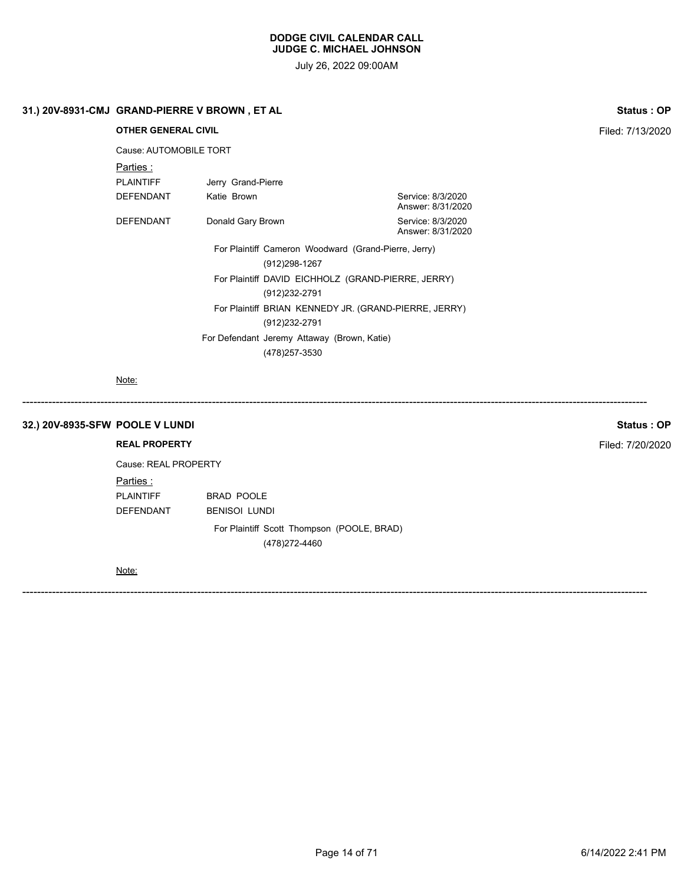# DODGE CIVIL CALENDAR CALL
## JUDGE C. MICHAEL JOHNSON

July 26, 2022 09:00AM

### 31.) 20V-8931-CMJ GRAND-PIERRE V BROWN , ET AL

**Status : OP**

**OTHER GENERAL CIVIL**

Filed: 7/13/2020

Cause: AUTOMOBILE TORT

Parties :

| | | |
|---|---|---|
| PLAINTIFF | Jerry Grand-Pierre | |
| DEFENDANT | Katie Brown | Service: 8/3/2020<br>Answer: 8/31/2020 |
| DEFENDANT | Donald Gary Brown | Service: 8/3/2020<br>Answer: 8/31/2020 |

For Plaintiff Cameron Woodward (Grand-Pierre, Jerry)
(912)298-1267

For Plaintiff DAVID EICHHOLZ (GRAND-PIERRE, JERRY)
(912)232-2791

For Plaintiff BRIAN KENNEDY JR. (GRAND-PIERRE, JERRY)
(912)232-2791

For Defendant Jeremy Attaway (Brown, Katie)
(478)257-3530

Note:

---

### 32.) 20V-8935-SFW POOLE V LUNDI

**Status : OP**

**REAL PROPERTY**

Filed: 7/20/2020

Cause: REAL PROPERTY

Parties :

| | |
|---|---|
| PLAINTIFF | BRAD POOLE |
| DEFENDANT | BENISOI LUNDI |

For Plaintiff Scott Thompson (POOLE, BRAD)
(478)272-4460

Note:

---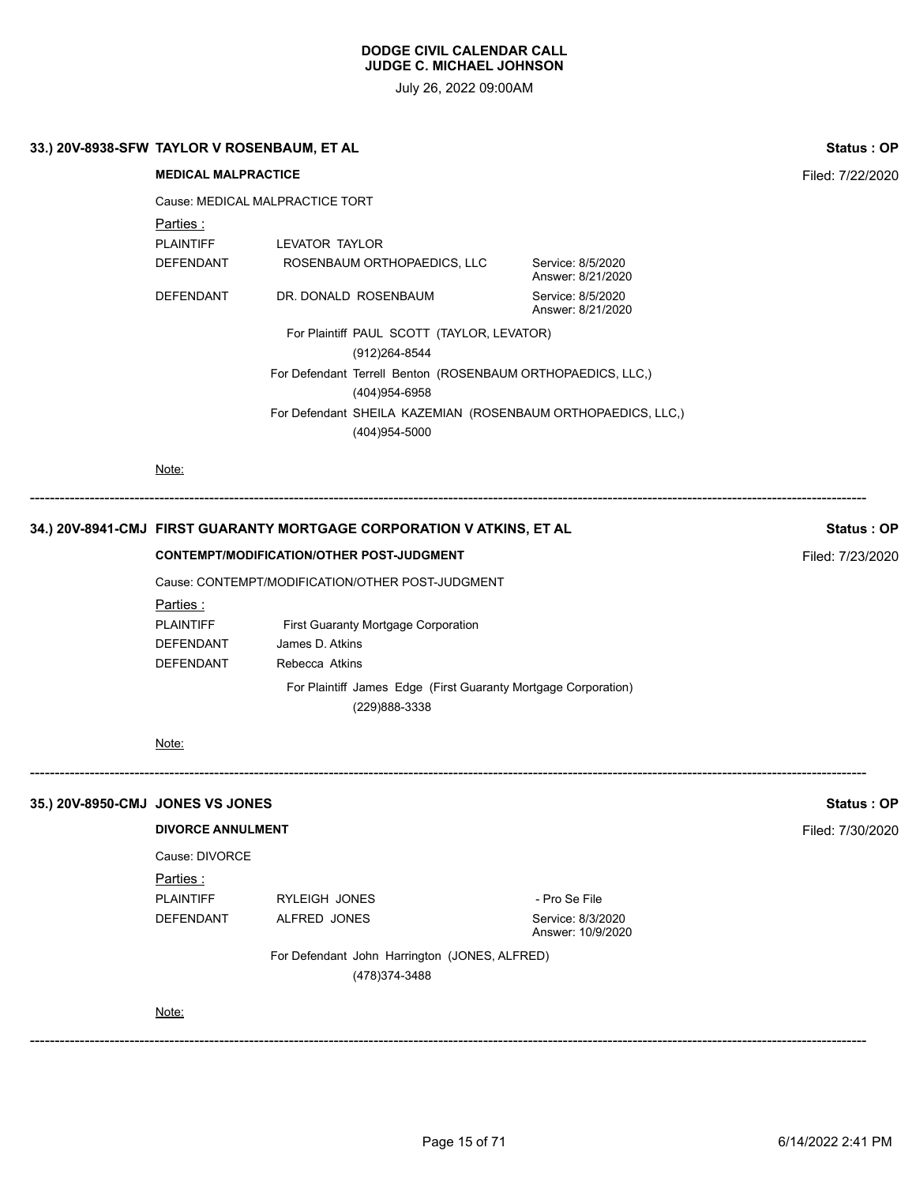# DODGE CIVIL CALENDAR CALL
## JUDGE C. MICHAEL JOHNSON

July 26, 2022 09:00AM

---

### 33.) 20V-8938-SFW TAYLOR V ROSENBAUM, ET AL

**Status : OP**

**MEDICAL MALPRACTICE**

Filed: 7/22/2020

Cause: MEDICAL MALPRACTICE TORT

Parties :

| | | |
|---|---|---|
| PLAINTIFF | LEVATOR TAYLOR | |
| DEFENDANT | ROSENBAUM ORTHOPAEDICS, LLC | Service: 8/5/2020 Answer: 8/21/2020 |
| DEFENDANT | DR. DONALD ROSENBAUM | Service: 8/5/2020 Answer: 8/21/2020 |

For Plaintiff PAUL SCOTT (TAYLOR, LEVATOR)
(912)264-8544

For Defendant Terrell Benton (ROSENBAUM ORTHOPAEDICS, LLC,)
(404)954-6958

For Defendant SHEILA KAZEMIAN (ROSENBAUM ORTHOPAEDICS, LLC,)
(404)954-5000

Note:

---

### 34.) 20V-8941-CMJ FIRST GUARANTY MORTGAGE CORPORATION V ATKINS, ET AL

**Status : OP**

**CONTEMPT/MODIFICATION/OTHER POST-JUDGMENT**

Filed: 7/23/2020

Cause: CONTEMPT/MODIFICATION/OTHER POST-JUDGMENT

Parties :

| | |
|---|---|
| PLAINTIFF | First Guaranty Mortgage Corporation |
| DEFENDANT | James D. Atkins |
| DEFENDANT | Rebecca Atkins |

For Plaintiff James Edge (First Guaranty Mortgage Corporation)
(229)888-3338

Note:

---

### 35.) 20V-8950-CMJ JONES VS JONES

**Status : OP**

**DIVORCE ANNULMENT**

Filed: 7/30/2020

Cause: DIVORCE

Parties :

| | | |
|---|---|---|
| PLAINTIFF | RYLEIGH JONES | - Pro Se File |
| DEFENDANT | ALFRED JONES | Service: 8/3/2020 Answer: 10/9/2020 |

For Defendant John Harrington (JONES, ALFRED)
(478)374-3488

Note:

---

6/14/2022 2:41 PM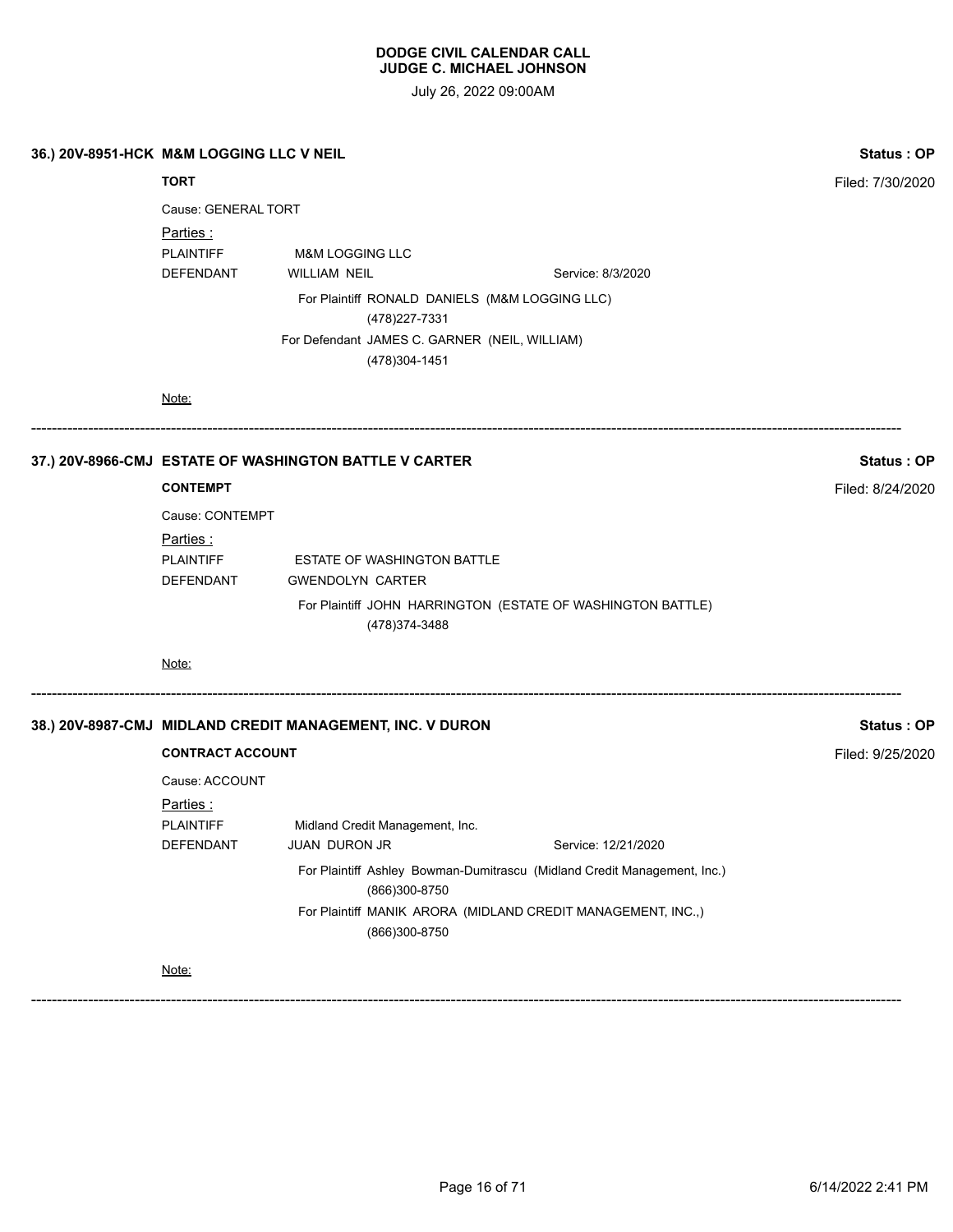**DODGE CIVIL CALENDAR CALL**
**JUDGE C. MICHAEL JOHNSON**

July 26, 2022 09:00AM

**36.) 20V-8951-HCK M&M LOGGING LLC V NEIL** — **Status : OP**

**TORT** — Filed: 7/30/2020

Cause: GENERAL TORT

Parties :

PLAINTIFF M&M LOGGING LLC

DEFENDANT WILLIAM NEIL Service: 8/3/2020

For Plaintiff RONALD DANIELS (M&M LOGGING LLC)
(478)227-7331

For Defendant JAMES C. GARNER (NEIL, WILLIAM)
(478)304-1451

Note:

---

**37.) 20V-8966-CMJ ESTATE OF WASHINGTON BATTLE V CARTER** — **Status : OP**

**CONTEMPT** — Filed: 8/24/2020

Cause: CONTEMPT

Parties :

PLAINTIFF ESTATE OF WASHINGTON BATTLE

DEFENDANT GWENDOLYN CARTER

For Plaintiff JOHN HARRINGTON (ESTATE OF WASHINGTON BATTLE)
(478)374-3488

Note:

---

**38.) 20V-8987-CMJ MIDLAND CREDIT MANAGEMENT, INC. V DURON** — **Status : OP**

**CONTRACT ACCOUNT** — Filed: 9/25/2020

Cause: ACCOUNT

Parties :

PLAINTIFF Midland Credit Management, Inc.

DEFENDANT JUAN DURON JR Service: 12/21/2020

For Plaintiff Ashley Bowman-Dumitrascu (Midland Credit Management, Inc.)
(866)300-8750

For Plaintiff MANIK ARORA (MIDLAND CREDIT MANAGEMENT, INC.,)
(866)300-8750

Note:

---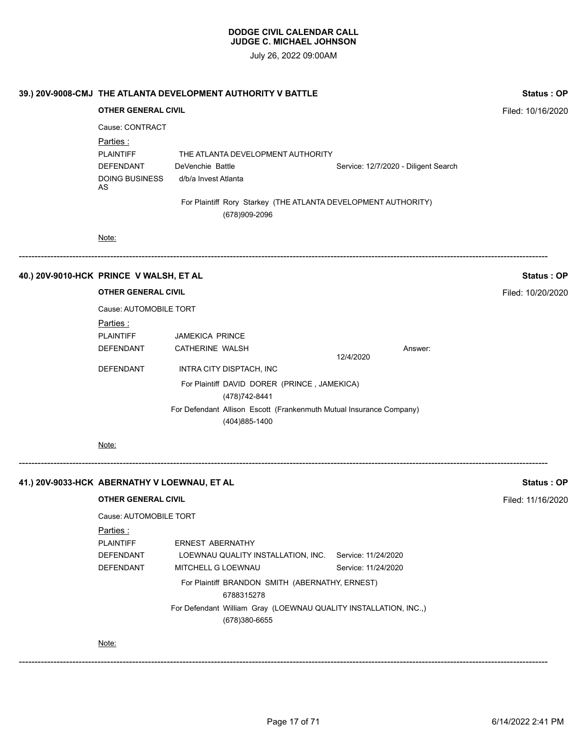**DODGE CIVIL CALENDAR CALL**
**JUDGE C. MICHAEL JOHNSON**

July 26, 2022 09:00AM

### 39.) 20V-9008-CMJ THE ATLANTA DEVELOPMENT AUTHORITY V BATTLE

**Status : OP**

**OTHER GENERAL CIVIL**

Filed: 10/16/2020

Cause: CONTRACT

Parties :

| | | |
|---|---|---|
| PLAINTIFF | THE ATLANTA DEVELOPMENT AUTHORITY | |
| DEFENDANT | DeVenchie Battle | Service: 12/7/2020 - Diligent Search |
| DOING BUSINESS AS | d/b/a Invest Atlanta | |

For Plaintiff Rory Starkey (THE ATLANTA DEVELOPMENT AUTHORITY)
(678)909-2096

Note:

---

### 40.) 20V-9010-HCK PRINCE V WALSH, ET AL

**Status : OP**

**OTHER GENERAL CIVIL**

Filed: 10/20/2020

Cause: AUTOMOBILE TORT

Parties :

| | | |
|---|---|---|
| PLAINTIFF | JAMEKICA PRINCE | |
| DEFENDANT | CATHERINE WALSH | Answer: 12/4/2020 |
| DEFENDANT | INTRA CITY DISPTACH, INC | |

For Plaintiff DAVID DORER (PRINCE , JAMEKICA)
(478)742-8441

For Defendant Allison Escott (Frankenmuth Mutual Insurance Company)
(404)885-1400

Note:

---

### 41.) 20V-9033-HCK ABERNATHY V LOEWNAU, ET AL

**Status : OP**

**OTHER GENERAL CIVIL**

Filed: 11/16/2020

Cause: AUTOMOBILE TORT

Parties :

| | | |
|---|---|---|
| PLAINTIFF | ERNEST ABERNATHY | |
| DEFENDANT | LOEWNAU QUALITY INSTALLATION, INC. | Service: 11/24/2020 |
| DEFENDANT | MITCHELL G LOEWNAU | Service: 11/24/2020 |

For Plaintiff BRANDON SMITH (ABERNATHY, ERNEST)
6788315278

For Defendant William Gray (LOEWNAU QUALITY INSTALLATION, INC.,)
(678)380-6655

Note:

---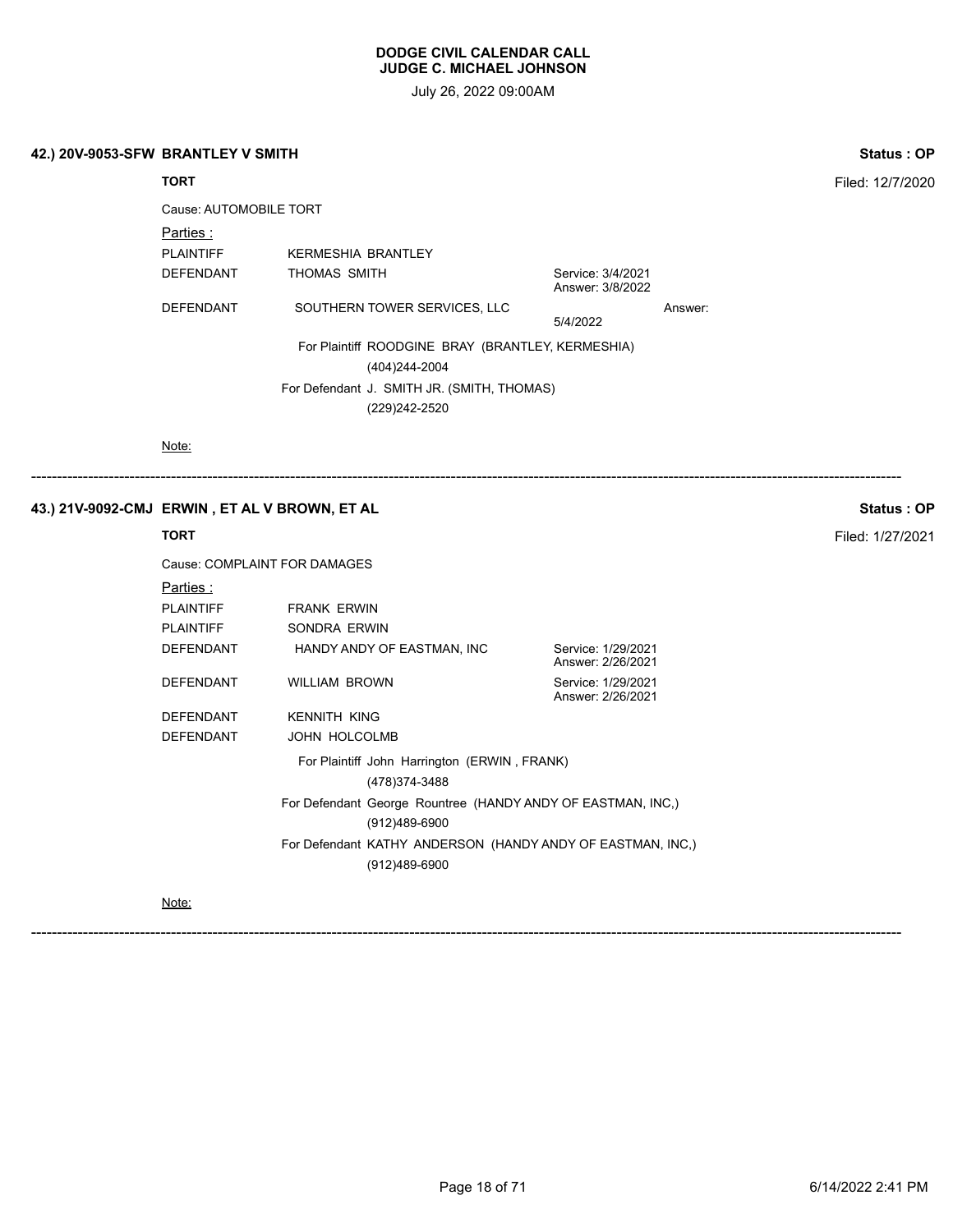# DODGE CIVIL CALENDAR CALL
## JUDGE C. MICHAEL JOHNSON

July 26, 2022 09:00AM

### 42.) 20V-9053-SFW BRANTLEY V SMITH

**Status : OP**

**TORT**

Filed: 12/7/2020

Cause: AUTOMOBILE TORT

Parties :

| | | | |
|---|---|---|---|
| PLAINTIFF | KERMESHIA BRANTLEY | | |
| DEFENDANT | THOMAS SMITH | Service: 3/4/2021<br>Answer: 3/8/2022 | |
| DEFENDANT | SOUTHERN TOWER SERVICES, LLC | 5/4/2022 | Answer: |

For Plaintiff ROODGINE BRAY (BRANTLEY, KERMESHIA)
(404)244-2004

For Defendant J. SMITH JR. (SMITH, THOMAS)
(229)242-2520

Note:

---

### 43.) 21V-9092-CMJ ERWIN , ET AL V BROWN, ET AL

**Status : OP**

**TORT**

Filed: 1/27/2021

Cause: COMPLAINT FOR DAMAGES

Parties :

| | | |
|---|---|---|
| PLAINTIFF | FRANK ERWIN | |
| PLAINTIFF | SONDRA ERWIN | |
| DEFENDANT | HANDY ANDY OF EASTMAN, INC | Service: 1/29/2021<br>Answer: 2/26/2021 |
| DEFENDANT | WILLIAM BROWN | Service: 1/29/2021<br>Answer: 2/26/2021 |
| DEFENDANT | KENNITH KING | |
| DEFENDANT | JOHN HOLCOLMB | |

For Plaintiff John Harrington (ERWIN , FRANK)
(478)374-3488

For Defendant George Rountree (HANDY ANDY OF EASTMAN, INC,)
(912)489-6900

For Defendant KATHY ANDERSON (HANDY ANDY OF EASTMAN, INC,)
(912)489-6900

Note:

---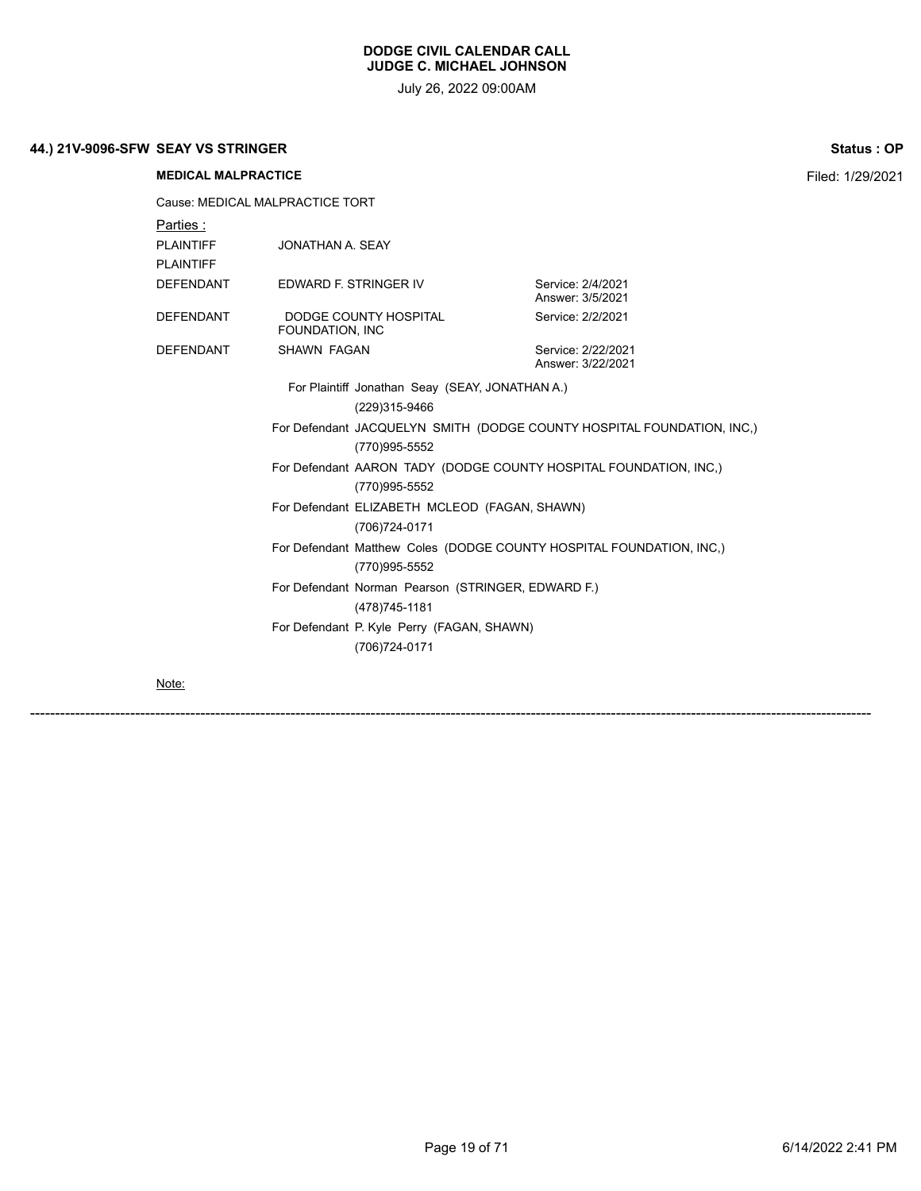**DODGE CIVIL CALENDAR CALL**
**JUDGE C. MICHAEL JOHNSON**

July 26, 2022 09:00AM

### 44.) 21V-9096-SFW SEAY VS STRINGER

**Status : OP**

**MEDICAL MALPRACTICE**

Filed: 1/29/2021

Cause: MEDICAL MALPRACTICE TORT

Parties :

| | | |
|---|---|---|
| PLAINTIFF | JONATHAN A. SEAY | |
| PLAINTIFF | | |
| DEFENDANT | EDWARD F. STRINGER IV | Service: 2/4/2021<br>Answer: 3/5/2021 |
| DEFENDANT | DODGE COUNTY HOSPITAL FOUNDATION, INC | Service: 2/2/2021 |
| DEFENDANT | SHAWN FAGAN | Service: 2/22/2021<br>Answer: 3/22/2021 |

For Plaintiff Jonathan Seay (SEAY, JONATHAN A.)
(229)315-9466

For Defendant JACQUELYN SMITH (DODGE COUNTY HOSPITAL FOUNDATION, INC,)
(770)995-5552

For Defendant AARON TADY (DODGE COUNTY HOSPITAL FOUNDATION, INC,)
(770)995-5552

For Defendant ELIZABETH MCLEOD (FAGAN, SHAWN)
(706)724-0171

For Defendant Matthew Coles (DODGE COUNTY HOSPITAL FOUNDATION, INC,)
(770)995-5552

For Defendant Norman Pearson (STRINGER, EDWARD F.)
(478)745-1181

For Defendant P. Kyle Perry (FAGAN, SHAWN)
(706)724-0171

Note:

---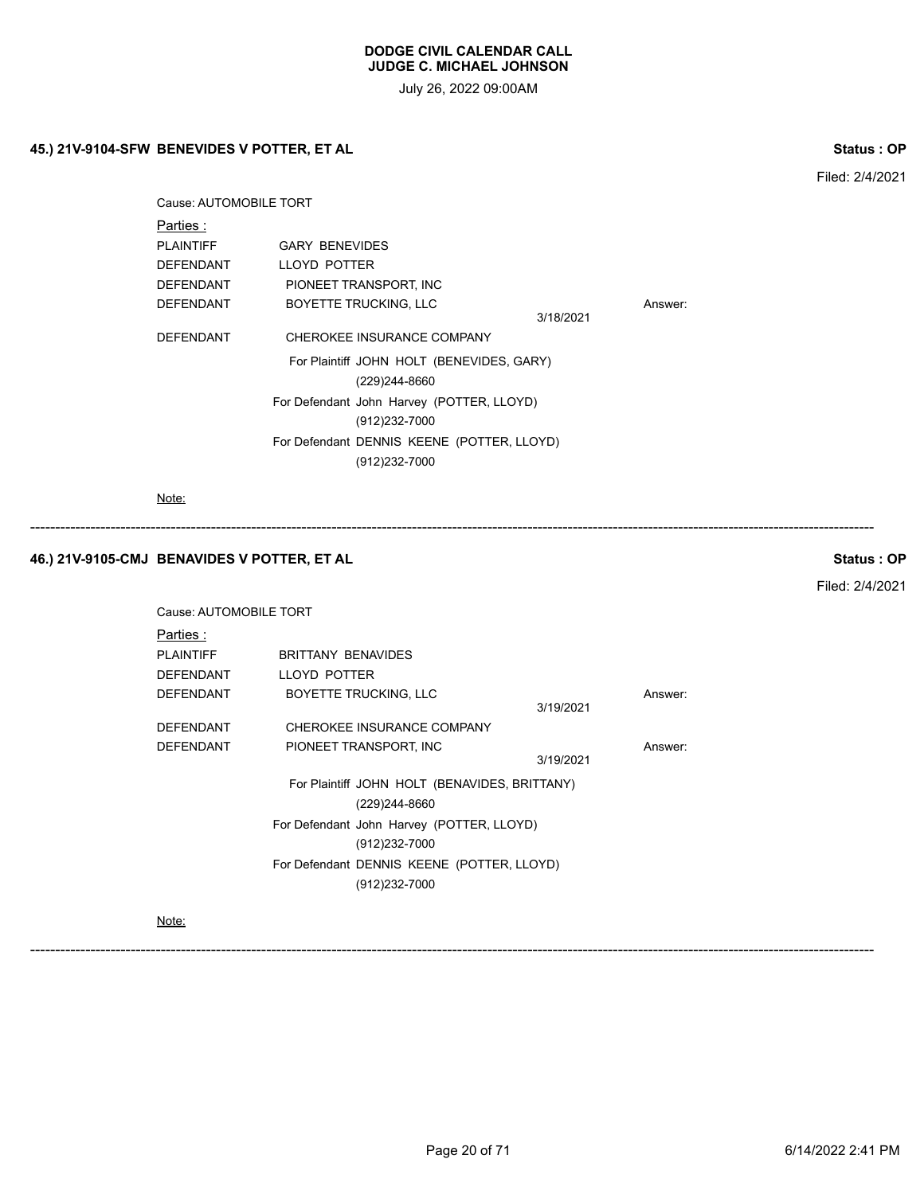# DODGE CIVIL CALENDAR CALL
## JUDGE C. MICHAEL JOHNSON

July 26, 2022 09:00AM

### 45.) 21V-9104-SFW BENEVIDES V POTTER, ET AL

**Status : OP**

Filed: 2/4/2021

Cause: AUTOMOBILE TORT

Parties :

| | | | |
|---|---|---|---|
| PLAINTIFF | GARY BENEVIDES | | |
| DEFENDANT | LLOYD POTTER | | |
| DEFENDANT | PIONEET TRANSPORT, INC | | |
| DEFENDANT | BOYETTE TRUCKING, LLC | 3/18/2021 | Answer: |
| DEFENDANT | CHEROKEE INSURANCE COMPANY | | |

For Plaintiff JOHN HOLT (BENEVIDES, GARY)
(229)244-8660

For Defendant John Harvey (POTTER, LLOYD)
(912)232-7000

For Defendant DENNIS KEENE (POTTER, LLOYD)
(912)232-7000

Note:

---

### 46.) 21V-9105-CMJ BENAVIDES V POTTER, ET AL

**Status : OP**

Filed: 2/4/2021

Cause: AUTOMOBILE TORT

Parties :

| | | | |
|---|---|---|---|
| PLAINTIFF | BRITTANY BENAVIDES | | |
| DEFENDANT | LLOYD POTTER | | |
| DEFENDANT | BOYETTE TRUCKING, LLC | 3/19/2021 | Answer: |
| DEFENDANT | CHEROKEE INSURANCE COMPANY | | |
| DEFENDANT | PIONEET TRANSPORT, INC | 3/19/2021 | Answer: |

For Plaintiff JOHN HOLT (BENAVIDES, BRITTANY)
(229)244-8660

For Defendant John Harvey (POTTER, LLOYD)
(912)232-7000

For Defendant DENNIS KEENE (POTTER, LLOYD)
(912)232-7000

Note:

---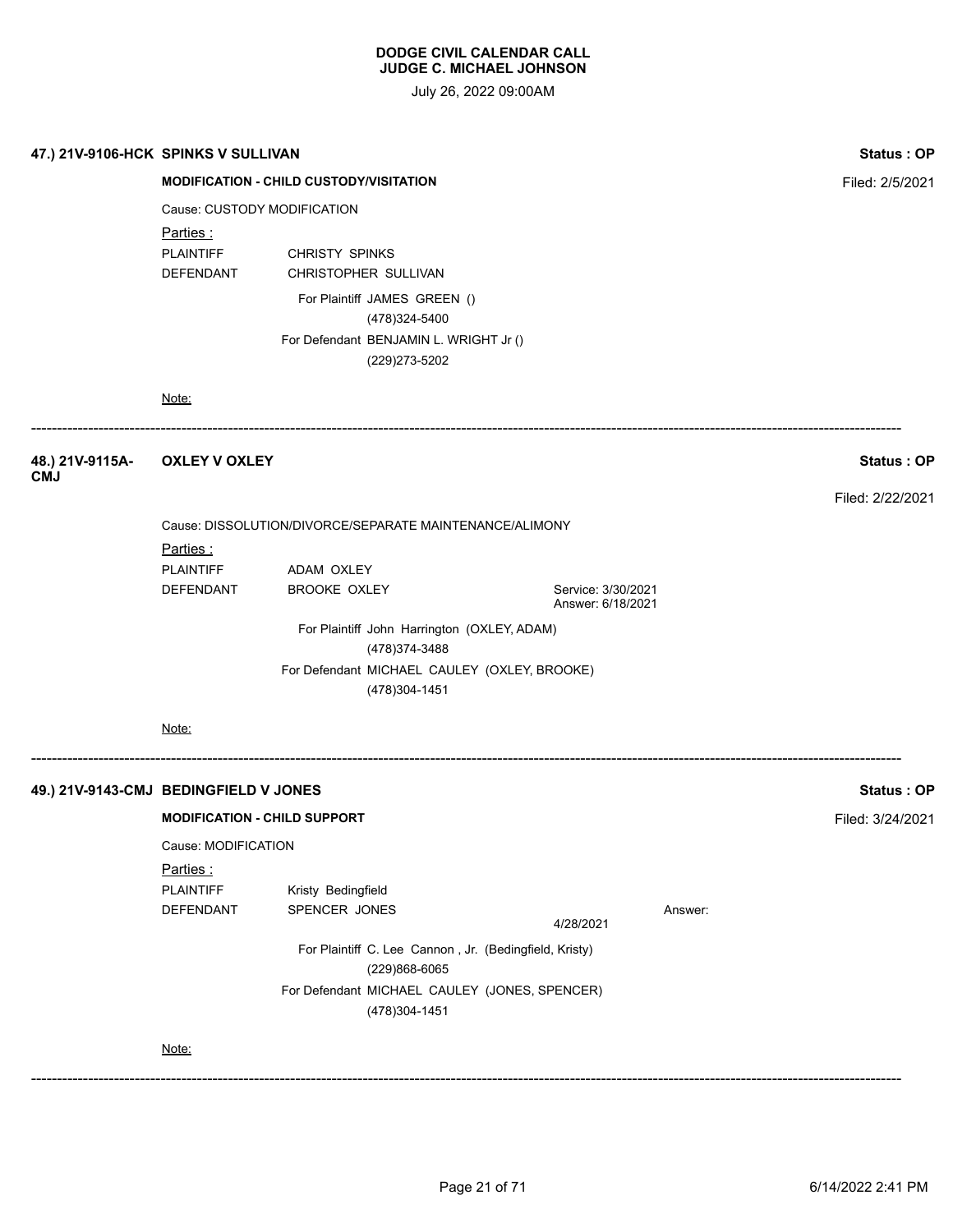**DODGE CIVIL CALENDAR CALL**
**JUDGE C. MICHAEL JOHNSON**

July 26, 2022 09:00AM

**47.) 21V-9106-HCK SPINKS V SULLIVAN** — **Status : OP**

**MODIFICATION - CHILD CUSTODY/VISITATION** — Filed: 2/5/2021

Cause: CUSTODY MODIFICATION

Parties :

| | |
|---|---|
| PLAINTIFF | CHRISTY SPINKS |
| DEFENDANT | CHRISTOPHER SULLIVAN |

For Plaintiff JAMES GREEN ()
(478)324-5400

For Defendant BENJAMIN L. WRIGHT Jr ()
(229)273-5202

Note:

---

**48.) 21V-9115A-CMJ OXLEY V OXLEY** — **Status : OP**

Filed: 2/22/2021

Cause: DISSOLUTION/DIVORCE/SEPARATE MAINTENANCE/ALIMONY

Parties :

| | | |
|---|---|---|
| PLAINTIFF | ADAM OXLEY | |
| DEFENDANT | BROOKE OXLEY | Service: 3/30/2021 Answer: 6/18/2021 |

For Plaintiff John Harrington (OXLEY, ADAM)
(478)374-3488

For Defendant MICHAEL CAULEY (OXLEY, BROOKE)
(478)304-1451

Note:

---

**49.) 21V-9143-CMJ BEDINGFIELD V JONES** — **Status : OP**

**MODIFICATION - CHILD SUPPORT** — Filed: 3/24/2021

Cause: MODIFICATION

Parties :

| | | | |
|---|---|---|---|
| PLAINTIFF | Kristy Bedingfield | | |
| DEFENDANT | SPENCER JONES | 4/28/2021 | Answer: |

For Plaintiff C. Lee Cannon , Jr. (Bedingfield, Kristy)
(229)868-6065

For Defendant MICHAEL CAULEY (JONES, SPENCER)
(478)304-1451

Note:

---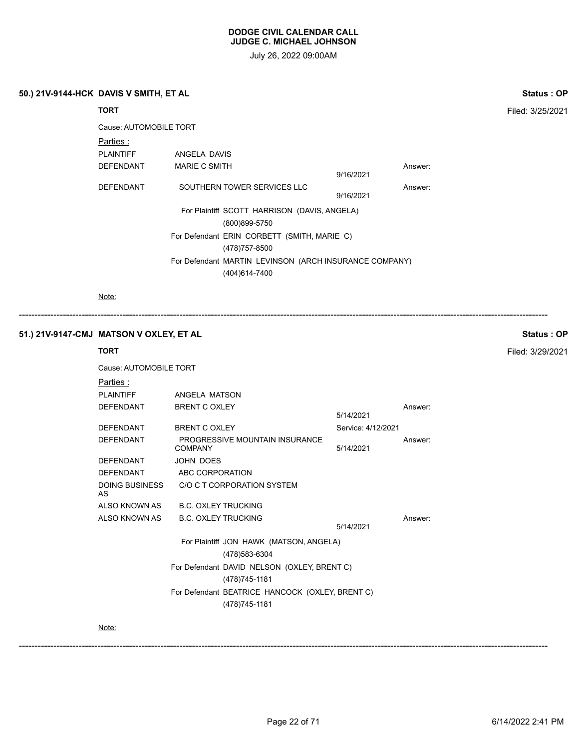# DODGE CIVIL CALENDAR CALL
## JUDGE C. MICHAEL JOHNSON

July 26, 2022 09:00AM

### 50.) 21V-9144-HCK DAVIS V SMITH, ET AL

**Status : OP**

**TORT**

Filed: 3/25/2021

Cause: AUTOMOBILE TORT

Parties :

| | | | |
|---|---|---|---|
| PLAINTIFF | ANGELA DAVIS | | |
| DEFENDANT | MARIE C SMITH | 9/16/2021 | Answer: |
| DEFENDANT | SOUTHERN TOWER SERVICES LLC | 9/16/2021 | Answer: |

For Plaintiff SCOTT HARRISON (DAVIS, ANGELA)
(800)899-5750

For Defendant ERIN CORBETT (SMITH, MARIE C)
(478)757-8500

For Defendant MARTIN LEVINSON (ARCH INSURANCE COMPANY)
(404)614-7400

Note:

---

### 51.) 21V-9147-CMJ MATSON V OXLEY, ET AL

**Status : OP**

**TORT**

Filed: 3/29/2021

Cause: AUTOMOBILE TORT

Parties :

| | | | |
|---|---|---|---|
| PLAINTIFF | ANGELA MATSON | | |
| DEFENDANT | BRENT C OXLEY | 5/14/2021 | Answer: |
| DEFENDANT | BRENT C OXLEY | Service: 4/12/2021 | |
| DEFENDANT | PROGRESSIVE MOUNTAIN INSURANCE COMPANY | 5/14/2021 | Answer: |
| DEFENDANT | JOHN DOES | | |
| DEFENDANT | ABC CORPORATION | | |
| DOING BUSINESS AS | C/O C T CORPORATION SYSTEM | | |
| ALSO KNOWN AS | B.C. OXLEY TRUCKING | | |
| ALSO KNOWN AS | B.C. OXLEY TRUCKING | 5/14/2021 | Answer: |

For Plaintiff JON HAWK (MATSON, ANGELA)
(478)583-6304

For Defendant DAVID NELSON (OXLEY, BRENT C)
(478)745-1181

For Defendant BEATRICE HANCOCK (OXLEY, BRENT C)
(478)745-1181

Note:

---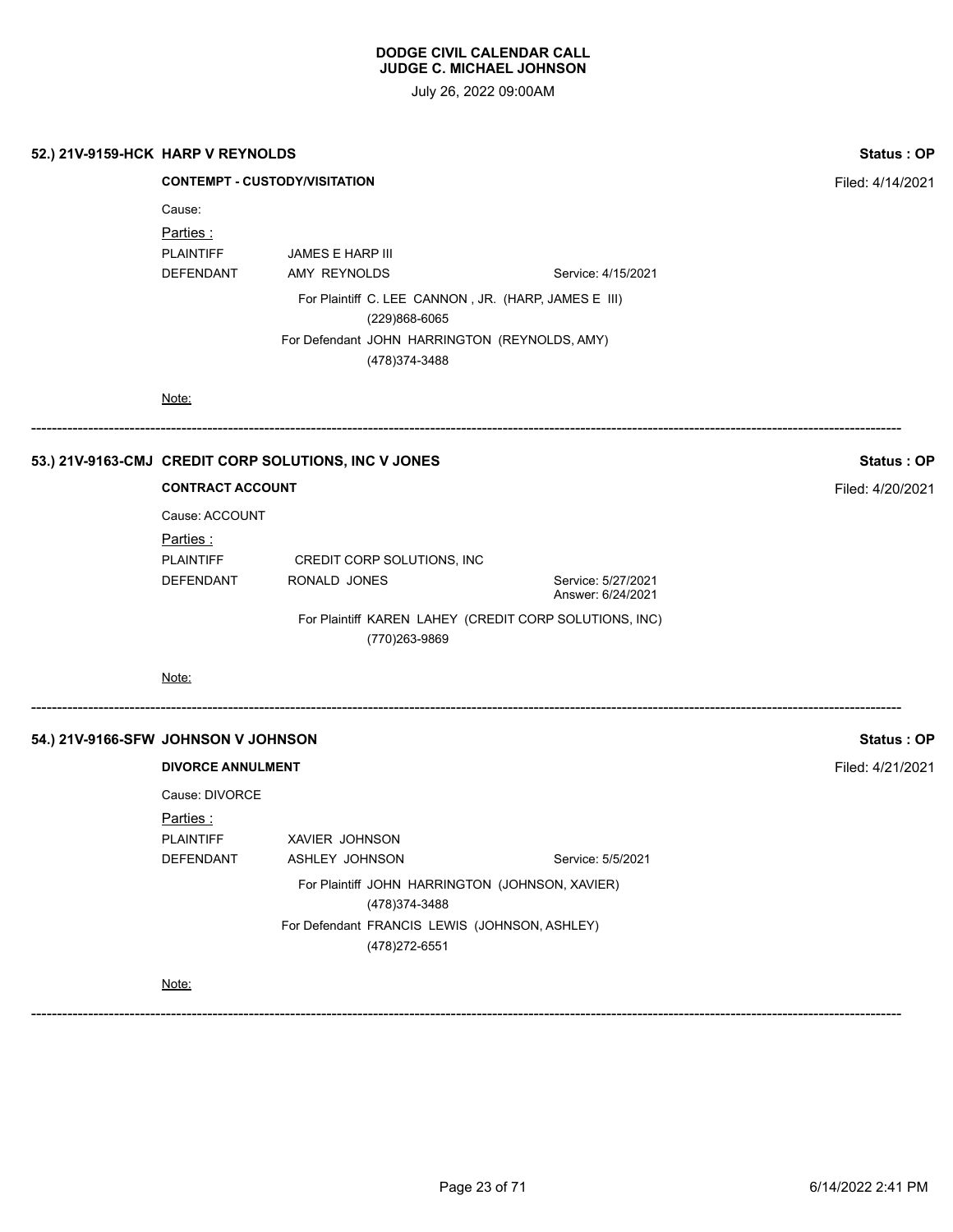**DODGE CIVIL CALENDAR CALL**
**JUDGE C. MICHAEL JOHNSON**

July 26, 2022 09:00AM

**52.) 21V-9159-HCK HARP V REYNOLDS** — **Status : OP**

**CONTEMPT - CUSTODY/VISITATION** — Filed: 4/14/2021

Cause:

Parties :

PLAINTIFF — JAMES E HARP III

DEFENDANT — AMY REYNOLDS — Service: 4/15/2021

For Plaintiff C. LEE CANNON , JR. (HARP, JAMES E III)
(229)868-6065

For Defendant JOHN HARRINGTON (REYNOLDS, AMY)
(478)374-3488

Note:

---

**53.) 21V-9163-CMJ CREDIT CORP SOLUTIONS, INC V JONES** — **Status : OP**

**CONTRACT ACCOUNT** — Filed: 4/20/2021

Cause: ACCOUNT

Parties :

PLAINTIFF — CREDIT CORP SOLUTIONS, INC

DEFENDANT — RONALD JONES — Service: 5/27/2021, Answer: 6/24/2021

For Plaintiff KAREN LAHEY (CREDIT CORP SOLUTIONS, INC)
(770)263-9869

Note:

---

**54.) 21V-9166-SFW JOHNSON V JOHNSON** — **Status : OP**

**DIVORCE ANNULMENT** — Filed: 4/21/2021

Cause: DIVORCE

Parties :

PLAINTIFF — XAVIER JOHNSON

DEFENDANT — ASHLEY JOHNSON — Service: 5/5/2021

For Plaintiff JOHN HARRINGTON (JOHNSON, XAVIER)
(478)374-3488

For Defendant FRANCIS LEWIS (JOHNSON, ASHLEY)
(478)272-6551

Note:

---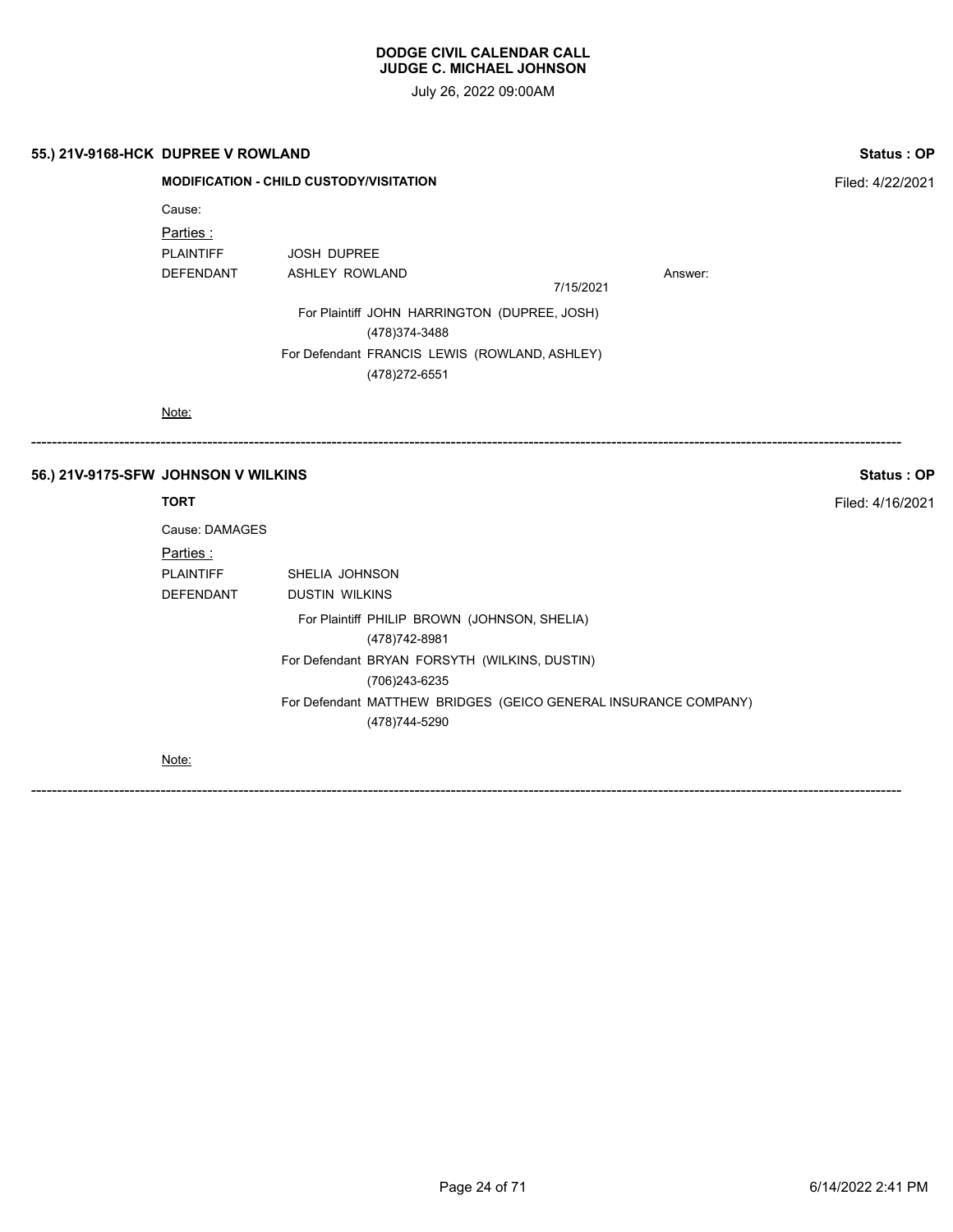**DODGE CIVIL CALENDAR CALL**
**JUDGE C. MICHAEL JOHNSON**

July 26, 2022 09:00AM

**55.) 21V-9168-HCK DUPREE V ROWLAND** — **Status : OP**

**MODIFICATION - CHILD CUSTODY/VISITATION** — Filed: 4/22/2021

Cause:

Parties :

PLAINTIFF JOSH DUPREE

DEFENDANT ASHLEY ROWLAND — Answer: 7/15/2021

For Plaintiff JOHN HARRINGTON (DUPREE, JOSH)
(478)374-3488

For Defendant FRANCIS LEWIS (ROWLAND, ASHLEY)
(478)272-6551

Note:

---

**56.) 21V-9175-SFW JOHNSON V WILKINS** — **Status : OP**

**TORT** — Filed: 4/16/2021

Cause: DAMAGES

Parties :

PLAINTIFF SHELIA JOHNSON

DEFENDANT DUSTIN WILKINS

For Plaintiff PHILIP BROWN (JOHNSON, SHELIA)
(478)742-8981

For Defendant BRYAN FORSYTH (WILKINS, DUSTIN)
(706)243-6235

For Defendant MATTHEW BRIDGES (GEICO GENERAL INSURANCE COMPANY)
(478)744-5290

Note:

---

6/14/2022 2:41 PM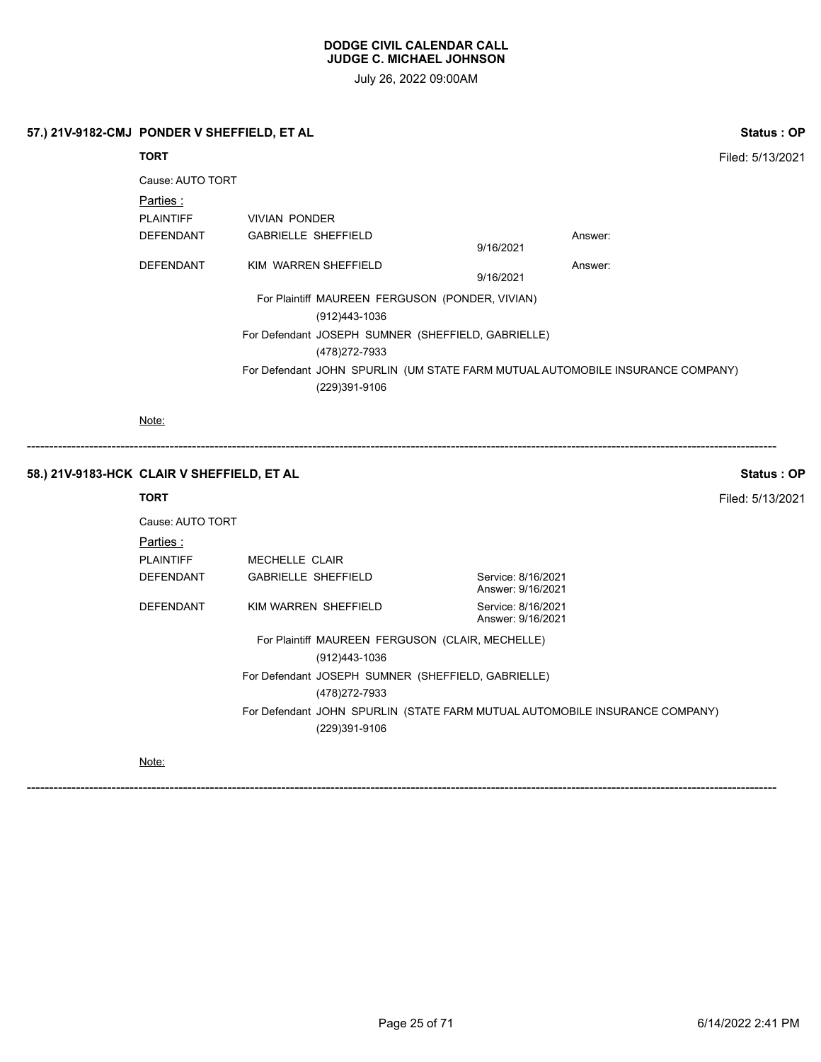# DODGE CIVIL CALENDAR CALL
## JUDGE C. MICHAEL JOHNSON

July 26, 2022 09:00AM

---

**57.) 21V-9182-CMJ PONDER V SHEFFIELD, ET AL** — **Status : OP**

**TORT** — Filed: 5/13/2021

Cause: AUTO TORT

Parties :

| | | | |
|---|---|---|---|
| PLAINTIFF | VIVIAN PONDER | | |
| DEFENDANT | GABRIELLE SHEFFIELD | 9/16/2021 | Answer: |
| DEFENDANT | KIM WARREN SHEFFIELD | 9/16/2021 | Answer: |

For Plaintiff MAUREEN FERGUSON (PONDER, VIVIAN)
(912)443-1036

For Defendant JOSEPH SUMNER (SHEFFIELD, GABRIELLE)
(478)272-7933

For Defendant JOHN SPURLIN (UM STATE FARM MUTUAL AUTOMOBILE INSURANCE COMPANY)
(229)391-9106

Note:

---

**58.) 21V-9183-HCK CLAIR V SHEFFIELD, ET AL** — **Status : OP**

**TORT** — Filed: 5/13/2021

Cause: AUTO TORT

Parties :

| | | |
|---|---|---|
| PLAINTIFF | MECHELLE CLAIR | |
| DEFENDANT | GABRIELLE SHEFFIELD | Service: 8/16/2021<br>Answer: 9/16/2021 |
| DEFENDANT | KIM WARREN SHEFFIELD | Service: 8/16/2021<br>Answer: 9/16/2021 |

For Plaintiff MAUREEN FERGUSON (CLAIR, MECHELLE)
(912)443-1036

For Defendant JOSEPH SUMNER (SHEFFIELD, GABRIELLE)
(478)272-7933

For Defendant JOHN SPURLIN (STATE FARM MUTUAL AUTOMOBILE INSURANCE COMPANY)
(229)391-9106

Note:

---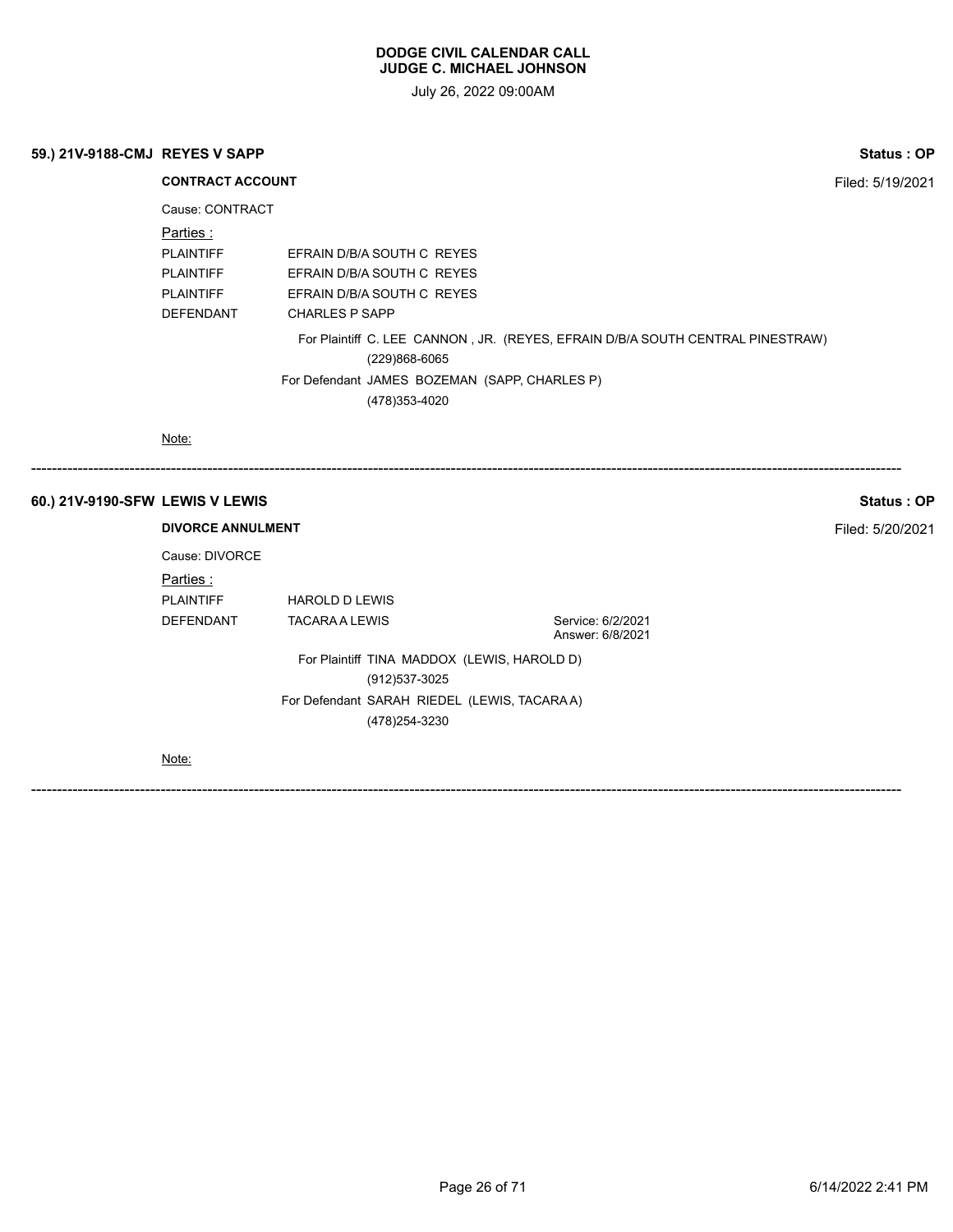**DODGE CIVIL CALENDAR CALL**
**JUDGE C. MICHAEL JOHNSON**

July 26, 2022 09:00AM

**59.) 21V-9188-CMJ REYES V SAPP** — **Status : OP**

**CONTRACT ACCOUNT** — Filed: 5/19/2021

Cause: CONTRACT

Parties :

| | |
|---|---|
| PLAINTIFF | EFRAIN D/B/A SOUTH C REYES |
| PLAINTIFF | EFRAIN D/B/A SOUTH C REYES |
| PLAINTIFF | EFRAIN D/B/A SOUTH C REYES |
| DEFENDANT | CHARLES P SAPP |

For Plaintiff C. LEE CANNON , JR. (REYES, EFRAIN D/B/A SOUTH CENTRAL PINESTRAW)
(229)868-6065

For Defendant JAMES BOZEMAN (SAPP, CHARLES P)
(478)353-4020

Note:

---

**60.) 21V-9190-SFW LEWIS V LEWIS** — **Status : OP**

**DIVORCE ANNULMENT** — Filed: 5/20/2021

Cause: DIVORCE

Parties :

| | | |
|---|---|---|
| PLAINTIFF | HAROLD D LEWIS | |
| DEFENDANT | TACARA A LEWIS | Service: 6/2/2021<br>Answer: 6/8/2021 |

For Plaintiff TINA MADDOX (LEWIS, HAROLD D)
(912)537-3025

For Defendant SARAH RIEDEL (LEWIS, TACARA A)
(478)254-3230

Note:

---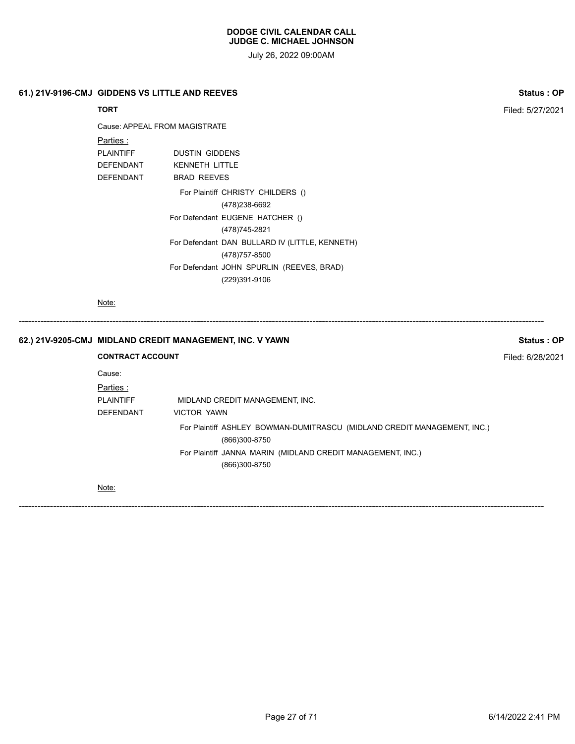**DODGE CIVIL CALENDAR CALL**
**JUDGE C. MICHAEL JOHNSON**

July 26, 2022 09:00AM

**61.) 21V-9196-CMJ GIDDENS VS LITTLE AND REEVES** — **Status : OP**

**TORT** — Filed: 5/27/2021

Cause: APPEAL FROM MAGISTRATE

Parties :

| | |
|---|---|
| PLAINTIFF | DUSTIN GIDDENS |
| DEFENDANT | KENNETH LITTLE |
| DEFENDANT | BRAD REEVES |

For Plaintiff CHRISTY CHILDERS ()
(478)238-6692

For Defendant EUGENE HATCHER ()
(478)745-2821

For Defendant DAN BULLARD IV (LITTLE, KENNETH)
(478)757-8500

For Defendant JOHN SPURLIN (REEVES, BRAD)
(229)391-9106

Note:

---

**62.) 21V-9205-CMJ MIDLAND CREDIT MANAGEMENT, INC. V YAWN** — **Status : OP**

**CONTRACT ACCOUNT** — Filed: 6/28/2021

Cause:

Parties :

| | |
|---|---|
| PLAINTIFF | MIDLAND CREDIT MANAGEMENT, INC. |
| DEFENDANT | VICTOR YAWN |

For Plaintiff ASHLEY BOWMAN-DUMITRASCU (MIDLAND CREDIT MANAGEMENT, INC.)
(866)300-8750

For Plaintiff JANNA MARIN (MIDLAND CREDIT MANAGEMENT, INC.)
(866)300-8750

Note:

---

6/14/2022 2:41 PM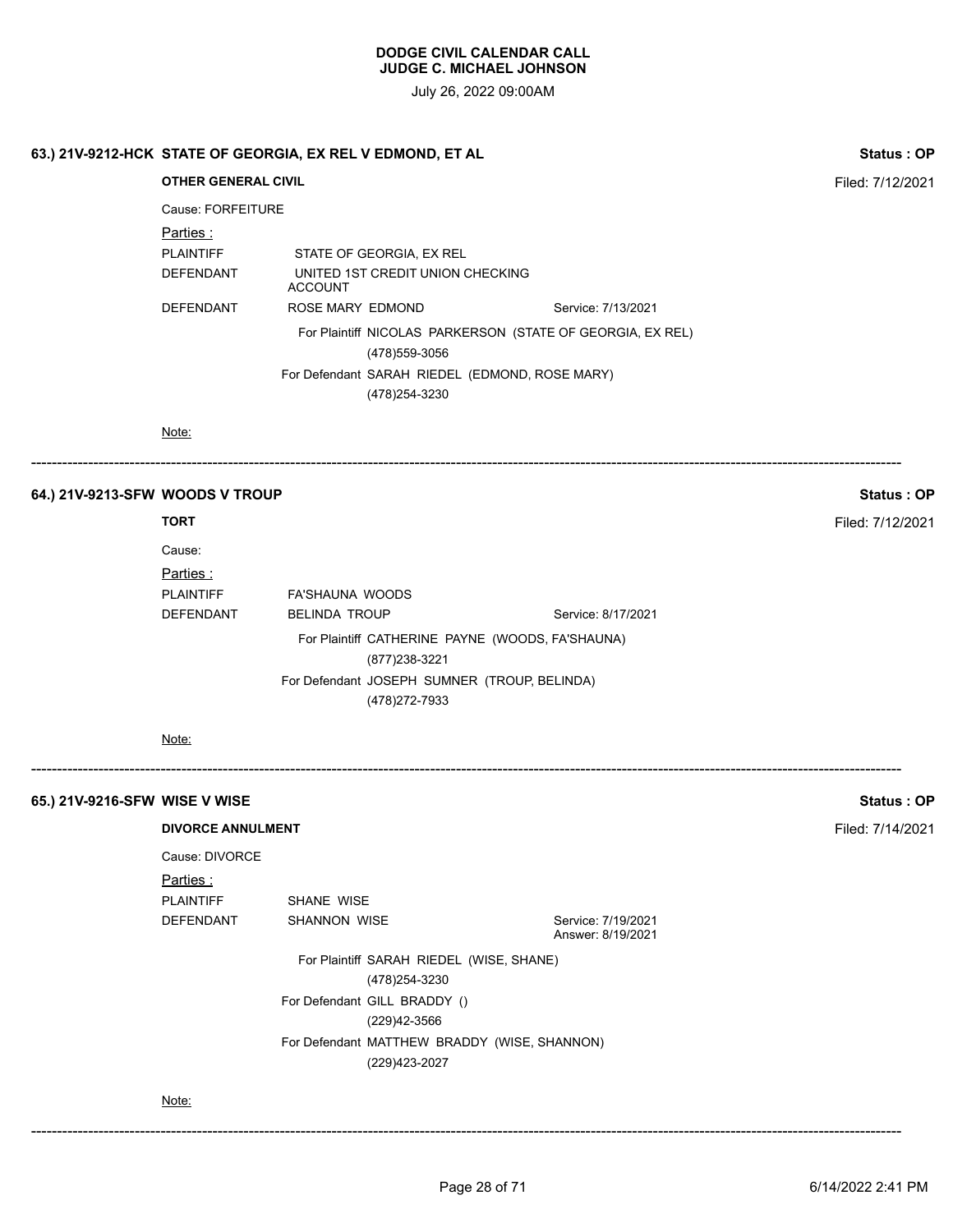# DODGE CIVIL CALENDAR CALL
## JUDGE C. MICHAEL JOHNSON

July 26, 2022 09:00AM

### 63.) 21V-9212-HCK STATE OF GEORGIA, EX REL V EDMOND, ET AL

**Status : OP**

**OTHER GENERAL CIVIL**

Filed: 7/12/2021

Cause: FORFEITURE

Parties :

| | | |
|---|---|---|
| PLAINTIFF | STATE OF GEORGIA, EX REL | |
| DEFENDANT | UNITED 1ST CREDIT UNION CHECKING ACCOUNT | |
| DEFENDANT | ROSE MARY EDMOND | Service: 7/13/2021 |

For Plaintiff NICOLAS PARKERSON (STATE OF GEORGIA, EX REL)
(478)559-3056

For Defendant SARAH RIEDEL (EDMOND, ROSE MARY)
(478)254-3230

Note:

---

### 64.) 21V-9213-SFW WOODS V TROUP

**Status : OP**

**TORT**

Filed: 7/12/2021

Cause:

Parties :

| | | |
|---|---|---|
| PLAINTIFF | FA'SHAUNA WOODS | |
| DEFENDANT | BELINDA TROUP | Service: 8/17/2021 |

For Plaintiff CATHERINE PAYNE (WOODS, FA'SHAUNA)
(877)238-3221

For Defendant JOSEPH SUMNER (TROUP, BELINDA)
(478)272-7933

Note:

---

### 65.) 21V-9216-SFW WISE V WISE

**Status : OP**

**DIVORCE ANNULMENT**

Filed: 7/14/2021

Cause: DIVORCE

Parties :

| | | |
|---|---|---|
| PLAINTIFF | SHANE WISE | |
| DEFENDANT | SHANNON WISE | Service: 7/19/2021 Answer: 8/19/2021 |

For Plaintiff SARAH RIEDEL (WISE, SHANE)
(478)254-3230

For Defendant GILL BRADDY ()
(229)42-3566

For Defendant MATTHEW BRADDY (WISE, SHANNON)
(229)423-2027

Note:

---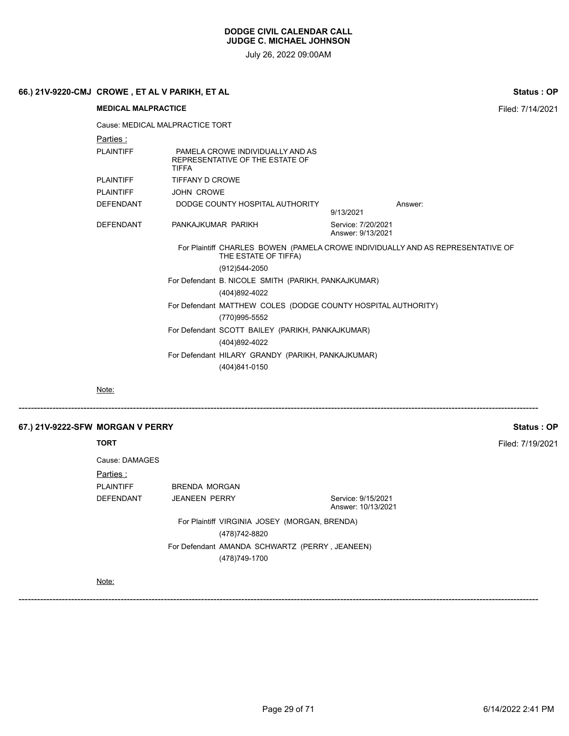**DODGE CIVIL CALENDAR CALL**
**JUDGE C. MICHAEL JOHNSON**

July 26, 2022 09:00AM

## 66.) 21V-9220-CMJ CROWE , ET AL V PARIKH, ET AL

**Status : OP**

**MEDICAL MALPRACTICE** Filed: 7/14/2021

Cause: MEDICAL MALPRACTICE TORT

Parties :

| | | |
|---|---|---|
| PLAINTIFF | PAMELA CROWE INDIVIDUALLY AND AS REPRESENTATIVE OF THE ESTATE OF TIFFA | |
| PLAINTIFF | TIFFANY D CROWE | |
| PLAINTIFF | JOHN CROWE | |
| DEFENDANT | DODGE COUNTY HOSPITAL AUTHORITY | Answer: 9/13/2021 |
| DEFENDANT | PANKAJKUMAR PARIKH | Service: 7/20/2021 Answer: 9/13/2021 |

For Plaintiff CHARLES BOWEN (PAMELA CROWE INDIVIDUALLY AND AS REPRESENTATIVE OF THE ESTATE OF TIFFA)
(912)544-2050

For Defendant B. NICOLE SMITH (PARIKH, PANKAJKUMAR)
(404)892-4022

For Defendant MATTHEW COLES (DODGE COUNTY HOSPITAL AUTHORITY)
(770)995-5552

For Defendant SCOTT BAILEY (PARIKH, PANKAJKUMAR)
(404)892-4022

For Defendant HILARY GRANDY (PARIKH, PANKAJKUMAR)
(404)841-0150

Note:

---

## 67.) 21V-9222-SFW MORGAN V PERRY

**Status : OP**

**TORT** Filed: 7/19/2021

Cause: DAMAGES

Parties :

| | | |
|---|---|---|
| PLAINTIFF | BRENDA MORGAN | |
| DEFENDANT | JEANEEN PERRY | Service: 9/15/2021 Answer: 10/13/2021 |

For Plaintiff VIRGINIA JOSEY (MORGAN, BRENDA)
(478)742-8820

For Defendant AMANDA SCHWARTZ (PERRY , JEANEEN)
(478)749-1700

Note:

---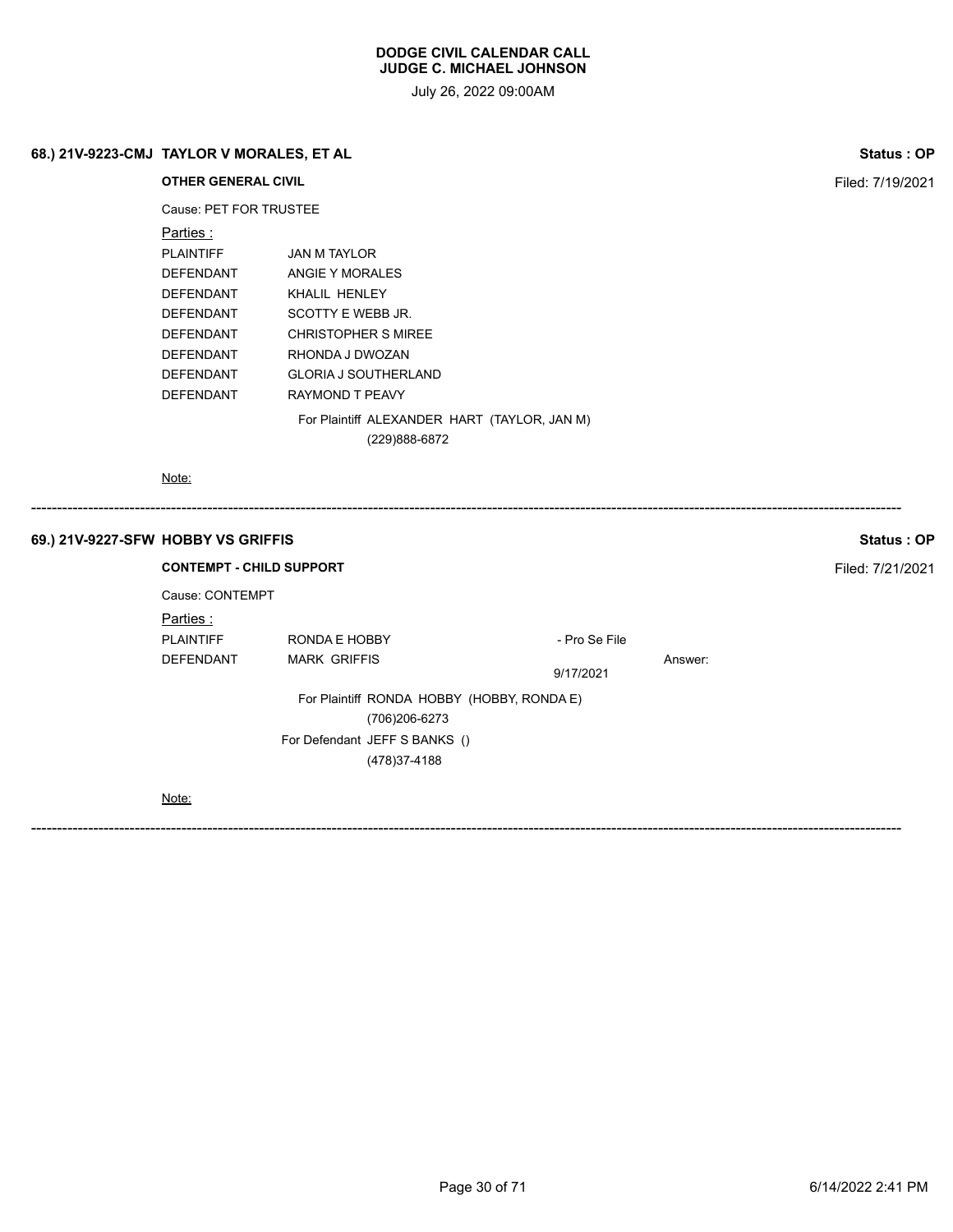**DODGE CIVIL CALENDAR CALL**
**JUDGE C. MICHAEL JOHNSON**

July 26, 2022 09:00AM

### 68.) 21V-9223-CMJ TAYLOR V MORALES, ET AL

**Status : OP**

**OTHER GENERAL CIVIL**

Filed: 7/19/2021

Cause: PET FOR TRUSTEE

Parties :

| | |
|---|---|
| PLAINTIFF | JAN M TAYLOR |
| DEFENDANT | ANGIE Y MORALES |
| DEFENDANT | KHALIL HENLEY |
| DEFENDANT | SCOTTY E WEBB JR. |
| DEFENDANT | CHRISTOPHER S MIREE |
| DEFENDANT | RHONDA J DWOZAN |
| DEFENDANT | GLORIA J SOUTHERLAND |
| DEFENDANT | RAYMOND T PEAVY |

For Plaintiff ALEXANDER HART (TAYLOR, JAN M)
(229)888-6872

Note:

---

### 69.) 21V-9227-SFW HOBBY VS GRIFFIS

**Status : OP**

**CONTEMPT - CHILD SUPPORT**

Filed: 7/21/2021

Cause: CONTEMPT

Parties :

| | | | |
|---|---|---|---|
| PLAINTIFF | RONDA E HOBBY | - Pro Se File | |
| DEFENDANT | MARK GRIFFIS | 9/17/2021 | Answer: |

For Plaintiff RONDA HOBBY (HOBBY, RONDA E)
(706)206-6273

For Defendant JEFF S BANKS ()
(478)37-4188

Note:

---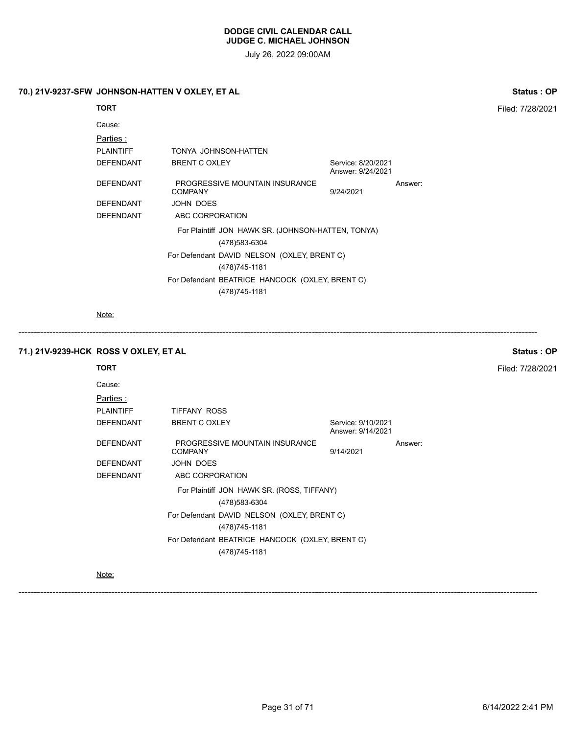# DODGE CIVIL CALENDAR CALL
## JUDGE C. MICHAEL JOHNSON

July 26, 2022 09:00AM

### 70.) 21V-9237-SFW JOHNSON-HATTEN V OXLEY, ET AL

**Status : OP**

**TORT**

Filed: 7/28/2021

Cause:

Parties :

| | | | |
|---|---|---|---|
| PLAINTIFF | TONYA JOHNSON-HATTEN | | |
| DEFENDANT | BRENT C OXLEY | Service: 8/20/2021<br>Answer: 9/24/2021 | |
| DEFENDANT | PROGRESSIVE MOUNTAIN INSURANCE COMPANY | 9/24/2021 | Answer: |
| DEFENDANT | JOHN DOES | | |
| DEFENDANT | ABC CORPORATION | | |

For Plaintiff JON HAWK SR. (JOHNSON-HATTEN, TONYA)
(478)583-6304

For Defendant DAVID NELSON (OXLEY, BRENT C)
(478)745-1181

For Defendant BEATRICE HANCOCK (OXLEY, BRENT C)
(478)745-1181

Note:

---

### 71.) 21V-9239-HCK ROSS V OXLEY, ET AL

**Status : OP**

**TORT**

Filed: 7/28/2021

Cause:

Parties :

| | | | |
|---|---|---|---|
| PLAINTIFF | TIFFANY ROSS | | |
| DEFENDANT | BRENT C OXLEY | Service: 9/10/2021<br>Answer: 9/14/2021 | |
| DEFENDANT | PROGRESSIVE MOUNTAIN INSURANCE COMPANY | 9/14/2021 | Answer: |
| DEFENDANT | JOHN DOES | | |
| DEFENDANT | ABC CORPORATION | | |

For Plaintiff JON HAWK SR. (ROSS, TIFFANY)
(478)583-6304

For Defendant DAVID NELSON (OXLEY, BRENT C)
(478)745-1181

For Defendant BEATRICE HANCOCK (OXLEY, BRENT C)
(478)745-1181

Note:

---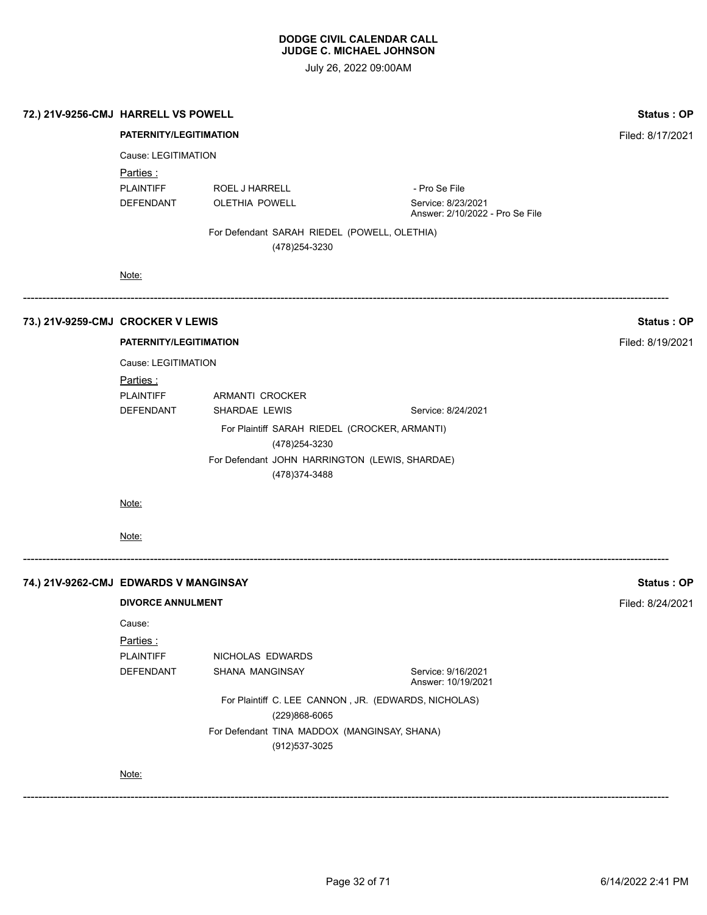**DODGE CIVIL CALENDAR CALL**
**JUDGE C. MICHAEL JOHNSON**

July 26, 2022 09:00AM

**72.) 21V-9256-CMJ HARRELL VS POWELL** — **Status : OP**

**PATERNITY/LEGITIMATION** — Filed: 8/17/2021

Cause: LEGITIMATION

Parties :

| | | |
|---|---|---|
| PLAINTIFF | ROEL J HARRELL | - Pro Se File |
| DEFENDANT | OLETHIA POWELL | Service: 8/23/2021<br>Answer: 2/10/2022 - Pro Se File |

For Defendant SARAH RIEDEL (POWELL, OLETHIA)
(478)254-3230

Note:

---

**73.) 21V-9259-CMJ CROCKER V LEWIS** — **Status : OP**

**PATERNITY/LEGITIMATION** — Filed: 8/19/2021

Cause: LEGITIMATION

Parties :

| | | |
|---|---|---|
| PLAINTIFF | ARMANTI CROCKER | |
| DEFENDANT | SHARDAE LEWIS | Service: 8/24/2021 |

For Plaintiff SARAH RIEDEL (CROCKER, ARMANTI)
(478)254-3230

For Defendant JOHN HARRINGTON (LEWIS, SHARDAE)
(478)374-3488

Note:

Note:

---

**74.) 21V-9262-CMJ EDWARDS V MANGINSAY** — **Status : OP**

**DIVORCE ANNULMENT** — Filed: 8/24/2021

Cause:

Parties :

| | | |
|---|---|---|
| PLAINTIFF | NICHOLAS EDWARDS | |
| DEFENDANT | SHANA MANGINSAY | Service: 9/16/2021<br>Answer: 10/19/2021 |

For Plaintiff C. LEE CANNON , JR. (EDWARDS, NICHOLAS)
(229)868-6065

For Defendant TINA MADDOX (MANGINSAY, SHANA)
(912)537-3025

Note:

---

6/14/2022 2:41 PM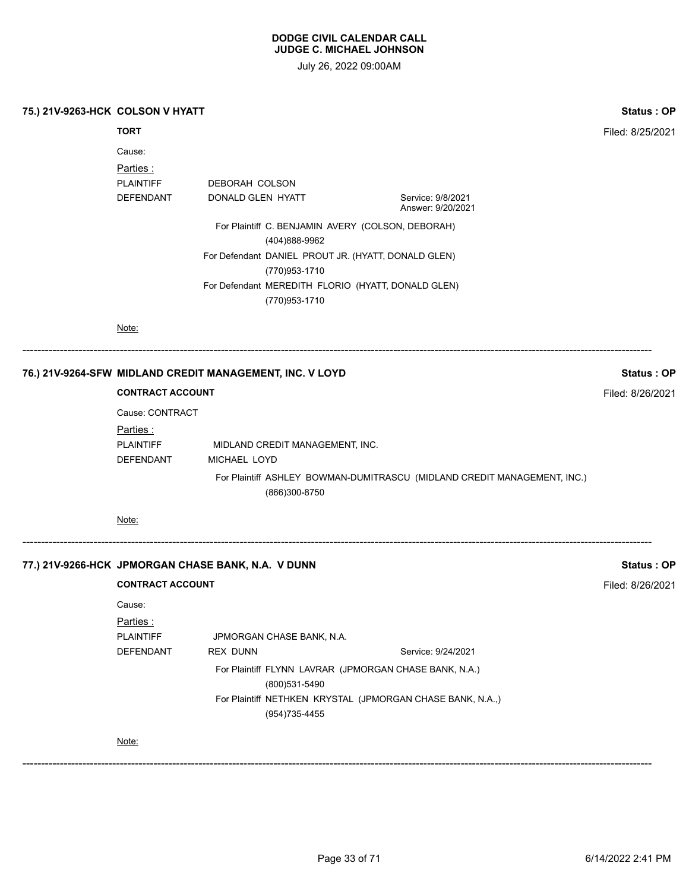**DODGE CIVIL CALENDAR CALL**
**JUDGE C. MICHAEL JOHNSON**

July 26, 2022 09:00AM

**75.) 21V-9263-HCK COLSON V HYATT** — **Status : OP**

**TORT** — Filed: 8/25/2021

Cause:

Parties :

PLAINTIFF DEBORAH COLSON

DEFENDANT DONALD GLEN HYATT — Service: 9/8/2021, Answer: 9/20/2021

For Plaintiff C. BENJAMIN AVERY (COLSON, DEBORAH)
(404)888-9962

For Defendant DANIEL PROUT JR. (HYATT, DONALD GLEN)
(770)953-1710

For Defendant MEREDITH FLORIO (HYATT, DONALD GLEN)
(770)953-1710

Note:

---

**76.) 21V-9264-SFW MIDLAND CREDIT MANAGEMENT, INC. V LOYD** — **Status : OP**

**CONTRACT ACCOUNT** — Filed: 8/26/2021

Cause: CONTRACT

Parties :

PLAINTIFF MIDLAND CREDIT MANAGEMENT, INC.

DEFENDANT MICHAEL LOYD

For Plaintiff ASHLEY BOWMAN-DUMITRASCU (MIDLAND CREDIT MANAGEMENT, INC.)
(866)300-8750

Note:

---

**77.) 21V-9266-HCK JPMORGAN CHASE BANK, N.A. V DUNN** — **Status : OP**

**CONTRACT ACCOUNT** — Filed: 8/26/2021

Cause:

Parties :

PLAINTIFF JPMORGAN CHASE BANK, N.A.

DEFENDANT REX DUNN — Service: 9/24/2021

For Plaintiff FLYNN LAVRAR (JPMORGAN CHASE BANK, N.A.)
(800)531-5490

For Plaintiff NETHKEN KRYSTAL (JPMORGAN CHASE BANK, N.A.,)
(954)735-4455

Note:

---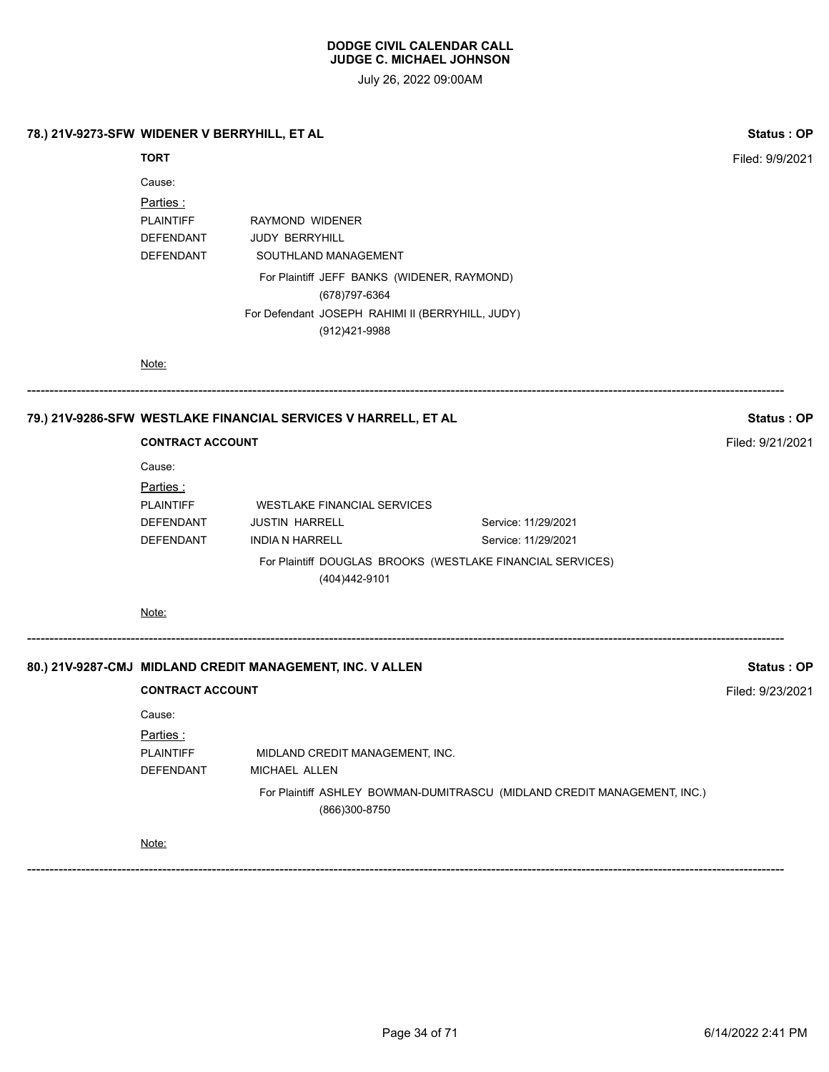**DODGE CIVIL CALENDAR CALL**
**JUDGE C. MICHAEL JOHNSON**

July 26, 2022 09:00AM

**78.) 21V-9273-SFW WIDENER V BERRYHILL, ET AL** — **Status : OP**

**TORT** — Filed: 9/9/2021

Cause:

Parties :

| | | |
|---|---|---|
| PLAINTIFF | RAYMOND WIDENER | |
| DEFENDANT | JUDY BERRYHILL | |
| DEFENDANT | SOUTHLAND MANAGEMENT | |

For Plaintiff JEFF BANKS (WIDENER, RAYMOND)
(678)797-6364

For Defendant JOSEPH RAHIMI II (BERRYHILL, JUDY)
(912)421-9988

Note:

---

**79.) 21V-9286-SFW WESTLAKE FINANCIAL SERVICES V HARRELL, ET AL** — **Status : OP**

**CONTRACT ACCOUNT** — Filed: 9/21/2021

Cause:

Parties :

| | | |
|---|---|---|
| PLAINTIFF | WESTLAKE FINANCIAL SERVICES | |
| DEFENDANT | JUSTIN HARRELL | Service: 11/29/2021 |
| DEFENDANT | INDIA N HARRELL | Service: 11/29/2021 |

For Plaintiff DOUGLAS BROOKS (WESTLAKE FINANCIAL SERVICES)
(404)442-9101

Note:

---

**80.) 21V-9287-CMJ MIDLAND CREDIT MANAGEMENT, INC. V ALLEN** — **Status : OP**

**CONTRACT ACCOUNT** — Filed: 9/23/2021

Cause:

Parties :

| | | |
|---|---|---|
| PLAINTIFF | MIDLAND CREDIT MANAGEMENT, INC. | |
| DEFENDANT | MICHAEL ALLEN | |

For Plaintiff ASHLEY BOWMAN-DUMITRASCU (MIDLAND CREDIT MANAGEMENT, INC.)
(866)300-8750

Note:

---

6/14/2022 2:41 PM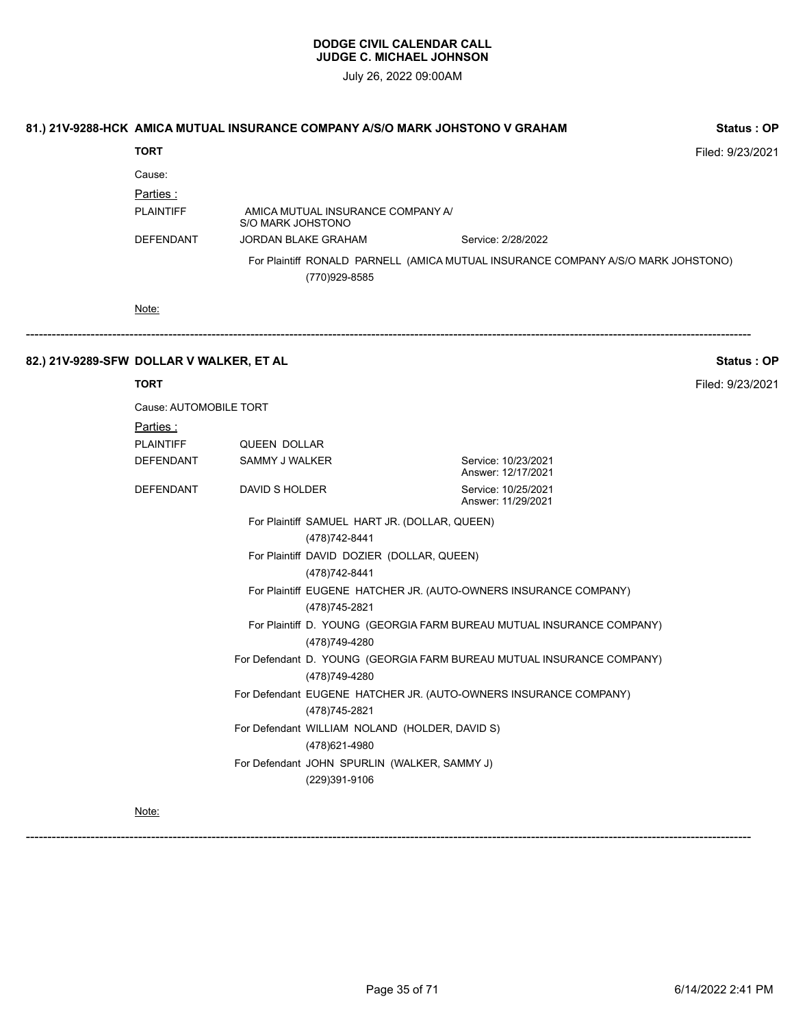**DODGE CIVIL CALENDAR CALL**
**JUDGE C. MICHAEL JOHNSON**

July 26, 2022 09:00AM

### 81.) 21V-9288-HCK AMICA MUTUAL INSURANCE COMPANY A/S/O MARK JOHSTONO V GRAHAM

**Status : OP**

**TORT** Filed: 9/23/2021

Cause:

Parties :

| | | |
|---|---|---|
| PLAINTIFF | AMICA MUTUAL INSURANCE COMPANY A/S/O MARK JOHSTONO | |
| DEFENDANT | JORDAN BLAKE GRAHAM | Service: 2/28/2022 |

For Plaintiff RONALD PARNELL (AMICA MUTUAL INSURANCE COMPANY A/S/O MARK JOHSTONO)
(770)929-8585

Note:

---

### 82.) 21V-9289-SFW DOLLAR V WALKER, ET AL

**Status : OP**

**TORT** Filed: 9/23/2021

Cause: AUTOMOBILE TORT

Parties :

| | | |
|---|---|---|
| PLAINTIFF | QUEEN DOLLAR | |
| DEFENDANT | SAMMY J WALKER | Service: 10/23/2021<br>Answer: 12/17/2021 |
| DEFENDANT | DAVID S HOLDER | Service: 10/25/2021<br>Answer: 11/29/2021 |

For Plaintiff SAMUEL HART JR. (DOLLAR, QUEEN)
(478)742-8441

For Plaintiff DAVID DOZIER (DOLLAR, QUEEN)
(478)742-8441

For Plaintiff EUGENE HATCHER JR. (AUTO-OWNERS INSURANCE COMPANY)
(478)745-2821

For Plaintiff D. YOUNG (GEORGIA FARM BUREAU MUTUAL INSURANCE COMPANY)
(478)749-4280

For Defendant D. YOUNG (GEORGIA FARM BUREAU MUTUAL INSURANCE COMPANY)
(478)749-4280

For Defendant EUGENE HATCHER JR. (AUTO-OWNERS INSURANCE COMPANY)
(478)745-2821

For Defendant WILLIAM NOLAND (HOLDER, DAVID S)
(478)621-4980

For Defendant JOHN SPURLIN (WALKER, SAMMY J)
(229)391-9106

Note:

---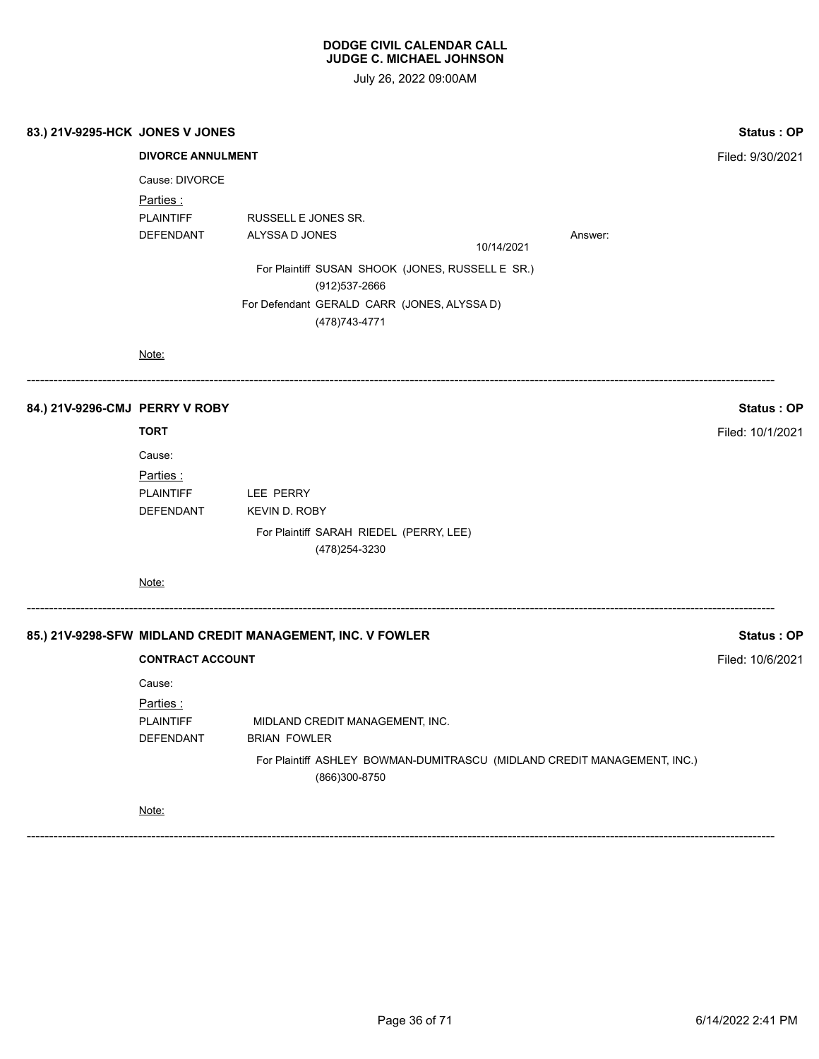**DODGE CIVIL CALENDAR CALL**
**JUDGE C. MICHAEL JOHNSON**

July 26, 2022 09:00AM

**83.) 21V-9295-HCK JONES V JONES** — **Status : OP**

**DIVORCE ANNULMENT** — Filed: 9/30/2021

Cause: DIVORCE

Parties :

PLAINTIFF RUSSELL E JONES SR.

DEFENDANT ALYSSA D JONES 10/14/2021 Answer:

For Plaintiff SUSAN SHOOK (JONES, RUSSELL E SR.)
(912)537-2666

For Defendant GERALD CARR (JONES, ALYSSA D)
(478)743-4771

Note:

---

**84.) 21V-9296-CMJ PERRY V ROBY** — **Status : OP**

**TORT** — Filed: 10/1/2021

Cause:

Parties :

PLAINTIFF LEE PERRY

DEFENDANT KEVIN D. ROBY

For Plaintiff SARAH RIEDEL (PERRY, LEE)
(478)254-3230

Note:

---

**85.) 21V-9298-SFW MIDLAND CREDIT MANAGEMENT, INC. V FOWLER** — **Status : OP**

**CONTRACT ACCOUNT** — Filed: 10/6/2021

Cause:

Parties :

PLAINTIFF MIDLAND CREDIT MANAGEMENT, INC.

DEFENDANT BRIAN FOWLER

For Plaintiff ASHLEY BOWMAN-DUMITRASCU (MIDLAND CREDIT MANAGEMENT, INC.)
(866)300-8750

Note:

---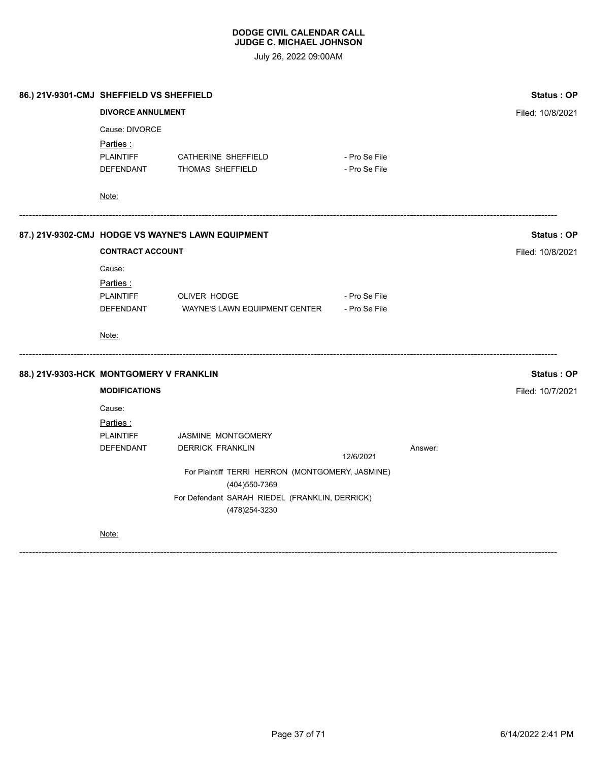**DODGE CIVIL CALENDAR CALL**
**JUDGE C. MICHAEL JOHNSON**

July 26, 2022 09:00AM

**86.) 21V-9301-CMJ SHEFFIELD VS SHEFFIELD** — **Status : OP**

**DIVORCE ANNULMENT** — Filed: 10/8/2021

Cause: DIVORCE

Parties :

| | | |
|---|---|---|
| PLAINTIFF | CATHERINE SHEFFIELD | - Pro Se File |
| DEFENDANT | THOMAS SHEFFIELD | - Pro Se File |

Note:

---

**87.) 21V-9302-CMJ HODGE VS WAYNE'S LAWN EQUIPMENT** — **Status : OP**

**CONTRACT ACCOUNT** — Filed: 10/8/2021

Cause:

Parties :

| | | |
|---|---|---|
| PLAINTIFF | OLIVER HODGE | - Pro Se File |
| DEFENDANT | WAYNE'S LAWN EQUIPMENT CENTER | - Pro Se File |

Note:

---

**88.) 21V-9303-HCK MONTGOMERY V FRANKLIN** — **Status : OP**

**MODIFICATIONS** — Filed: 10/7/2021

Cause:

Parties :

| | | | |
|---|---|---|---|
| PLAINTIFF | JASMINE MONTGOMERY | | |
| DEFENDANT | DERRICK FRANKLIN | 12/6/2021 | Answer: |

For Plaintiff TERRI HERRON (MONTGOMERY, JASMINE)
(404)550-7369

For Defendant SARAH RIEDEL (FRANKLIN, DERRICK)
(478)254-3230

Note:

---

6/14/2022 2:41 PM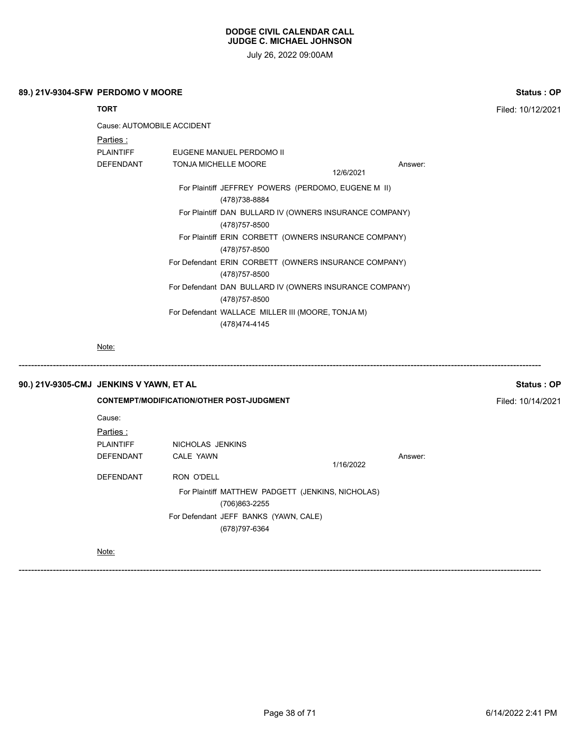**DODGE CIVIL CALENDAR CALL**
**JUDGE C. MICHAEL JOHNSON**

July 26, 2022 09:00AM

**89.) 21V-9304-SFW PERDOMO V MOORE** — **Status : OP**

**TORT** — Filed: 10/12/2021

Cause: AUTOMOBILE ACCIDENT

Parties :

| | | | |
|---|---|---|---|
| PLAINTIFF | EUGENE MANUEL PERDOMO II | | |
| DEFENDANT | TONJA MICHELLE MOORE | 12/6/2021 | Answer: |

For Plaintiff JEFFREY POWERS (PERDOMO, EUGENE M II)
(478)738-8884

For Plaintiff DAN BULLARD IV (OWNERS INSURANCE COMPANY)
(478)757-8500

For Plaintiff ERIN CORBETT (OWNERS INSURANCE COMPANY)
(478)757-8500

For Defendant ERIN CORBETT (OWNERS INSURANCE COMPANY)
(478)757-8500

For Defendant DAN BULLARD IV (OWNERS INSURANCE COMPANY)
(478)757-8500

For Defendant WALLACE MILLER III (MOORE, TONJA M)
(478)474-4145

Note:

---

**90.) 21V-9305-CMJ JENKINS V YAWN, ET AL** — **Status : OP**

**CONTEMPT/MODIFICATION/OTHER POST-JUDGMENT** — Filed: 10/14/2021

Cause:

Parties :

| | | | |
|---|---|---|---|
| PLAINTIFF | NICHOLAS JENKINS | | |
| DEFENDANT | CALE YAWN | 1/16/2022 | Answer: |
| DEFENDANT | RON O'DELL | | |

For Plaintiff MATTHEW PADGETT (JENKINS, NICHOLAS)
(706)863-2255

For Defendant JEFF BANKS (YAWN, CALE)
(678)797-6364

Note:

---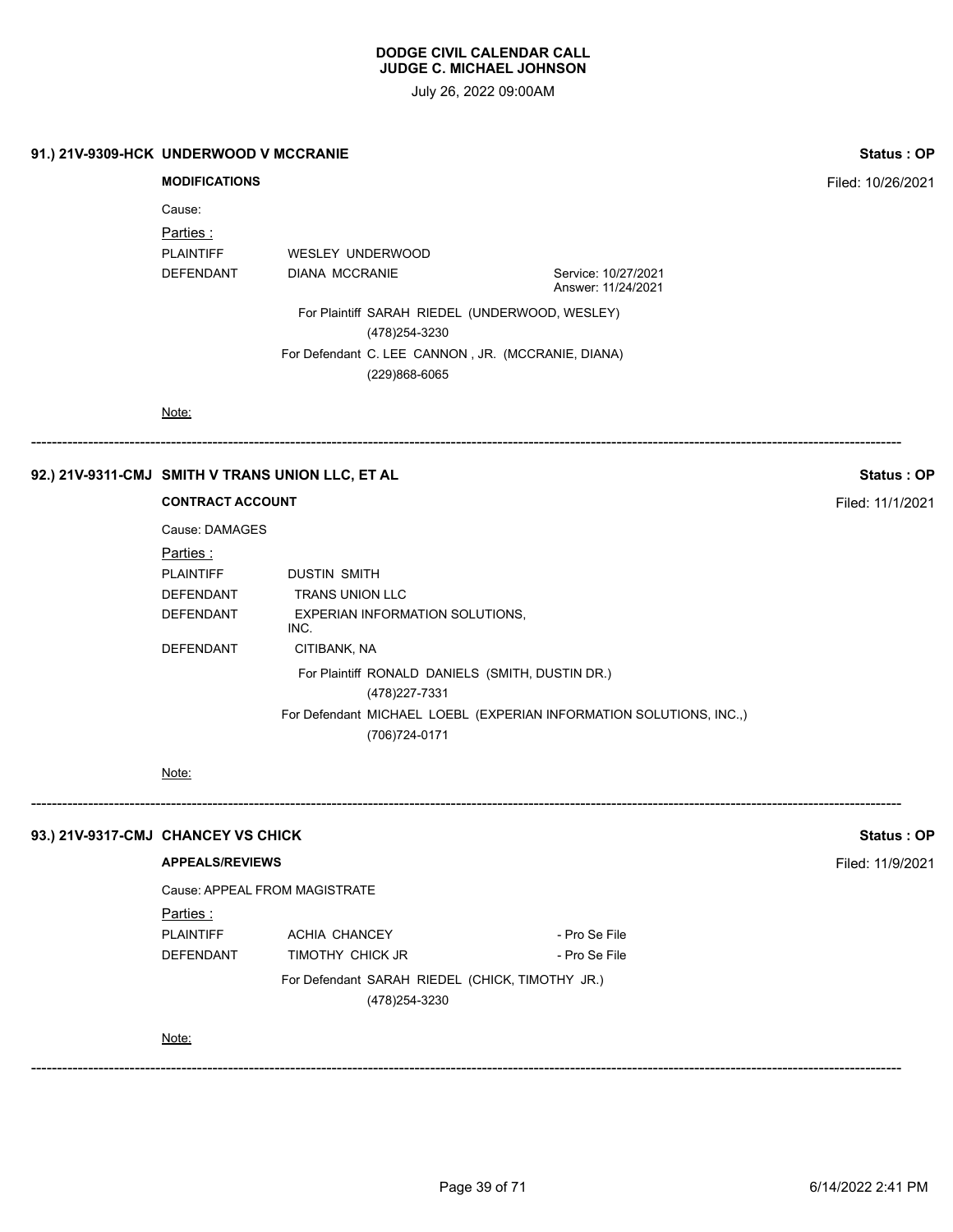**DODGE CIVIL CALENDAR CALL**
**JUDGE C. MICHAEL JOHNSON**

July 26, 2022 09:00AM

---

### 91.) 21V-9309-HCK UNDERWOOD V MCCRANIE

**Status : OP**

**MODIFICATIONS**

Filed: 10/26/2021

Cause:

Parties :

| | | |
|---|---|---|
| PLAINTIFF | WESLEY UNDERWOOD | |
| DEFENDANT | DIANA MCCRANIE | Service: 10/27/2021<br>Answer: 11/24/2021 |

For Plaintiff SARAH RIEDEL (UNDERWOOD, WESLEY)
(478)254-3230

For Defendant C. LEE CANNON , JR. (MCCRANIE, DIANA)
(229)868-6065

Note:

---

### 92.) 21V-9311-CMJ SMITH V TRANS UNION LLC, ET AL

**Status : OP**

**CONTRACT ACCOUNT**

Filed: 11/1/2021

Cause: DAMAGES

Parties :

| | |
|---|---|
| PLAINTIFF | DUSTIN SMITH |
| DEFENDANT | TRANS UNION LLC |
| DEFENDANT | EXPERIAN INFORMATION SOLUTIONS, INC. |
| DEFENDANT | CITIBANK, NA |

For Plaintiff RONALD DANIELS (SMITH, DUSTIN DR.)
(478)227-7331

For Defendant MICHAEL LOEBL (EXPERIAN INFORMATION SOLUTIONS, INC.,)
(706)724-0171

Note:

---

### 93.) 21V-9317-CMJ CHANCEY VS CHICK

**Status : OP**

**APPEALS/REVIEWS**

Filed: 11/9/2021

Cause: APPEAL FROM MAGISTRATE

Parties :

| | | |
|---|---|---|
| PLAINTIFF | ACHIA CHANCEY | - Pro Se File |
| DEFENDANT | TIMOTHY CHICK JR | - Pro Se File |

For Defendant SARAH RIEDEL (CHICK, TIMOTHY JR.)
(478)254-3230

Note:

---

6/14/2022 2:41 PM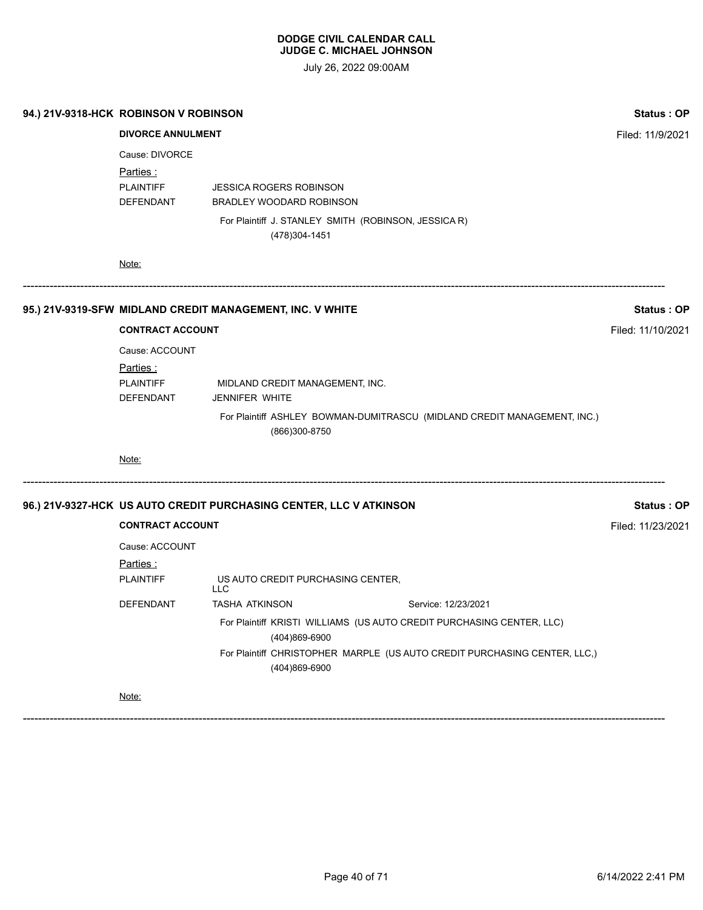# DODGE CIVIL CALENDAR CALL
## JUDGE C. MICHAEL JOHNSON

July 26, 2022 09:00AM

**94.) 21V-9318-HCK ROBINSON V ROBINSON** — **Status : OP**

**DIVORCE ANNULMENT** — Filed: 11/9/2021

Cause: DIVORCE

Parties :

| | | |
|---|---|---|
| PLAINTIFF | JESSICA ROGERS ROBINSON | |
| DEFENDANT | BRADLEY WOODARD ROBINSON | |

For Plaintiff J. STANLEY SMITH (ROBINSON, JESSICA R)
(478)304-1451

Note:

---

**95.) 21V-9319-SFW MIDLAND CREDIT MANAGEMENT, INC. V WHITE** — **Status : OP**

**CONTRACT ACCOUNT** — Filed: 11/10/2021

Cause: ACCOUNT

Parties :

| | | |
|---|---|---|
| PLAINTIFF | MIDLAND CREDIT MANAGEMENT, INC. | |
| DEFENDANT | JENNIFER WHITE | |

For Plaintiff ASHLEY BOWMAN-DUMITRASCU (MIDLAND CREDIT MANAGEMENT, INC.)
(866)300-8750

Note:

---

**96.) 21V-9327-HCK US AUTO CREDIT PURCHASING CENTER, LLC V ATKINSON** — **Status : OP**

**CONTRACT ACCOUNT** — Filed: 11/23/2021

Cause: ACCOUNT

Parties :

| | | |
|---|---|---|
| PLAINTIFF | US AUTO CREDIT PURCHASING CENTER, LLC | |
| DEFENDANT | TASHA ATKINSON | Service: 12/23/2021 |

For Plaintiff KRISTI WILLIAMS (US AUTO CREDIT PURCHASING CENTER, LLC)
(404)869-6900

For Plaintiff CHRISTOPHER MARPLE (US AUTO CREDIT PURCHASING CENTER, LLC,)
(404)869-6900

Note:

---

6/14/2022 2:41 PM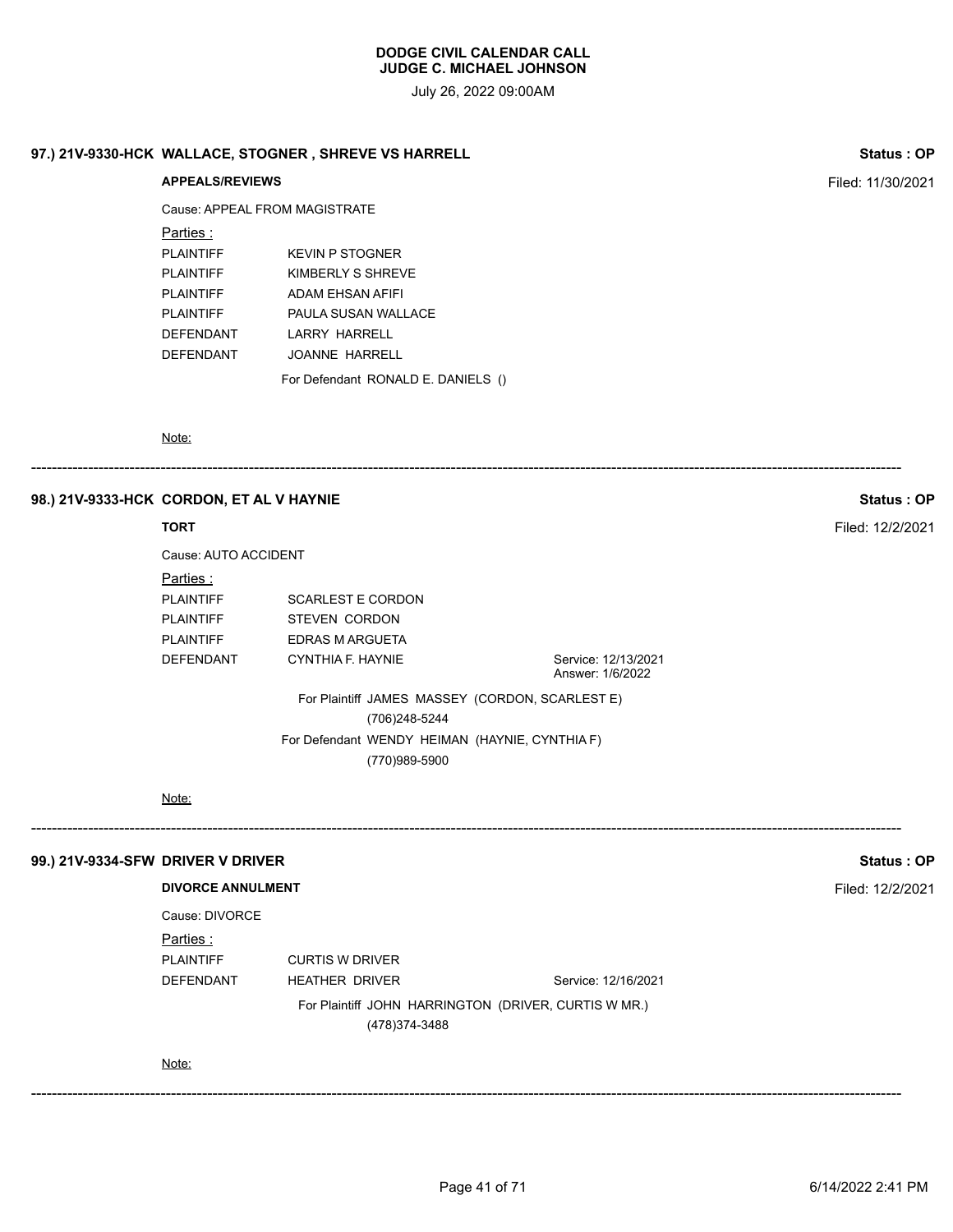**DODGE CIVIL CALENDAR CALL**
**JUDGE C. MICHAEL JOHNSON**

July 26, 2022 09:00AM

**97.) 21V-9330-HCK WALLACE, STOGNER , SHREVE VS HARRELL** — **Status : OP**

**APPEALS/REVIEWS** — Filed: 11/30/2021

Cause: APPEAL FROM MAGISTRATE

Parties :

| | | |
|---|---|---|
| PLAINTIFF | KEVIN P STOGNER | |
| PLAINTIFF | KIMBERLY S SHREVE | |
| PLAINTIFF | ADAM EHSAN AFIFI | |
| PLAINTIFF | PAULA SUSAN WALLACE | |
| DEFENDANT | LARRY HARRELL | |
| DEFENDANT | JOANNE HARRELL | |

For Defendant RONALD E. DANIELS ()

Note:

---

**98.) 21V-9333-HCK CORDON, ET AL V HAYNIE** — **Status : OP**

**TORT** — Filed: 12/2/2021

Cause: AUTO ACCIDENT

Parties :

| | | |
|---|---|---|
| PLAINTIFF | SCARLEST E CORDON | |
| PLAINTIFF | STEVEN CORDON | |
| PLAINTIFF | EDRAS M ARGUETA | |
| DEFENDANT | CYNTHIA F. HAYNIE | Service: 12/13/2021<br>Answer: 1/6/2022 |

For Plaintiff JAMES MASSEY (CORDON, SCARLEST E)
(706)248-5244

For Defendant WENDY HEIMAN (HAYNIE, CYNTHIA F)
(770)989-5900

Note:

---

**99.) 21V-9334-SFW DRIVER V DRIVER** — **Status : OP**

**DIVORCE ANNULMENT** — Filed: 12/2/2021

Cause: DIVORCE

Parties :

| | | |
|---|---|---|
| PLAINTIFF | CURTIS W DRIVER | |
| DEFENDANT | HEATHER DRIVER | Service: 12/16/2021 |

For Plaintiff JOHN HARRINGTON (DRIVER, CURTIS W MR.)
(478)374-3488

Note:

---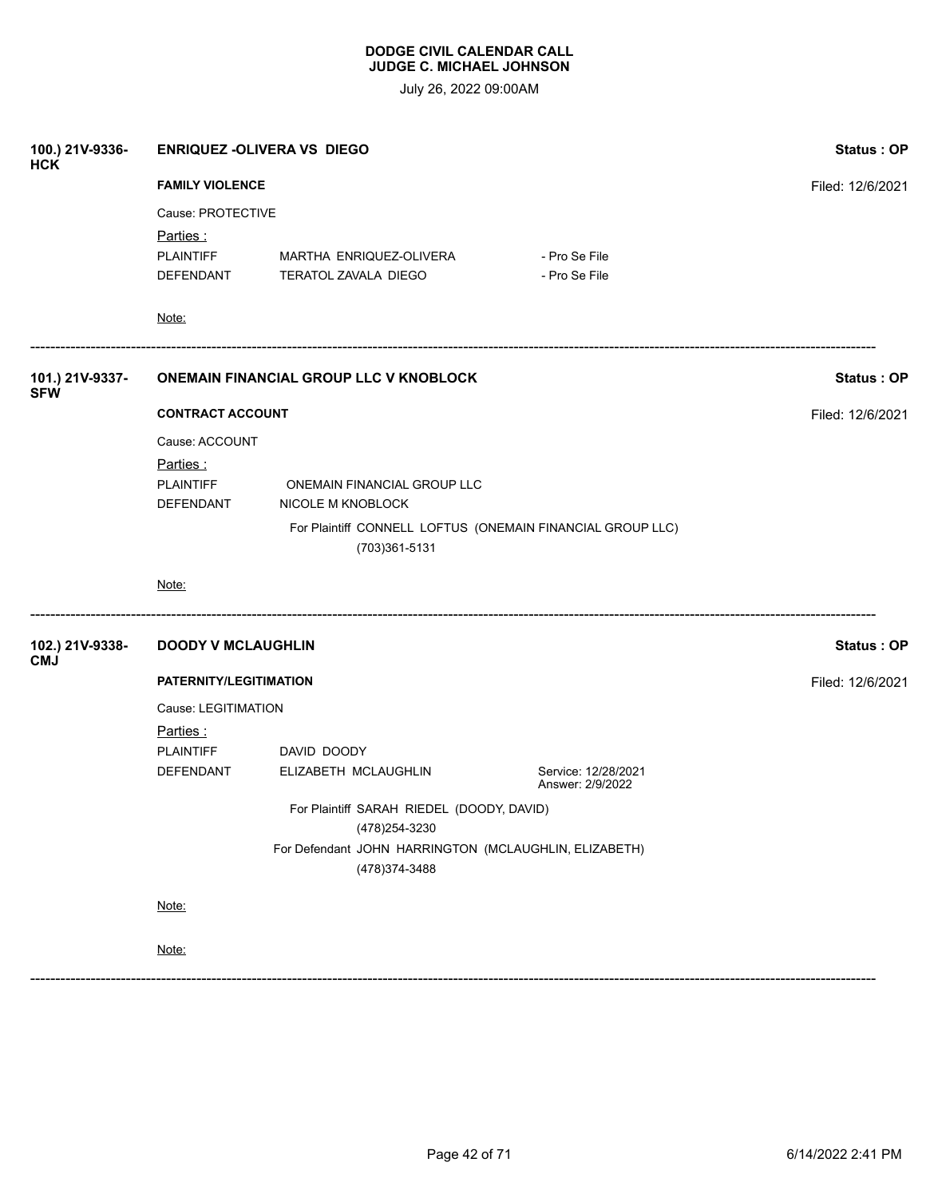**DODGE CIVIL CALENDAR CALL**
**JUDGE C. MICHAEL JOHNSON**

July 26, 2022 09:00AM

**100.) 21V-9336-HCK** **ENRIQUEZ -OLIVERA VS DIEGO** **Status : OP**

**FAMILY VIOLENCE** Filed: 12/6/2021

Cause: PROTECTIVE

Parties :

| | | |
|---|---|---|
| PLAINTIFF | MARTHA ENRIQUEZ-OLIVERA | - Pro Se File |
| DEFENDANT | TERATOL ZAVALA DIEGO | - Pro Se File |

Note:

---

**101.) 21V-9337-SFW** **ONEMAIN FINANCIAL GROUP LLC V KNOBLOCK** **Status : OP**

**CONTRACT ACCOUNT** Filed: 12/6/2021

Cause: ACCOUNT

Parties :

| | |
|---|---|
| PLAINTIFF | ONEMAIN FINANCIAL GROUP LLC |
| DEFENDANT | NICOLE M KNOBLOCK |

For Plaintiff CONNELL LOFTUS (ONEMAIN FINANCIAL GROUP LLC)
(703)361-5131

Note:

---

**102.) 21V-9338-CMJ** **DOODY V MCLAUGHLIN** **Status : OP**

**PATERNITY/LEGITIMATION** Filed: 12/6/2021

Cause: LEGITIMATION

Parties :

| | | |
|---|---|---|
| PLAINTIFF | DAVID DOODY | |
| DEFENDANT | ELIZABETH MCLAUGHLIN | Service: 12/28/2021 Answer: 2/9/2022 |

For Plaintiff SARAH RIEDEL (DOODY, DAVID)
(478)254-3230

For Defendant JOHN HARRINGTON (MCLAUGHLIN, ELIZABETH)
(478)374-3488

Note:

Note:

---

6/14/2022 2:41 PM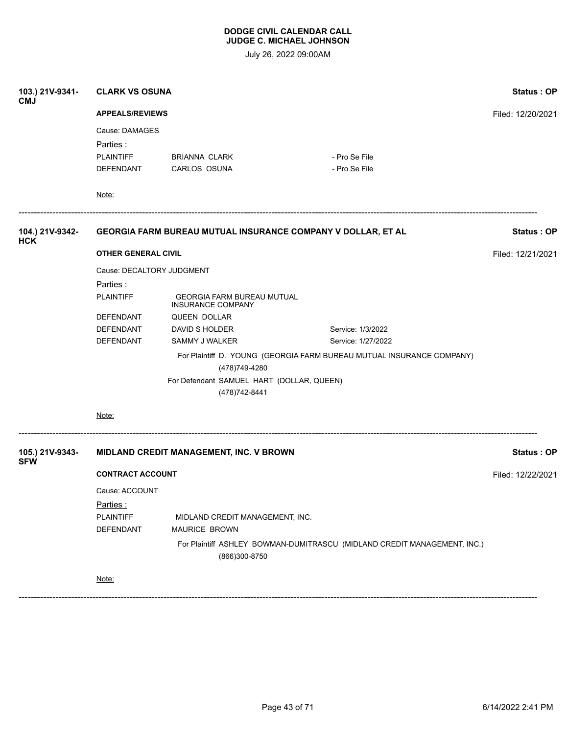**DODGE CIVIL CALENDAR CALL**
**JUDGE C. MICHAEL JOHNSON**

July 26, 2022 09:00AM

**103.) 21V-9341-CMJ** **CLARK VS OSUNA** **Status : OP**

**APPEALS/REVIEWS** Filed: 12/20/2021

Cause: DAMAGES

Parties :

| | | |
|---|---|---|
| PLAINTIFF | BRIANNA CLARK | - Pro Se File |
| DEFENDANT | CARLOS OSUNA | - Pro Se File |

Note:

---

**104.) 21V-9342-HCK** **GEORGIA FARM BUREAU MUTUAL INSURANCE COMPANY V DOLLAR, ET AL** **Status : OP**

**OTHER GENERAL CIVIL** Filed: 12/21/2021

Cause: DECALTORY JUDGMENT

Parties :

| | | |
|---|---|---|
| PLAINTIFF | GEORGIA FARM BUREAU MUTUAL INSURANCE COMPANY | |
| DEFENDANT | QUEEN DOLLAR | |
| DEFENDANT | DAVID S HOLDER | Service: 1/3/2022 |
| DEFENDANT | SAMMY J WALKER | Service: 1/27/2022 |

For Plaintiff D. YOUNG (GEORGIA FARM BUREAU MUTUAL INSURANCE COMPANY)
(478)749-4280

For Defendant SAMUEL HART (DOLLAR, QUEEN)
(478)742-8441

Note:

---

**105.) 21V-9343-SFW** **MIDLAND CREDIT MANAGEMENT, INC. V BROWN** **Status : OP**

**CONTRACT ACCOUNT** Filed: 12/22/2021

Cause: ACCOUNT

Parties :

| | |
|---|---|
| PLAINTIFF | MIDLAND CREDIT MANAGEMENT, INC. |
| DEFENDANT | MAURICE BROWN |

For Plaintiff ASHLEY BOWMAN-DUMITRASCU (MIDLAND CREDIT MANAGEMENT, INC.)
(866)300-8750

Note:

---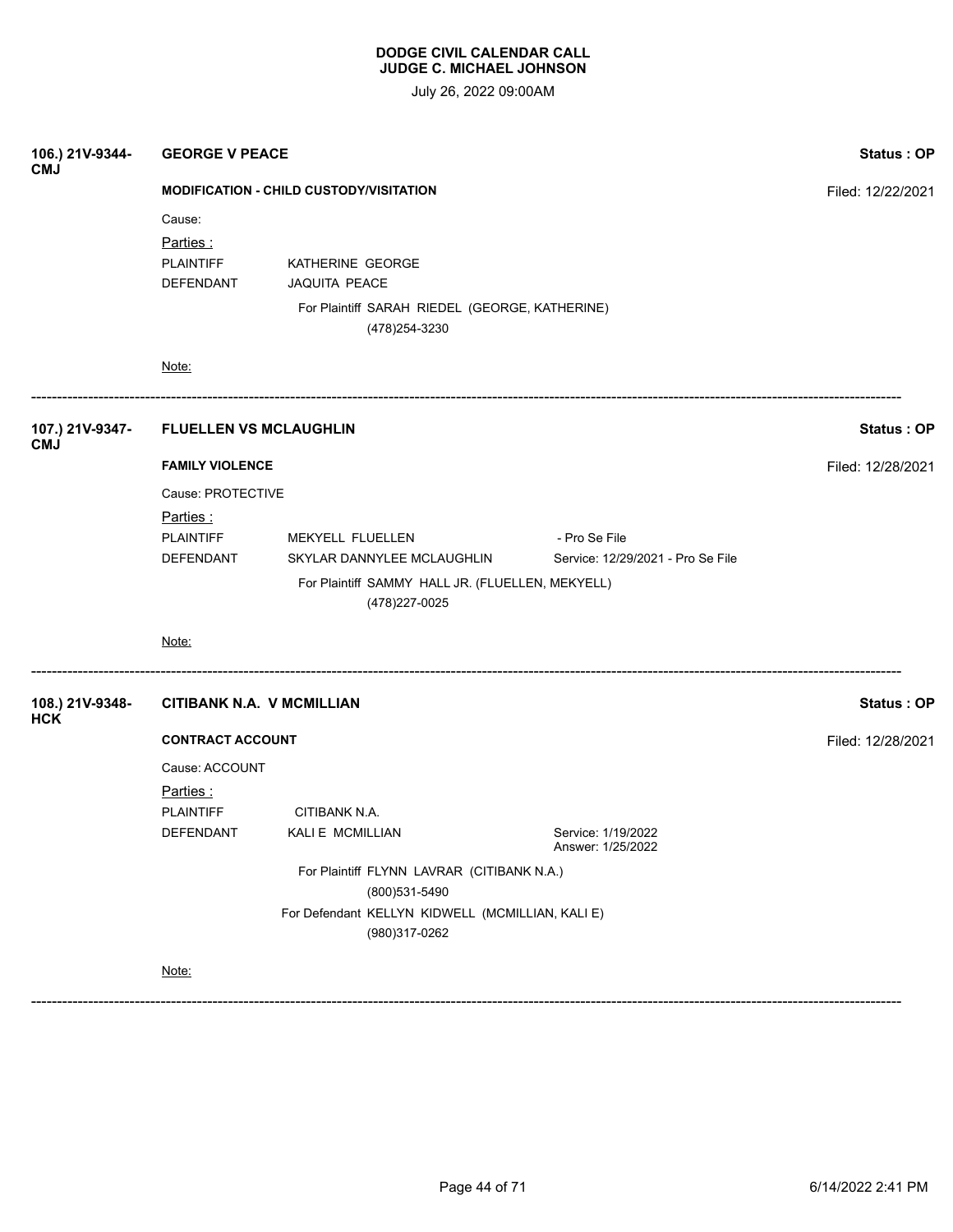**DODGE CIVIL CALENDAR CALL**
**JUDGE C. MICHAEL JOHNSON**

July 26, 2022 09:00AM

---

**106.) 21V-9344-CMJ** — **GEORGE V PEACE** — **Status : OP**

**MODIFICATION - CHILD CUSTODY/VISITATION** — Filed: 12/22/2021

Cause:

Parties :

| | | |
|---|---|---|
| PLAINTIFF | KATHERINE GEORGE | |
| DEFENDANT | JAQUITA PEACE | |

For Plaintiff SARAH RIEDEL (GEORGE, KATHERINE)
(478)254-3230

Note:

---

**107.) 21V-9347-CMJ** — **FLUELLEN VS MCLAUGHLIN** — **Status : OP**

**FAMILY VIOLENCE** — Filed: 12/28/2021

Cause: PROTECTIVE

Parties :

| | | |
|---|---|---|
| PLAINTIFF | MEKYELL FLUELLEN | - Pro Se File |
| DEFENDANT | SKYLAR DANNYLEE MCLAUGHLIN | Service: 12/29/2021 - Pro Se File |

For Plaintiff SAMMY HALL JR. (FLUELLEN, MEKYELL)
(478)227-0025

Note:

---

**108.) 21V-9348-HCK** — **CITIBANK N.A. V MCMILLIAN** — **Status : OP**

**CONTRACT ACCOUNT** — Filed: 12/28/2021

Cause: ACCOUNT

Parties :

| | | |
|---|---|---|
| PLAINTIFF | CITIBANK N.A. | |
| DEFENDANT | KALI E MCMILLIAN | Service: 1/19/2022 Answer: 1/25/2022 |

For Plaintiff FLYNN LAVRAR (CITIBANK N.A.)
(800)531-5490

For Defendant KELLYN KIDWELL (MCMILLIAN, KALI E)
(980)317-0262

Note:

---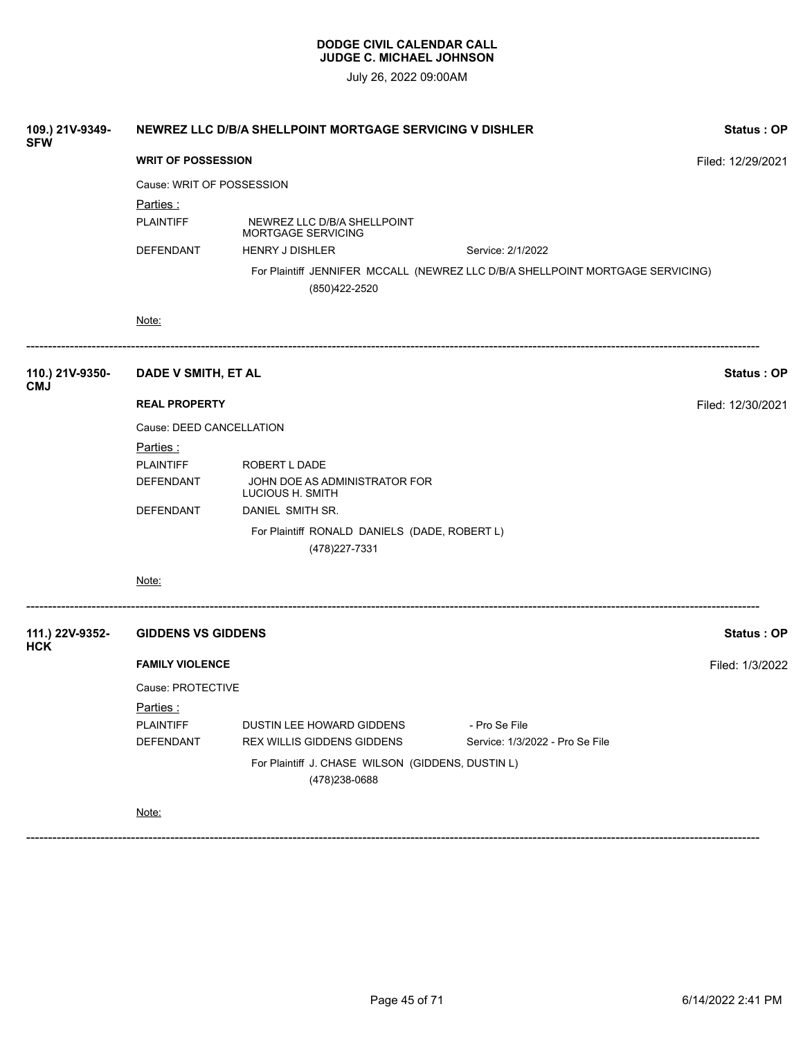**DODGE CIVIL CALENDAR CALL**
**JUDGE C. MICHAEL JOHNSON**

July 26, 2022 09:00AM

**109.) 21V-9349-SFW** — **NEWREZ LLC D/B/A SHELLPOINT MORTGAGE SERVICING V DISHLER** — **Status : OP**

**WRIT OF POSSESSION** — Filed: 12/29/2021

Cause: WRIT OF POSSESSION

Parties :

| | | |
|---|---|---|
| PLAINTIFF | NEWREZ LLC D/B/A SHELLPOINT MORTGAGE SERVICING | |
| DEFENDANT | HENRY J DISHLER | Service: 2/1/2022 |

For Plaintiff JENNIFER MCCALL (NEWREZ LLC D/B/A SHELLPOINT MORTGAGE SERVICING)
(850)422-2520

Note:

---

**110.) 21V-9350-CMJ** — **DADE V SMITH, ET AL** — **Status : OP**

**REAL PROPERTY** — Filed: 12/30/2021

Cause: DEED CANCELLATION

Parties :

| | |
|---|---|
| PLAINTIFF | ROBERT L DADE |
| DEFENDANT | JOHN DOE AS ADMINISTRATOR FOR LUCIOUS H. SMITH |
| DEFENDANT | DANIEL SMITH SR. |

For Plaintiff RONALD DANIELS (DADE, ROBERT L)
(478)227-7331

Note:

---

**111.) 22V-9352-HCK** — **GIDDENS VS GIDDENS** — **Status : OP**

**FAMILY VIOLENCE** — Filed: 1/3/2022

Cause: PROTECTIVE

Parties :

| | | |
|---|---|---|
| PLAINTIFF | DUSTIN LEE HOWARD GIDDENS | - Pro Se File |
| DEFENDANT | REX WILLIS GIDDENS GIDDENS | Service: 1/3/2022 - Pro Se File |

For Plaintiff J. CHASE WILSON (GIDDENS, DUSTIN L)
(478)238-0688

Note:

---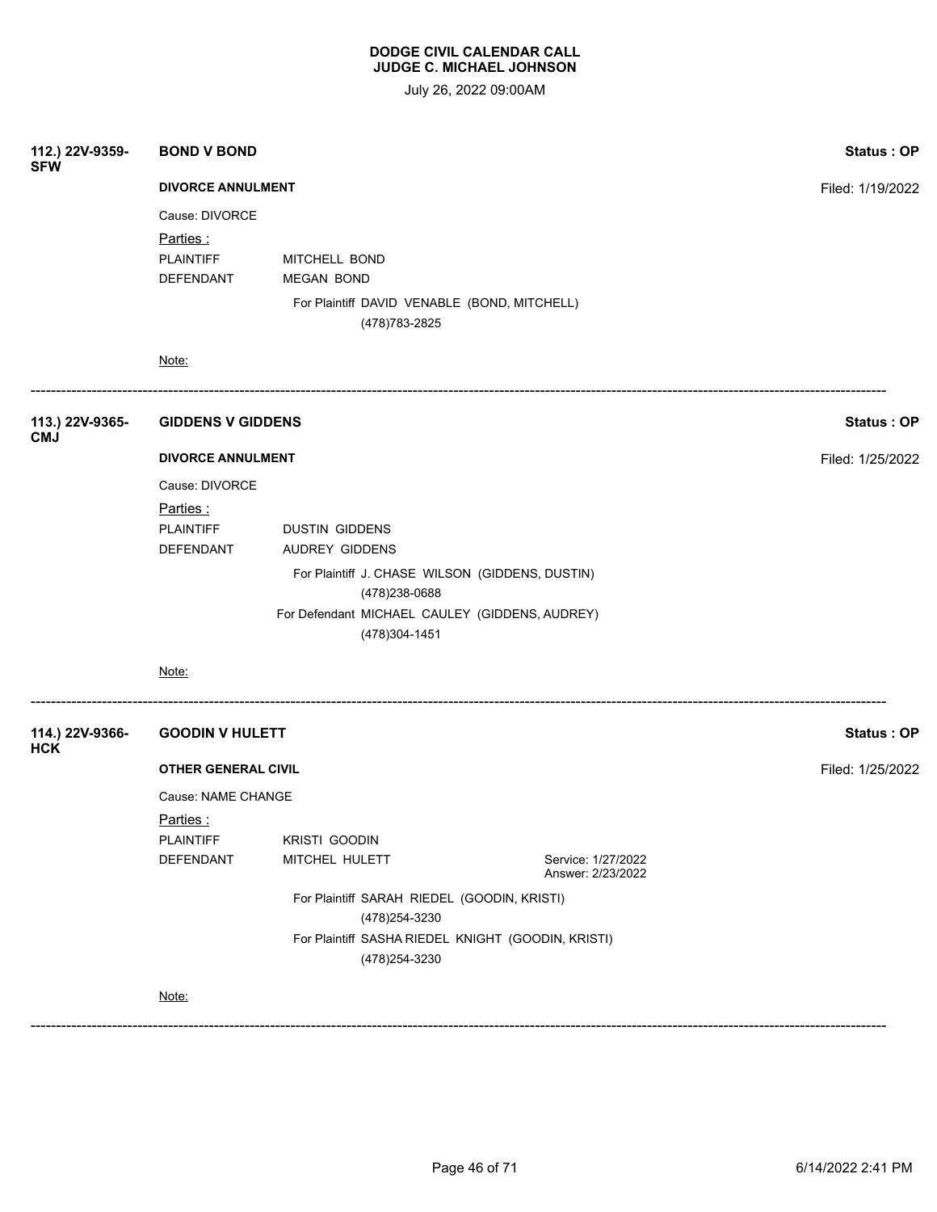**DODGE CIVIL CALENDAR CALL**
**JUDGE C. MICHAEL JOHNSON**

July 26, 2022 09:00AM

**112.) 22V-9359-SFW** **BOND V BOND** **Status : OP**

**DIVORCE ANNULMENT** Filed: 1/19/2022

Cause: DIVORCE

Parties :

PLAINTIFF MITCHELL BOND

DEFENDANT MEGAN BOND

For Plaintiff DAVID VENABLE (BOND, MITCHELL)
(478)783-2825

Note:

---

**113.) 22V-9365-CMJ** **GIDDENS V GIDDENS** **Status : OP**

**DIVORCE ANNULMENT** Filed: 1/25/2022

Cause: DIVORCE

Parties :

PLAINTIFF DUSTIN GIDDENS

DEFENDANT AUDREY GIDDENS

For Plaintiff J. CHASE WILSON (GIDDENS, DUSTIN)
(478)238-0688

For Defendant MICHAEL CAULEY (GIDDENS, AUDREY)
(478)304-1451

Note:

---

**114.) 22V-9366-HCK** **GOODIN V HULETT** **Status : OP**

**OTHER GENERAL CIVIL** Filed: 1/25/2022

Cause: NAME CHANGE

Parties :

PLAINTIFF KRISTI GOODIN

DEFENDANT MITCHEL HULETT Service: 1/27/2022 Answer: 2/23/2022

For Plaintiff SARAH RIEDEL (GOODIN, KRISTI)
(478)254-3230

For Plaintiff SASHA RIEDEL KNIGHT (GOODIN, KRISTI)
(478)254-3230

Note:

---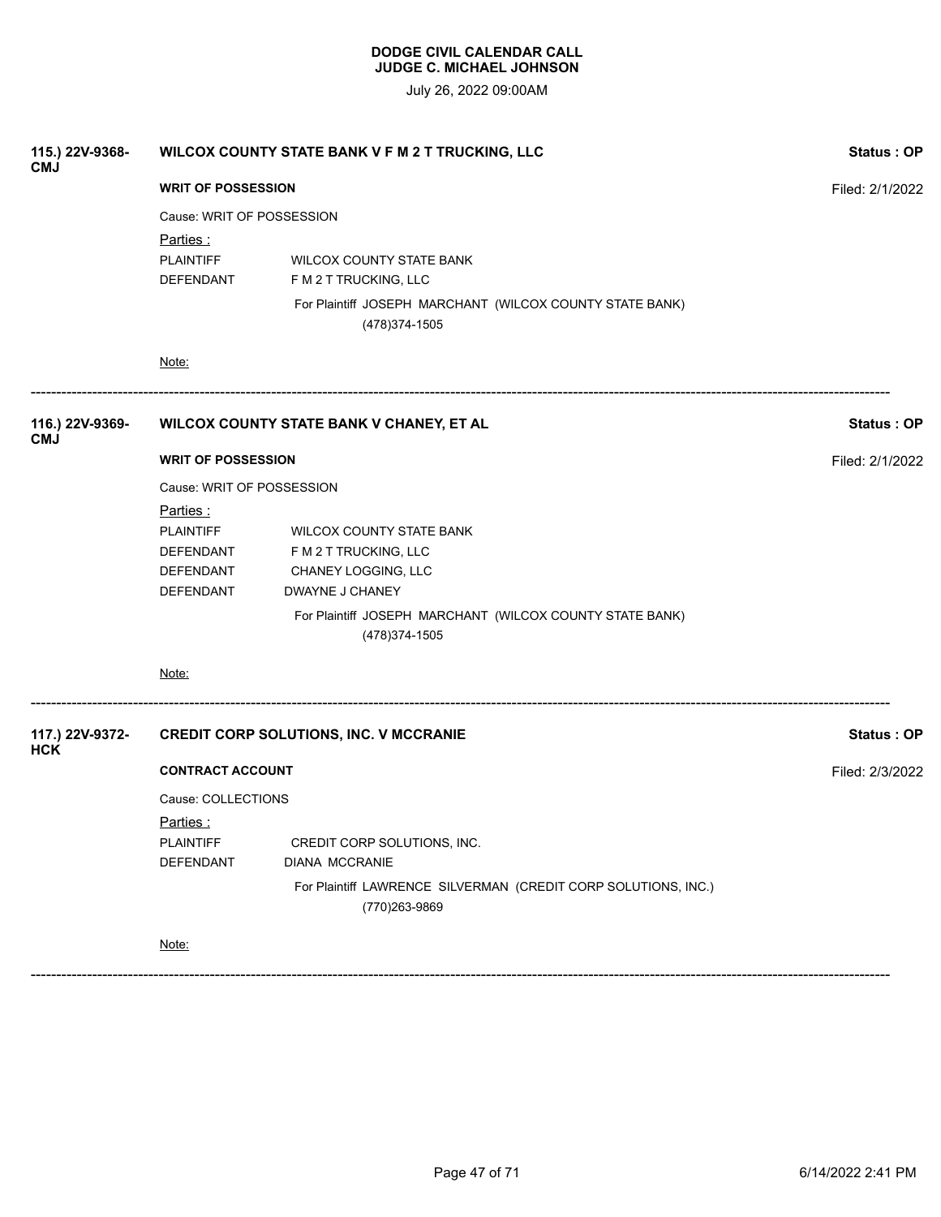**DODGE CIVIL CALENDAR CALL**
**JUDGE C. MICHAEL JOHNSON**

July 26, 2022 09:00AM

---

**115.) 22V-9368-CMJ** — **WILCOX COUNTY STATE BANK V F M 2 T TRUCKING, LLC** — **Status : OP**

**WRIT OF POSSESSION** — Filed: 2/1/2022

Cause: WRIT OF POSSESSION

Parties :

| | |
|---|---|
| PLAINTIFF | WILCOX COUNTY STATE BANK |
| DEFENDANT | F M 2 T TRUCKING, LLC |

For Plaintiff JOSEPH MARCHANT (WILCOX COUNTY STATE BANK)
(478)374-1505

Note:

---

**116.) 22V-9369-CMJ** — **WILCOX COUNTY STATE BANK V CHANEY, ET AL** — **Status : OP**

**WRIT OF POSSESSION** — Filed: 2/1/2022

Cause: WRIT OF POSSESSION

Parties :

| | |
|---|---|
| PLAINTIFF | WILCOX COUNTY STATE BANK |
| DEFENDANT | F M 2 T TRUCKING, LLC |
| DEFENDANT | CHANEY LOGGING, LLC |
| DEFENDANT | DWAYNE J CHANEY |

For Plaintiff JOSEPH MARCHANT (WILCOX COUNTY STATE BANK)
(478)374-1505

Note:

---

**117.) 22V-9372-HCK** — **CREDIT CORP SOLUTIONS, INC. V MCCRANIE** — **Status : OP**

**CONTRACT ACCOUNT** — Filed: 2/3/2022

Cause: COLLECTIONS

Parties :

| | |
|---|---|
| PLAINTIFF | CREDIT CORP SOLUTIONS, INC. |
| DEFENDANT | DIANA MCCRANIE |

For Plaintiff LAWRENCE SILVERMAN (CREDIT CORP SOLUTIONS, INC.)
(770)263-9869

Note:

---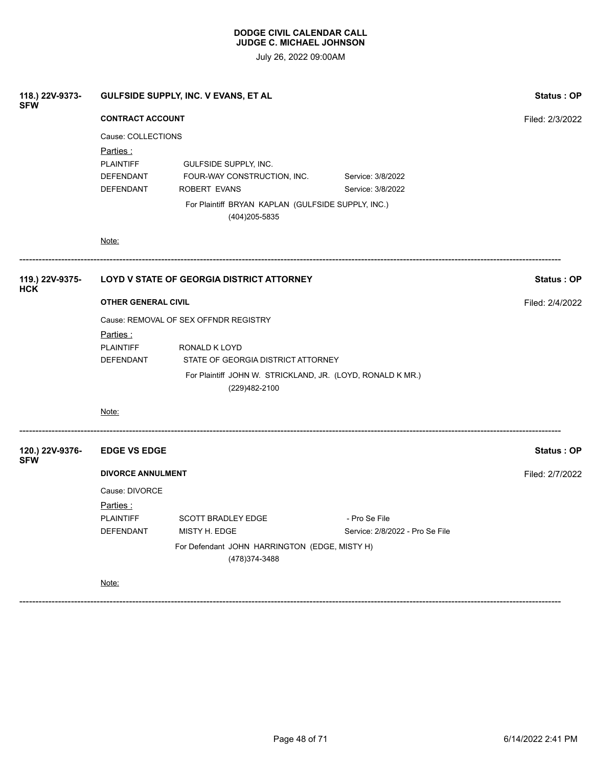# DODGE CIVIL CALENDAR CALL
## JUDGE C. MICHAEL JOHNSON

July 26, 2022 09:00AM

---

**118.) 22V-9373-SFW** — **GULFSIDE SUPPLY, INC. V EVANS, ET AL** — **Status : OP**

**CONTRACT ACCOUNT** — Filed: 2/3/2022

Cause: COLLECTIONS

Parties :

| | | |
|---|---|---|
| PLAINTIFF | GULFSIDE SUPPLY, INC. | |
| DEFENDANT | FOUR-WAY CONSTRUCTION, INC. | Service: 3/8/2022 |
| DEFENDANT | ROBERT EVANS | Service: 3/8/2022 |

For Plaintiff BRYAN KAPLAN (GULFSIDE SUPPLY, INC.)
(404)205-5835

Note:

---

**119.) 22V-9375-HCK** — **LOYD V STATE OF GEORGIA DISTRICT ATTORNEY** — **Status : OP**

**OTHER GENERAL CIVIL** — Filed: 2/4/2022

Cause: REMOVAL OF SEX OFFNDR REGISTRY

Parties :

| | |
|---|---|
| PLAINTIFF | RONALD K LOYD |
| DEFENDANT | STATE OF GEORGIA DISTRICT ATTORNEY |

For Plaintiff JOHN W. STRICKLAND, JR. (LOYD, RONALD K MR.)
(229)482-2100

Note:

---

**120.) 22V-9376-SFW** — **EDGE VS EDGE** — **Status : OP**

**DIVORCE ANNULMENT** — Filed: 2/7/2022

Cause: DIVORCE

Parties :

| | | |
|---|---|---|
| PLAINTIFF | SCOTT BRADLEY EDGE | - Pro Se File |
| DEFENDANT | MISTY H. EDGE | Service: 2/8/2022 - Pro Se File |

For Defendant JOHN HARRINGTON (EDGE, MISTY H)
(478)374-3488

Note:

---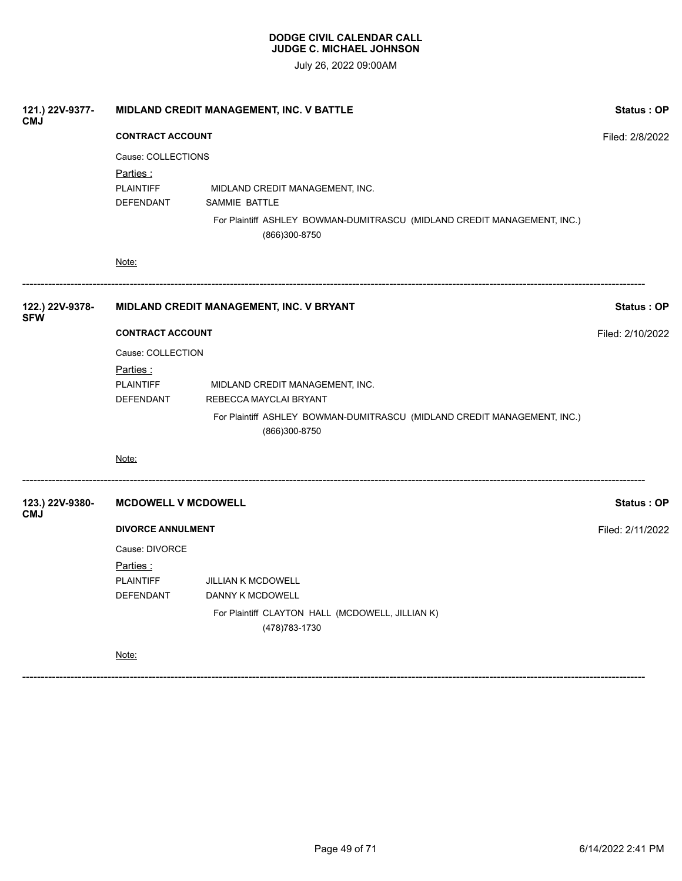**DODGE CIVIL CALENDAR CALL**
**JUDGE C. MICHAEL JOHNSON**

July 26, 2022 09:00AM

---

**121.) 22V-9377-CMJ** — **MIDLAND CREDIT MANAGEMENT, INC. V BATTLE** — **Status : OP**

**CONTRACT ACCOUNT** — Filed: 2/8/2022

Cause: COLLECTIONS

Parties :

PLAINTIFF — MIDLAND CREDIT MANAGEMENT, INC.

DEFENDANT — SAMMIE BATTLE

For Plaintiff ASHLEY BOWMAN-DUMITRASCU (MIDLAND CREDIT MANAGEMENT, INC.)
(866)300-8750

Note:

---

**122.) 22V-9378-SFW** — **MIDLAND CREDIT MANAGEMENT, INC. V BRYANT** — **Status : OP**

**CONTRACT ACCOUNT** — Filed: 2/10/2022

Cause: COLLECTION

Parties :

PLAINTIFF — MIDLAND CREDIT MANAGEMENT, INC.

DEFENDANT — REBECCA MAYCLAI BRYANT

For Plaintiff ASHLEY BOWMAN-DUMITRASCU (MIDLAND CREDIT MANAGEMENT, INC.)
(866)300-8750

Note:

---

**123.) 22V-9380-CMJ** — **MCDOWELL V MCDOWELL** — **Status : OP**

**DIVORCE ANNULMENT** — Filed: 2/11/2022

Cause: DIVORCE

Parties :

PLAINTIFF — JILLIAN K MCDOWELL

DEFENDANT — DANNY K MCDOWELL

For Plaintiff CLAYTON HALL (MCDOWELL, JILLIAN K)
(478)783-1730

Note:

---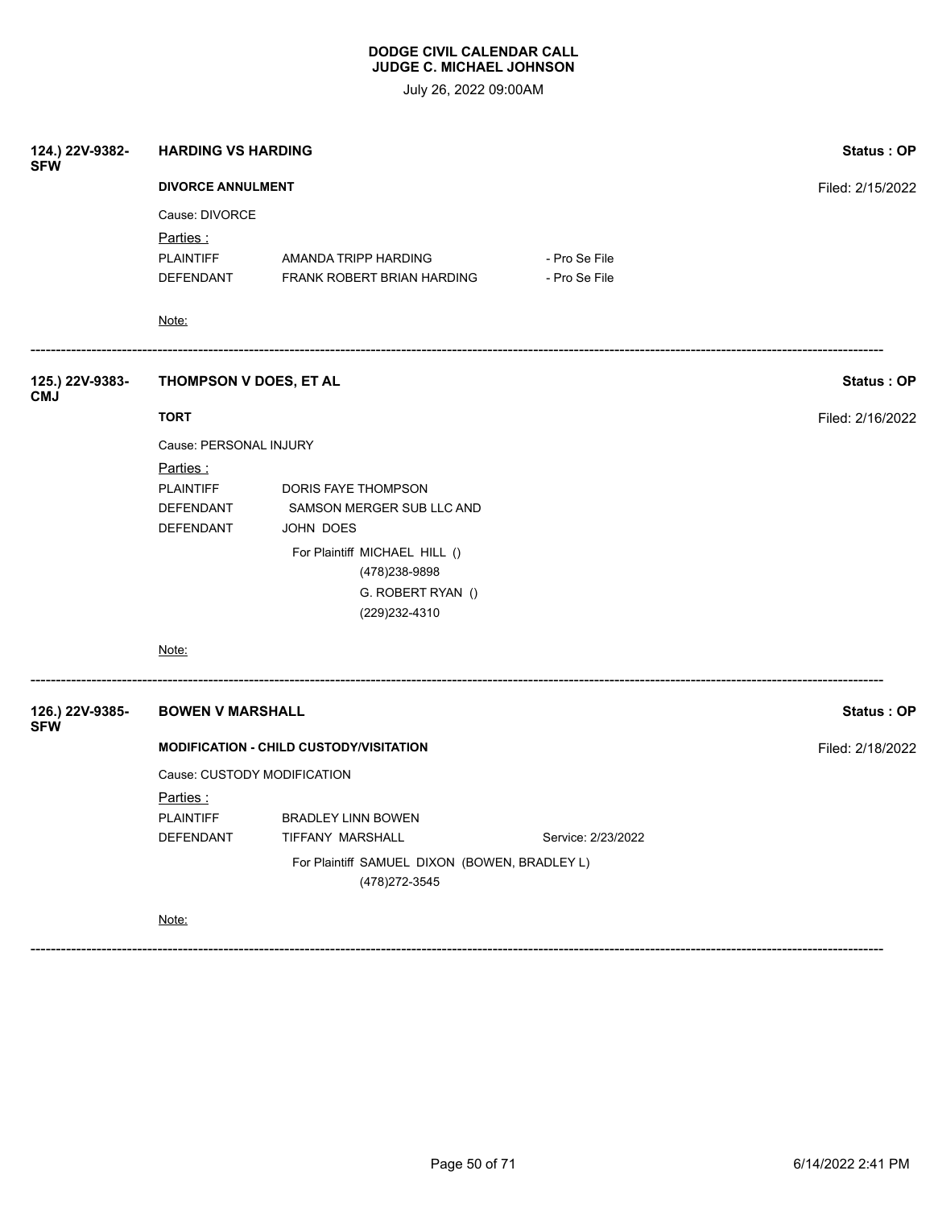**DODGE CIVIL CALENDAR CALL**
**JUDGE C. MICHAEL JOHNSON**

July 26, 2022 09:00AM

**124.) 22V-9382-SFW** **HARDING VS HARDING** **Status : OP**

**DIVORCE ANNULMENT** Filed: 2/15/2022

Cause: DIVORCE

Parties :

| | | |
|---|---|---|
| PLAINTIFF | AMANDA TRIPP HARDING | - Pro Se File |
| DEFENDANT | FRANK ROBERT BRIAN HARDING | - Pro Se File |

Note:

---

**125.) 22V-9383-CMJ** **THOMPSON V DOES, ET AL** **Status : OP**

**TORT** Filed: 2/16/2022

Cause: PERSONAL INJURY

Parties :

| | |
|---|---|
| PLAINTIFF | DORIS FAYE THOMPSON |
| DEFENDANT | SAMSON MERGER SUB LLC AND |
| DEFENDANT | JOHN DOES |

For Plaintiff MICHAEL HILL ()
(478)238-9898
G. ROBERT RYAN ()
(229)232-4310

Note:

---

**126.) 22V-9385-SFW** **BOWEN V MARSHALL** **Status : OP**

**MODIFICATION - CHILD CUSTODY/VISITATION** Filed: 2/18/2022

Cause: CUSTODY MODIFICATION

Parties :

| | | |
|---|---|---|
| PLAINTIFF | BRADLEY LINN BOWEN | |
| DEFENDANT | TIFFANY MARSHALL | Service: 2/23/2022 |

For Plaintiff SAMUEL DIXON (BOWEN, BRADLEY L)
(478)272-3545

Note:

---

6/14/2022 2:41 PM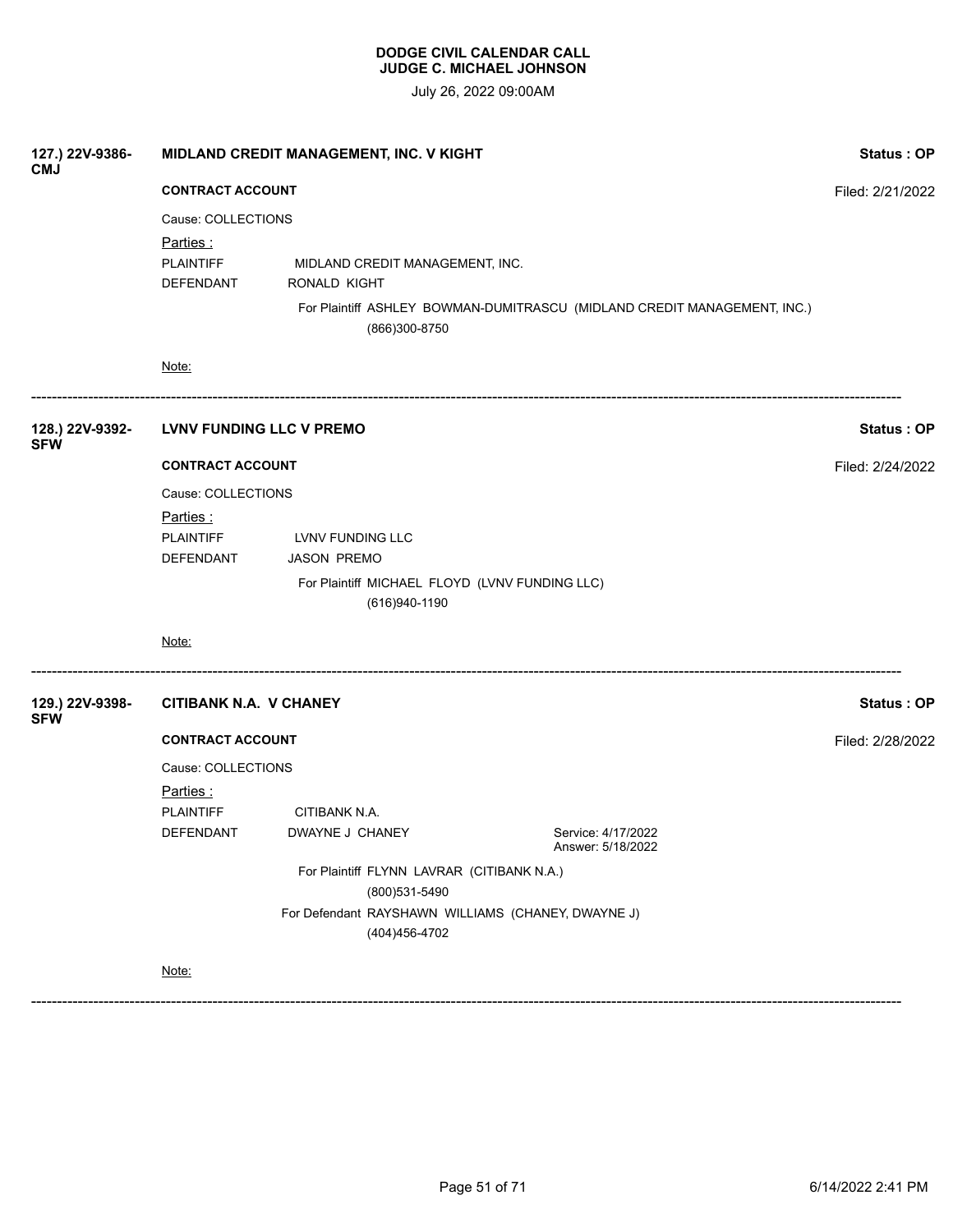**DODGE CIVIL CALENDAR CALL**
**JUDGE C. MICHAEL JOHNSON**

July 26, 2022 09:00AM

**127.) 22V-9386-CMJ** **MIDLAND CREDIT MANAGEMENT, INC. V KIGHT** **Status : OP**

**CONTRACT ACCOUNT** Filed: 2/21/2022

Cause: COLLECTIONS

Parties :

PLAINTIFF MIDLAND CREDIT MANAGEMENT, INC.

DEFENDANT RONALD KIGHT

For Plaintiff ASHLEY BOWMAN-DUMITRASCU (MIDLAND CREDIT MANAGEMENT, INC.)
(866)300-8750

Note:

---

**128.) 22V-9392-SFW** **LVNV FUNDING LLC V PREMO** **Status : OP**

**CONTRACT ACCOUNT** Filed: 2/24/2022

Cause: COLLECTIONS

Parties :

PLAINTIFF LVNV FUNDING LLC

DEFENDANT JASON PREMO

For Plaintiff MICHAEL FLOYD (LVNV FUNDING LLC)
(616)940-1190

Note:

---

**129.) 22V-9398-SFW** **CITIBANK N.A. V CHANEY** **Status : OP**

**CONTRACT ACCOUNT** Filed: 2/28/2022

Cause: COLLECTIONS

Parties :

PLAINTIFF CITIBANK N.A.

DEFENDANT DWAYNE J CHANEY Service: 4/17/2022 Answer: 5/18/2022

For Plaintiff FLYNN LAVRAR (CITIBANK N.A.)
(800)531-5490

For Defendant RAYSHAWN WILLIAMS (CHANEY, DWAYNE J)
(404)456-4702

Note:

---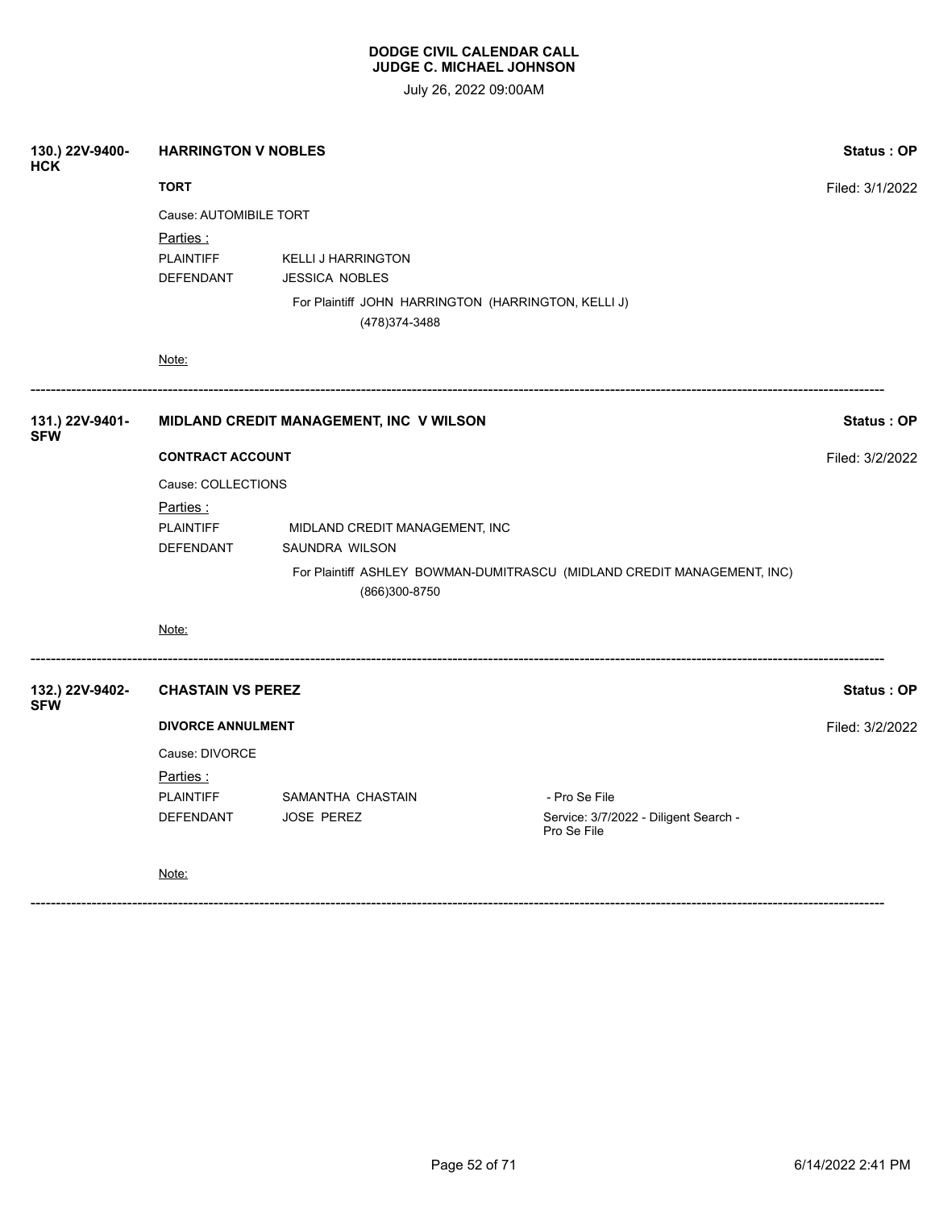**DODGE CIVIL CALENDAR CALL**
**JUDGE C. MICHAEL JOHNSON**

July 26, 2022 09:00AM

**130.) 22V-9400-HCK** **HARRINGTON V NOBLES** **Status : OP**

**TORT** Filed: 3/1/2022

Cause: AUTOMIBILE TORT

Parties :

| | | |
|---|---|---|
| PLAINTIFF | KELLI J HARRINGTON | |
| DEFENDANT | JESSICA NOBLES | |

For Plaintiff JOHN HARRINGTON (HARRINGTON, KELLI J)
(478)374-3488

Note:

---

**131.) 22V-9401-SFW** **MIDLAND CREDIT MANAGEMENT, INC V WILSON** **Status : OP**

**CONTRACT ACCOUNT** Filed: 3/2/2022

Cause: COLLECTIONS

Parties :

| | | |
|---|---|---|
| PLAINTIFF | MIDLAND CREDIT MANAGEMENT, INC | |
| DEFENDANT | SAUNDRA WILSON | |

For Plaintiff ASHLEY BOWMAN-DUMITRASCU (MIDLAND CREDIT MANAGEMENT, INC)
(866)300-8750

Note:

---

**132.) 22V-9402-SFW** **CHASTAIN VS PEREZ** **Status : OP**

**DIVORCE ANNULMENT** Filed: 3/2/2022

Cause: DIVORCE

Parties :

| | | |
|---|---|---|
| PLAINTIFF | SAMANTHA CHASTAIN | - Pro Se File |
| DEFENDANT | JOSE PEREZ | Service: 3/7/2022 - Diligent Search - Pro Se File |

Note:

---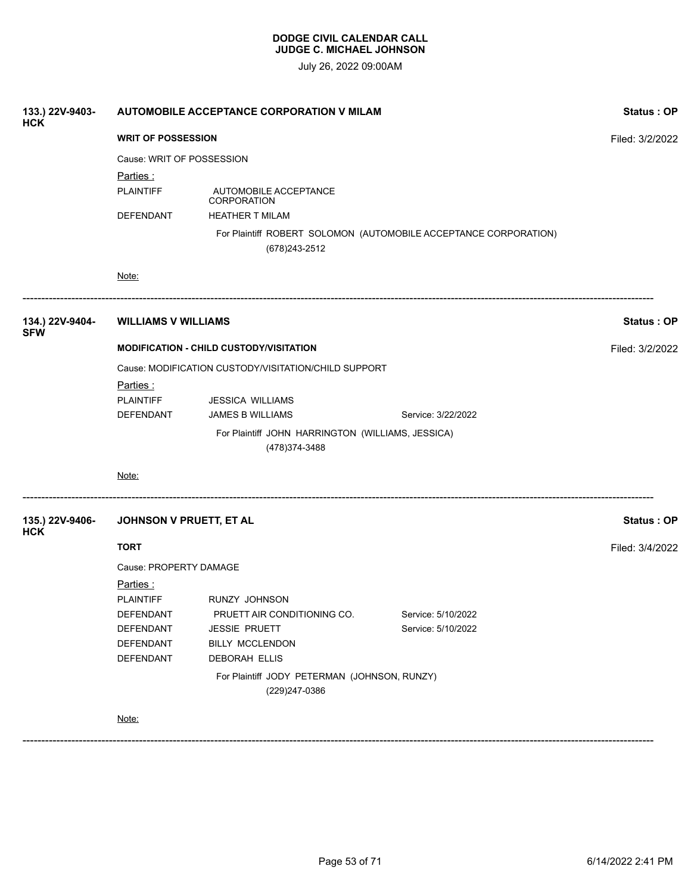**DODGE CIVIL CALENDAR CALL**
**JUDGE C. MICHAEL JOHNSON**

July 26, 2022 09:00AM

**133.) 22V-9403-HCK** — **AUTOMOBILE ACCEPTANCE CORPORATION V MILAM** — **Status : OP**

**WRIT OF POSSESSION** — Filed: 3/2/2022

Cause: WRIT OF POSSESSION

Parties :

| | | |
|---|---|---|
| PLAINTIFF | AUTOMOBILE ACCEPTANCE CORPORATION | |
| DEFENDANT | HEATHER T MILAM | |

For Plaintiff ROBERT SOLOMON (AUTOMOBILE ACCEPTANCE CORPORATION)
(678)243-2512

Note:

---

**134.) 22V-9404-SFW** — **WILLIAMS V WILLIAMS** — **Status : OP**

**MODIFICATION - CHILD CUSTODY/VISITATION** — Filed: 3/2/2022

Cause: MODIFICATION CUSTODY/VISITATION/CHILD SUPPORT

Parties :

| | | |
|---|---|---|
| PLAINTIFF | JESSICA WILLIAMS | |
| DEFENDANT | JAMES B WILLIAMS | Service: 3/22/2022 |

For Plaintiff JOHN HARRINGTON (WILLIAMS, JESSICA)
(478)374-3488

Note:

---

**135.) 22V-9406-HCK** — **JOHNSON V PRUETT, ET AL** — **Status : OP**

**TORT** — Filed: 3/4/2022

Cause: PROPERTY DAMAGE

Parties :

| | | |
|---|---|---|
| PLAINTIFF | RUNZY JOHNSON | |
| DEFENDANT | PRUETT AIR CONDITIONING CO. | Service: 5/10/2022 |
| DEFENDANT | JESSIE PRUETT | Service: 5/10/2022 |
| DEFENDANT | BILLY MCCLENDON | |
| DEFENDANT | DEBORAH ELLIS | |

For Plaintiff JODY PETERMAN (JOHNSON, RUNZY)
(229)247-0386

Note:

---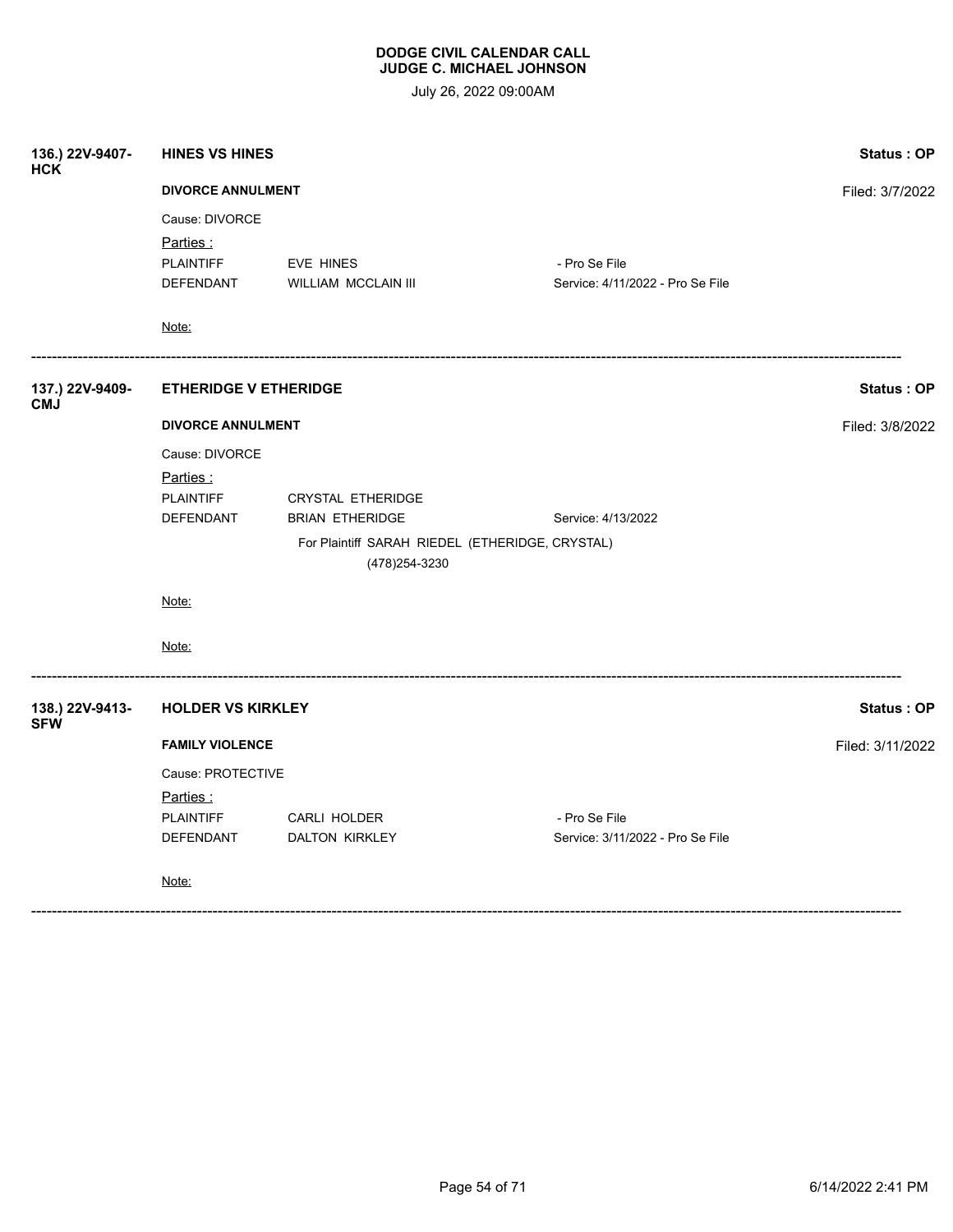**DODGE CIVIL CALENDAR CALL**
**JUDGE C. MICHAEL JOHNSON**

July 26, 2022 09:00AM

**136.) 22V-9407-HCK** **HINES VS HINES** **Status : OP**

**DIVORCE ANNULMENT** Filed: 3/7/2022

Cause: DIVORCE

Parties :

| | | |
|---|---|---|
| PLAINTIFF | EVE HINES | - Pro Se File |
| DEFENDANT | WILLIAM MCCLAIN III | Service: 4/11/2022 - Pro Se File |

Note:

---

**137.) 22V-9409-CMJ** **ETHERIDGE V ETHERIDGE** **Status : OP**

**DIVORCE ANNULMENT** Filed: 3/8/2022

Cause: DIVORCE

Parties :

| | | |
|---|---|---|
| PLAINTIFF | CRYSTAL ETHERIDGE | |
| DEFENDANT | BRIAN ETHERIDGE | Service: 4/13/2022 |

For Plaintiff SARAH RIEDEL (ETHERIDGE, CRYSTAL)
(478)254-3230

Note:

Note:

---

**138.) 22V-9413-SFW** **HOLDER VS KIRKLEY** **Status : OP**

**FAMILY VIOLENCE** Filed: 3/11/2022

Cause: PROTECTIVE

Parties :

| | | |
|---|---|---|
| PLAINTIFF | CARLI HOLDER | - Pro Se File |
| DEFENDANT | DALTON KIRKLEY | Service: 3/11/2022 - Pro Se File |

Note:

---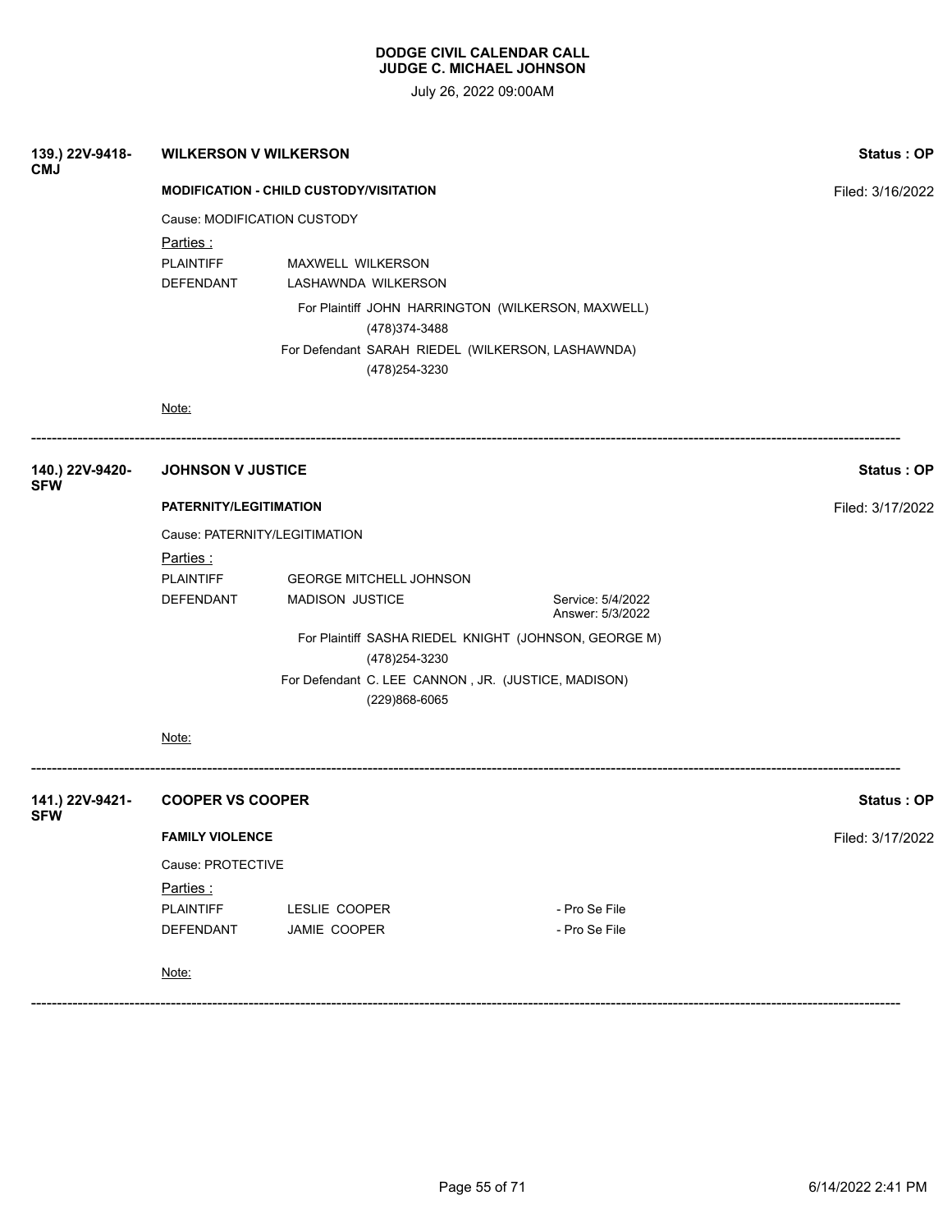**DODGE CIVIL CALENDAR CALL**
**JUDGE C. MICHAEL JOHNSON**

July 26, 2022 09:00AM

**139.) 22V-9418-CMJ** **WILKERSON V WILKERSON** **Status : OP**

**MODIFICATION - CHILD CUSTODY/VISITATION** Filed: 3/16/2022

Cause: MODIFICATION CUSTODY

Parties :

PLAINTIFF MAXWELL WILKERSON
DEFENDANT LASHAWNDA WILKERSON

For Plaintiff JOHN HARRINGTON (WILKERSON, MAXWELL)
(478)374-3488
For Defendant SARAH RIEDEL (WILKERSON, LASHAWNDA)
(478)254-3230

Note:

---

**140.) 22V-9420-SFW** **JOHNSON V JUSTICE** **Status : OP**

**PATERNITY/LEGITIMATION** Filed: 3/17/2022

Cause: PATERNITY/LEGITIMATION

Parties :

PLAINTIFF GEORGE MITCHELL JOHNSON
DEFENDANT MADISON JUSTICE Service: 5/4/2022 Answer: 5/3/2022

For Plaintiff SASHA RIEDEL KNIGHT (JOHNSON, GEORGE M)
(478)254-3230
For Defendant C. LEE CANNON , JR. (JUSTICE, MADISON)
(229)868-6065

Note:

---

**141.) 22V-9421-SFW** **COOPER VS COOPER** **Status : OP**

**FAMILY VIOLENCE** Filed: 3/17/2022

Cause: PROTECTIVE

Parties :

PLAINTIFF LESLIE COOPER - Pro Se File
DEFENDANT JAMIE COOPER - Pro Se File

Note:

---

6/14/2022 2:41 PM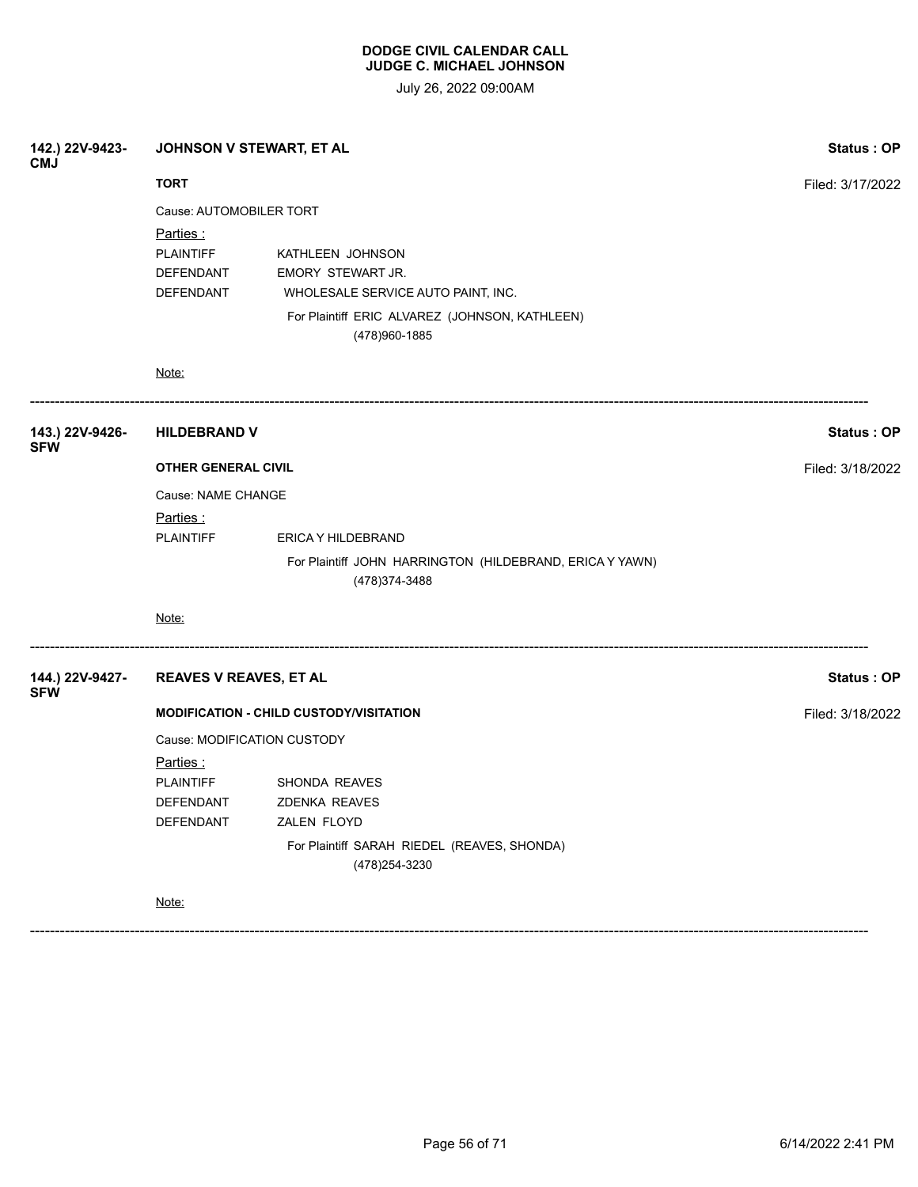**DODGE CIVIL CALENDAR CALL**
**JUDGE C. MICHAEL JOHNSON**

July 26, 2022 09:00AM

**142.) 22V-9423-CMJ** **JOHNSON V STEWART, ET AL** **Status : OP**

**TORT** Filed: 3/17/2022

Cause: AUTOMOBILER TORT

Parties :

| | |
|---|---|
| PLAINTIFF | KATHLEEN JOHNSON |
| DEFENDANT | EMORY STEWART JR. |
| DEFENDANT | WHOLESALE SERVICE AUTO PAINT, INC. |

For Plaintiff ERIC ALVAREZ (JOHNSON, KATHLEEN)
(478)960-1885

Note:

---

**143.) 22V-9426-SFW** **HILDEBRAND V** **Status : OP**

**OTHER GENERAL CIVIL** Filed: 3/18/2022

Cause: NAME CHANGE

Parties :

| | |
|---|---|
| PLAINTIFF | ERICA Y HILDEBRAND |

For Plaintiff JOHN HARRINGTON (HILDEBRAND, ERICA Y YAWN)
(478)374-3488

Note:

---

**144.) 22V-9427-SFW** **REAVES V REAVES, ET AL** **Status : OP**

**MODIFICATION - CHILD CUSTODY/VISITATION** Filed: 3/18/2022

Cause: MODIFICATION CUSTODY

Parties :

| | |
|---|---|
| PLAINTIFF | SHONDA REAVES |
| DEFENDANT | ZDENKA REAVES |
| DEFENDANT | ZALEN FLOYD |

For Plaintiff SARAH RIEDEL (REAVES, SHONDA)
(478)254-3230

Note:

---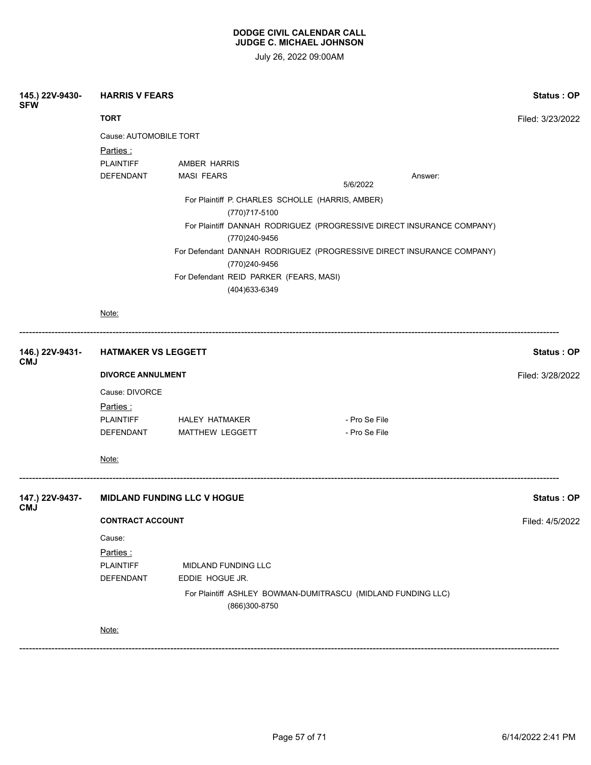**DODGE CIVIL CALENDAR CALL**
**JUDGE C. MICHAEL JOHNSON**

July 26, 2022 09:00AM

**145.) 22V-9430-SFW** **HARRIS V FEARS** **Status : OP**

**TORT** Filed: 3/23/2022

Cause: AUTOMOBILE TORT

Parties :

PLAINTIFF AMBER HARRIS

DEFENDANT MASI FEARS Answer: 5/6/2022

For Plaintiff P. CHARLES SCHOLLE (HARRIS, AMBER)
(770)717-5100

For Plaintiff DANNAH RODRIGUEZ (PROGRESSIVE DIRECT INSURANCE COMPANY)
(770)240-9456

For Defendant DANNAH RODRIGUEZ (PROGRESSIVE DIRECT INSURANCE COMPANY)
(770)240-9456

For Defendant REID PARKER (FEARS, MASI)
(404)633-6349

Note:

---

**146.) 22V-9431-CMJ** **HATMAKER VS LEGGETT** **Status : OP**

**DIVORCE ANNULMENT** Filed: 3/28/2022

Cause: DIVORCE

Parties :

PLAINTIFF HALEY HATMAKER - Pro Se File

DEFENDANT MATTHEW LEGGETT - Pro Se File

Note:

---

**147.) 22V-9437-CMJ** **MIDLAND FUNDING LLC V HOGUE** **Status : OP**

**CONTRACT ACCOUNT** Filed: 4/5/2022

Cause:

Parties :

PLAINTIFF MIDLAND FUNDING LLC

DEFENDANT EDDIE HOGUE JR.

For Plaintiff ASHLEY BOWMAN-DUMITRASCU (MIDLAND FUNDING LLC)
(866)300-8750

Note:

---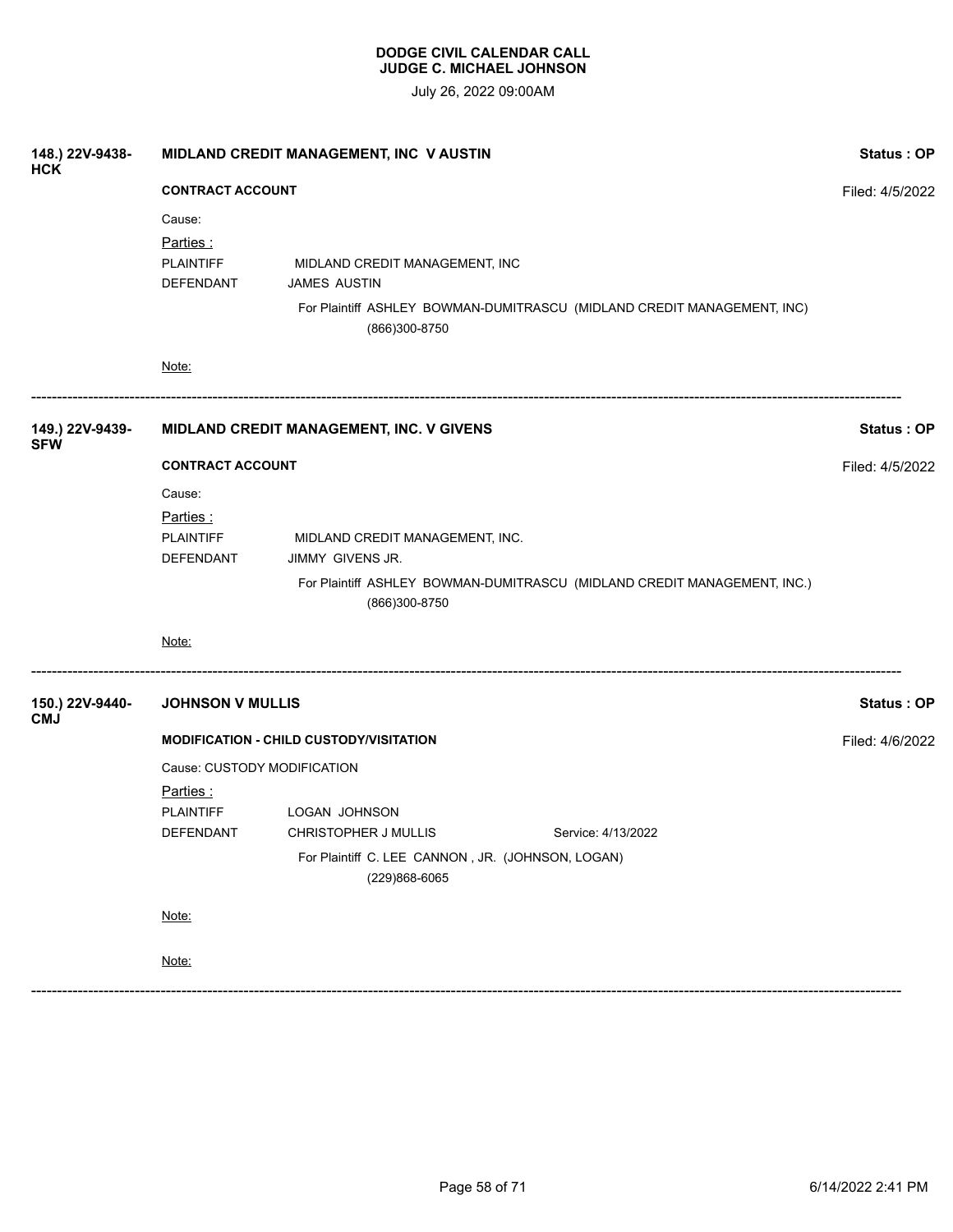**DODGE CIVIL CALENDAR CALL**
**JUDGE C. MICHAEL JOHNSON**

July 26, 2022 09:00AM

---

**148.) 22V-9438-HCK** — **MIDLAND CREDIT MANAGEMENT, INC V AUSTIN** — **Status : OP**

**CONTRACT ACCOUNT** — Filed: 4/5/2022

Cause:

Parties :

PLAINTIFF — MIDLAND CREDIT MANAGEMENT, INC

DEFENDANT — JAMES AUSTIN

For Plaintiff ASHLEY BOWMAN-DUMITRASCU (MIDLAND CREDIT MANAGEMENT, INC)
(866)300-8750

Note:

---

**149.) 22V-9439-SFW** — **MIDLAND CREDIT MANAGEMENT, INC. V GIVENS** — **Status : OP**

**CONTRACT ACCOUNT** — Filed: 4/5/2022

Cause:

Parties :

PLAINTIFF — MIDLAND CREDIT MANAGEMENT, INC.

DEFENDANT — JIMMY GIVENS JR.

For Plaintiff ASHLEY BOWMAN-DUMITRASCU (MIDLAND CREDIT MANAGEMENT, INC.)
(866)300-8750

Note:

---

**150.) 22V-9440-CMJ** — **JOHNSON V MULLIS** — **Status : OP**

**MODIFICATION - CHILD CUSTODY/VISITATION** — Filed: 4/6/2022

Cause: CUSTODY MODIFICATION

Parties :

PLAINTIFF — LOGAN JOHNSON

DEFENDANT — CHRISTOPHER J MULLIS — Service: 4/13/2022

For Plaintiff C. LEE CANNON , JR. (JOHNSON, LOGAN)
(229)868-6065

Note:

Note:

---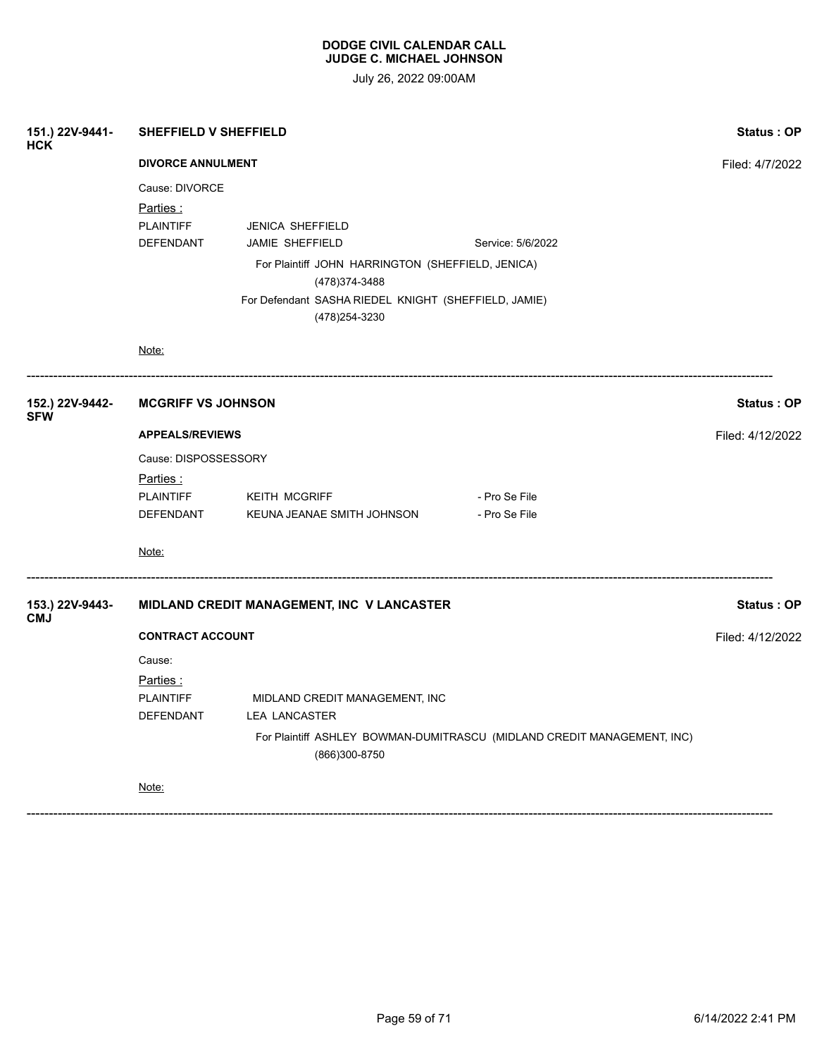**DODGE CIVIL CALENDAR CALL**
**JUDGE C. MICHAEL JOHNSON**

July 26, 2022 09:00AM

**151.) 22V-9441-HCK** **SHEFFIELD V SHEFFIELD** **Status : OP**

**DIVORCE ANNULMENT** Filed: 4/7/2022

Cause: DIVORCE

Parties :

| | | |
|---|---|---|
| PLAINTIFF | JENICA SHEFFIELD | |
| DEFENDANT | JAMIE SHEFFIELD | Service: 5/6/2022 |

For Plaintiff JOHN HARRINGTON (SHEFFIELD, JENICA)
(478)374-3488

For Defendant SASHA RIEDEL KNIGHT (SHEFFIELD, JAMIE)
(478)254-3230

Note:

---

**152.) 22V-9442-SFW** **MCGRIFF VS JOHNSON** **Status : OP**

**APPEALS/REVIEWS** Filed: 4/12/2022

Cause: DISPOSSESSORY

Parties :

| | | |
|---|---|---|
| PLAINTIFF | KEITH MCGRIFF | - Pro Se File |
| DEFENDANT | KEUNA JEANAE SMITH JOHNSON | - Pro Se File |

Note:

---

**153.) 22V-9443-CMJ** **MIDLAND CREDIT MANAGEMENT, INC V LANCASTER** **Status : OP**

**CONTRACT ACCOUNT** Filed: 4/12/2022

Cause:

Parties :

| | |
|---|---|
| PLAINTIFF | MIDLAND CREDIT MANAGEMENT, INC |
| DEFENDANT | LEA LANCASTER |

For Plaintiff ASHLEY BOWMAN-DUMITRASCU (MIDLAND CREDIT MANAGEMENT, INC)
(866)300-8750

Note:

---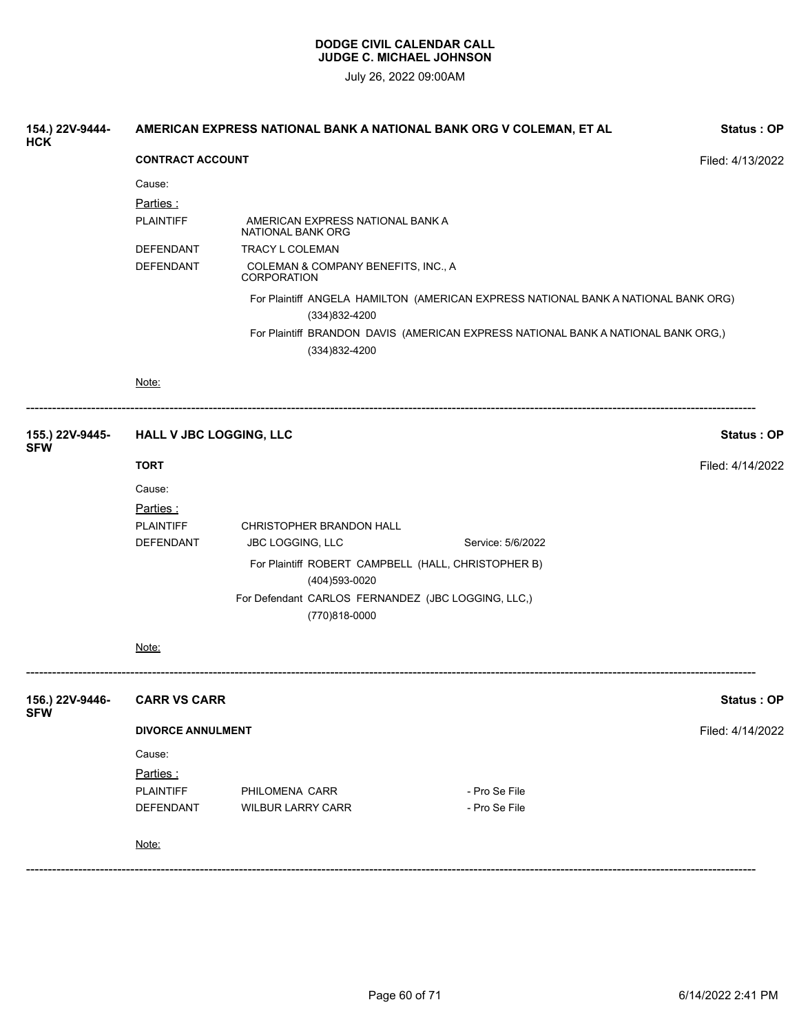**DODGE CIVIL CALENDAR CALL**
**JUDGE C. MICHAEL JOHNSON**

July 26, 2022 09:00AM

---

**154.) 22V-9444-HCK** **AMERICAN EXPRESS NATIONAL BANK A NATIONAL BANK ORG V COLEMAN, ET AL** **Status : OP**

**CONTRACT ACCOUNT** Filed: 4/13/2022

Cause:

Parties :

| | | |
|---|---|---|
| PLAINTIFF | AMERICAN EXPRESS NATIONAL BANK A NATIONAL BANK ORG | |
| DEFENDANT | TRACY L COLEMAN | |
| DEFENDANT | COLEMAN & COMPANY BENEFITS, INC., A CORPORATION | |

For Plaintiff ANGELA HAMILTON (AMERICAN EXPRESS NATIONAL BANK A NATIONAL BANK ORG)
(334)832-4200

For Plaintiff BRANDON DAVIS (AMERICAN EXPRESS NATIONAL BANK A NATIONAL BANK ORG,)
(334)832-4200

Note:

---

**155.) 22V-9445-SFW** **HALL V JBC LOGGING, LLC** **Status : OP**

**TORT** Filed: 4/14/2022

Cause:

Parties :

| | | |
|---|---|---|
| PLAINTIFF | CHRISTOPHER BRANDON HALL | |
| DEFENDANT | JBC LOGGING, LLC | Service: 5/6/2022 |

For Plaintiff ROBERT CAMPBELL (HALL, CHRISTOPHER B)
(404)593-0020

For Defendant CARLOS FERNANDEZ (JBC LOGGING, LLC,)
(770)818-0000

Note:

---

**156.) 22V-9446-SFW** **CARR VS CARR** **Status : OP**

**DIVORCE ANNULMENT** Filed: 4/14/2022

Cause:

Parties :

| | | |
|---|---|---|
| PLAINTIFF | PHILOMENA CARR | - Pro Se File |
| DEFENDANT | WILBUR LARRY CARR | - Pro Se File |

Note:

---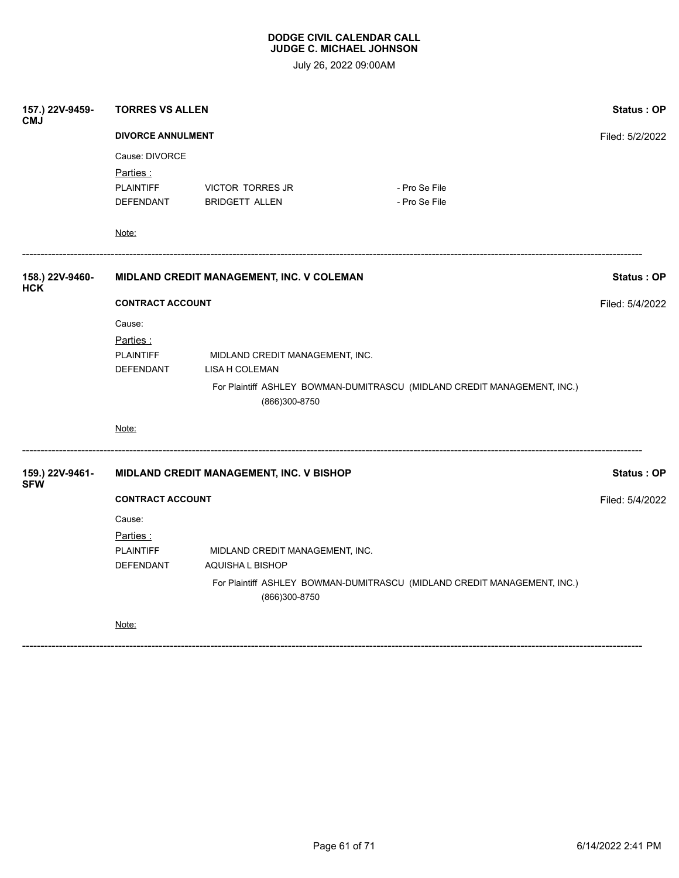**DODGE CIVIL CALENDAR CALL**
**JUDGE C. MICHAEL JOHNSON**

July 26, 2022 09:00AM

**157.) 22V-9459-CMJ** **TORRES VS ALLEN** **Status : OP**

**DIVORCE ANNULMENT** Filed: 5/2/2022

Cause: DIVORCE

Parties :

| | | |
|---|---|---|
| PLAINTIFF | VICTOR TORRES JR | - Pro Se File |
| DEFENDANT | BRIDGETT ALLEN | - Pro Se File |

Note:

---

**158.) 22V-9460-HCK** **MIDLAND CREDIT MANAGEMENT, INC. V COLEMAN** **Status : OP**

**CONTRACT ACCOUNT** Filed: 5/4/2022

Cause:

Parties :

| | |
|---|---|
| PLAINTIFF | MIDLAND CREDIT MANAGEMENT, INC. |
| DEFENDANT | LISA H COLEMAN |

For Plaintiff ASHLEY BOWMAN-DUMITRASCU (MIDLAND CREDIT MANAGEMENT, INC.)
(866)300-8750

Note:

---

**159.) 22V-9461-SFW** **MIDLAND CREDIT MANAGEMENT, INC. V BISHOP** **Status : OP**

**CONTRACT ACCOUNT** Filed: 5/4/2022

Cause:

Parties :

| | |
|---|---|
| PLAINTIFF | MIDLAND CREDIT MANAGEMENT, INC. |
| DEFENDANT | AQUISHA L BISHOP |

For Plaintiff ASHLEY BOWMAN-DUMITRASCU (MIDLAND CREDIT MANAGEMENT, INC.)
(866)300-8750

Note:

---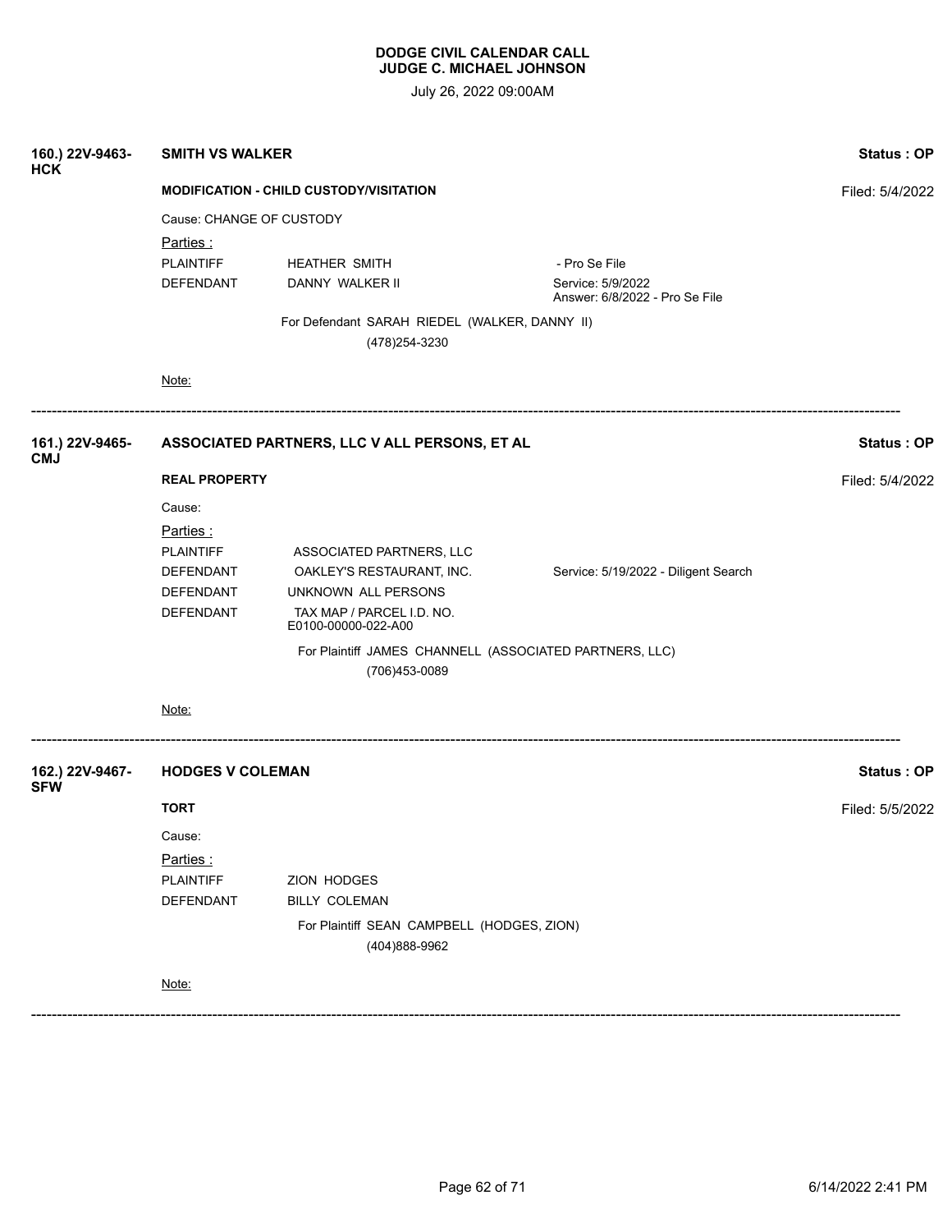**DODGE CIVIL CALENDAR CALL**
**JUDGE C. MICHAEL JOHNSON**

July 26, 2022 09:00AM

---

**160.) 22V-9463-HCK** **SMITH VS WALKER** **Status : OP**

**MODIFICATION - CHILD CUSTODY/VISITATION** Filed: 5/4/2022

Cause: CHANGE OF CUSTODY

Parties :

| | | |
|---|---|---|
| PLAINTIFF | HEATHER SMITH | - Pro Se File |
| DEFENDANT | DANNY WALKER II | Service: 5/9/2022<br>Answer: 6/8/2022 - Pro Se File |

For Defendant SARAH RIEDEL (WALKER, DANNY II)
(478)254-3230

Note:

---

**161.) 22V-9465-CMJ** **ASSOCIATED PARTNERS, LLC V ALL PERSONS, ET AL** **Status : OP**

**REAL PROPERTY** Filed: 5/4/2022

Cause:

Parties :

| | | |
|---|---|---|
| PLAINTIFF | ASSOCIATED PARTNERS, LLC | |
| DEFENDANT | OAKLEY'S RESTAURANT, INC. | Service: 5/19/2022 - Diligent Search |
| DEFENDANT | UNKNOWN ALL PERSONS | |
| DEFENDANT | TAX MAP / PARCEL I.D. NO. E0100-00000-022-A00 | |

For Plaintiff JAMES CHANNELL (ASSOCIATED PARTNERS, LLC)
(706)453-0089

Note:

---

**162.) 22V-9467-SFW** **HODGES V COLEMAN** **Status : OP**

**TORT** Filed: 5/5/2022

Cause:

Parties :

| | |
|---|---|
| PLAINTIFF | ZION HODGES |
| DEFENDANT | BILLY COLEMAN |

For Plaintiff SEAN CAMPBELL (HODGES, ZION)
(404)888-9962

Note:

---

6/14/2022 2:41 PM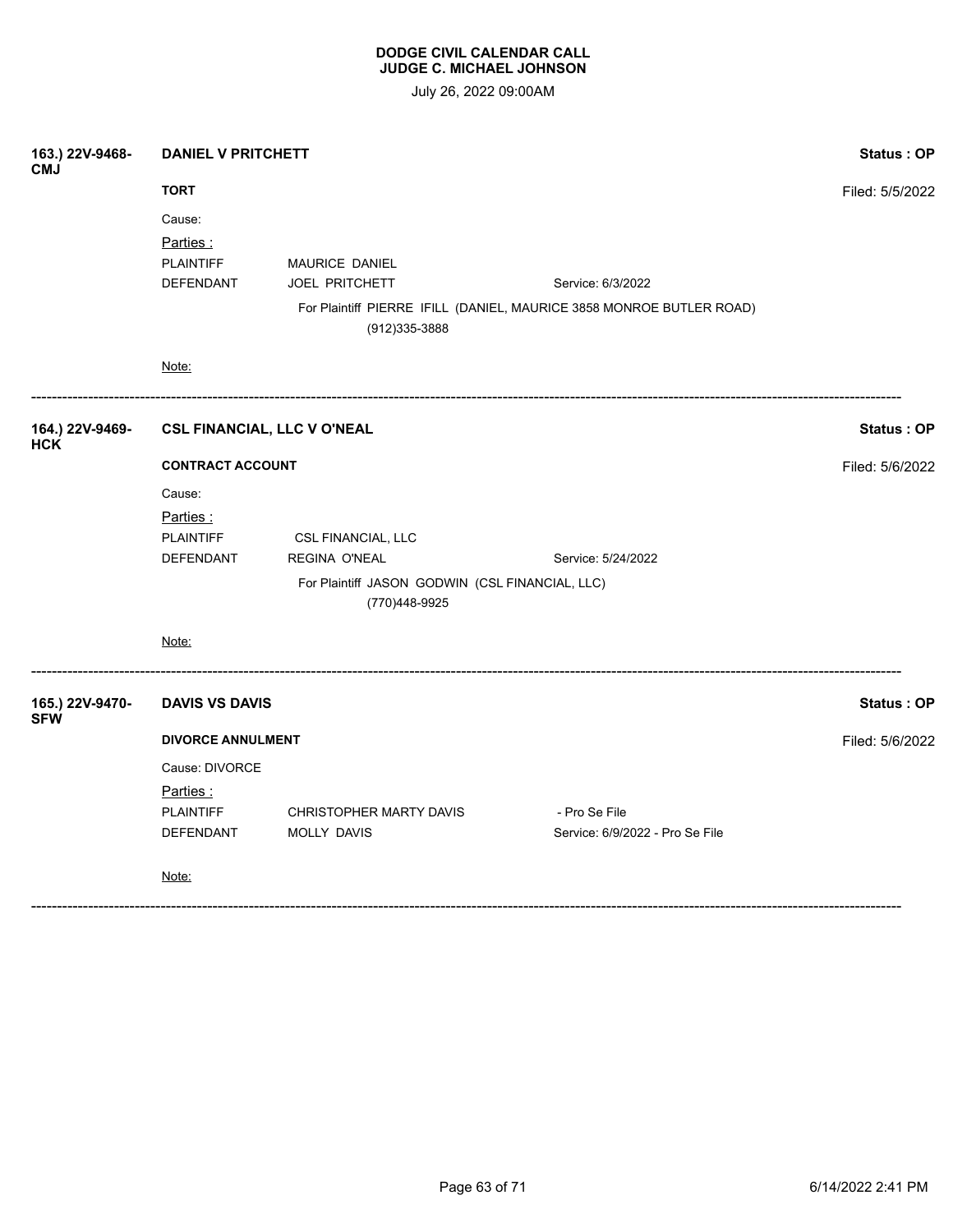**DODGE CIVIL CALENDAR CALL**
**JUDGE C. MICHAEL JOHNSON**

July 26, 2022 09:00AM

---

**163.) 22V-9468-CMJ** | **DANIEL V PRITCHETT** | **Status : OP**

**TORT** — Filed: 5/5/2022

Cause:

Parties :

| | | |
|---|---|---|
| PLAINTIFF | MAURICE DANIEL | |
| DEFENDANT | JOEL PRITCHETT | Service: 6/3/2022 |

For Plaintiff PIERRE IFILL (DANIEL, MAURICE 3858 MONROE BUTLER ROAD)
(912)335-3888

Note:

---

**164.) 22V-9469-HCK** | **CSL FINANCIAL, LLC V O'NEAL** | **Status : OP**

**CONTRACT ACCOUNT** — Filed: 5/6/2022

Cause:

Parties :

| | | |
|---|---|---|
| PLAINTIFF | CSL FINANCIAL, LLC | |
| DEFENDANT | REGINA O'NEAL | Service: 5/24/2022 |

For Plaintiff JASON GODWIN (CSL FINANCIAL, LLC)
(770)448-9925

Note:

---

**165.) 22V-9470-SFW** | **DAVIS VS DAVIS** | **Status : OP**

**DIVORCE ANNULMENT** — Filed: 5/6/2022

Cause: DIVORCE

Parties :

| | | |
|---|---|---|
| PLAINTIFF | CHRISTOPHER MARTY DAVIS | - Pro Se File |
| DEFENDANT | MOLLY DAVIS | Service: 6/9/2022 - Pro Se File |

Note:

---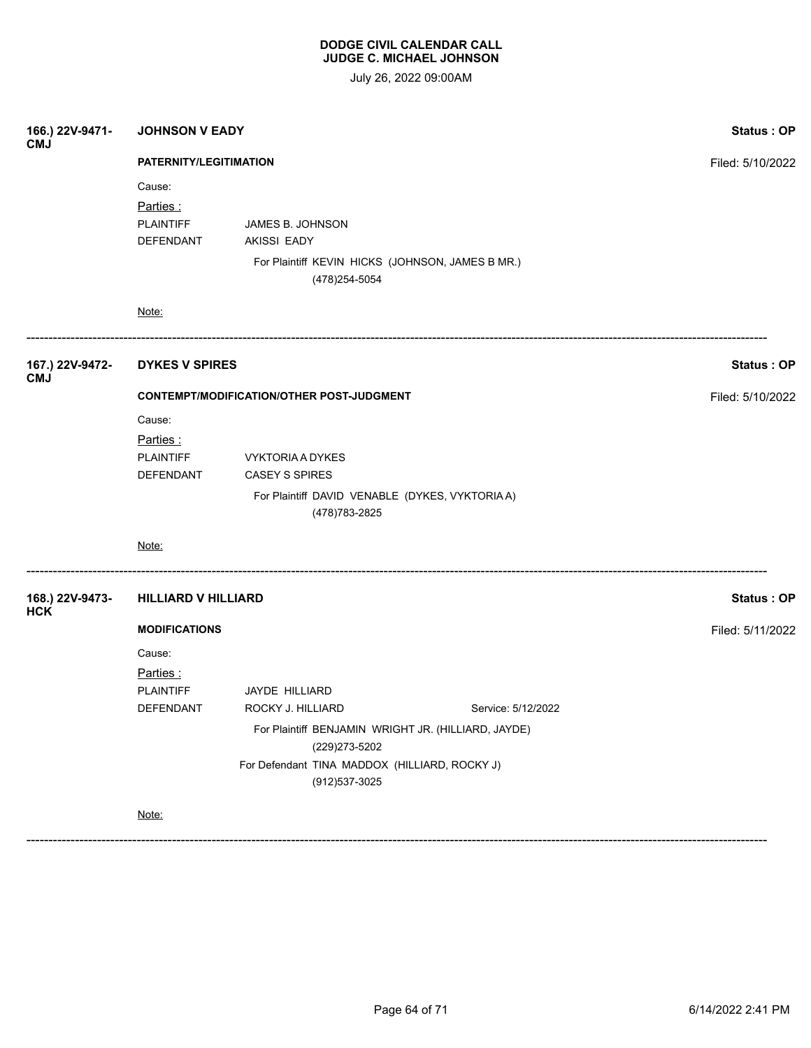**DODGE CIVIL CALENDAR CALL**
**JUDGE C. MICHAEL JOHNSON**

July 26, 2022 09:00AM

**166.) 22V-9471-CMJ** **JOHNSON V EADY** **Status : OP**

**PATERNITY/LEGITIMATION** Filed: 5/10/2022

Cause:

Parties :

PLAINTIFF JAMES B. JOHNSON

DEFENDANT AKISSI EADY

For Plaintiff KEVIN HICKS (JOHNSON, JAMES B MR.)
(478)254-5054

Note:

---

**167.) 22V-9472-CMJ** **DYKES V SPIRES** **Status : OP**

**CONTEMPT/MODIFICATION/OTHER POST-JUDGMENT** Filed: 5/10/2022

Cause:

Parties :

PLAINTIFF VYKTORIA A DYKES

DEFENDANT CASEY S SPIRES

For Plaintiff DAVID VENABLE (DYKES, VYKTORIA A)
(478)783-2825

Note:

---

**168.) 22V-9473-HCK** **HILLIARD V HILLIARD** **Status : OP**

**MODIFICATIONS** Filed: 5/11/2022

Cause:

Parties :

PLAINTIFF JAYDE HILLIARD

DEFENDANT ROCKY J. HILLIARD Service: 5/12/2022

For Plaintiff BENJAMIN WRIGHT JR. (HILLIARD, JAYDE)
(229)273-5202

For Defendant TINA MADDOX (HILLIARD, ROCKY J)
(912)537-3025

Note:

---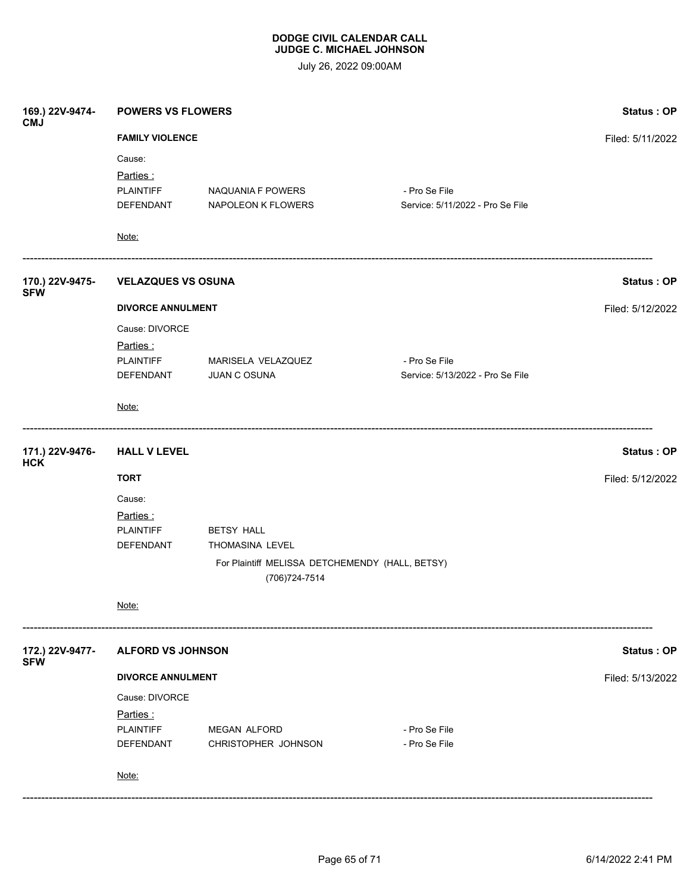**DODGE CIVIL CALENDAR CALL**
**JUDGE C. MICHAEL JOHNSON**

July 26, 2022 09:00AM

**169.) 22V-9474-CMJ** **POWERS VS FLOWERS** **Status : OP**

**FAMILY VIOLENCE** Filed: 5/11/2022

Cause:

Parties :

| | | |
|---|---|---|
| PLAINTIFF | NAQUANIA F POWERS | - Pro Se File |
| DEFENDANT | NAPOLEON K FLOWERS | Service: 5/11/2022 - Pro Se File |

Note:

---

**170.) 22V-9475-SFW** **VELAZQUES VS OSUNA** **Status : OP**

**DIVORCE ANNULMENT** Filed: 5/12/2022

Cause: DIVORCE

Parties :

| | | |
|---|---|---|
| PLAINTIFF | MARISELA VELAZQUEZ | - Pro Se File |
| DEFENDANT | JUAN C OSUNA | Service: 5/13/2022 - Pro Se File |

Note:

---

**171.) 22V-9476-HCK** **HALL V LEVEL** **Status : OP**

**TORT** Filed: 5/12/2022

Cause:

Parties :

| | |
|---|---|
| PLAINTIFF | BETSY HALL |
| DEFENDANT | THOMASINA LEVEL |

For Plaintiff MELISSA DETCHEMENDY (HALL, BETSY)
(706)724-7514

Note:

---

**172.) 22V-9477-SFW** **ALFORD VS JOHNSON** **Status : OP**

**DIVORCE ANNULMENT** Filed: 5/13/2022

Cause: DIVORCE

Parties :

| | | |
|---|---|---|
| PLAINTIFF | MEGAN ALFORD | - Pro Se File |
| DEFENDANT | CHRISTOPHER JOHNSON | - Pro Se File |

Note:

---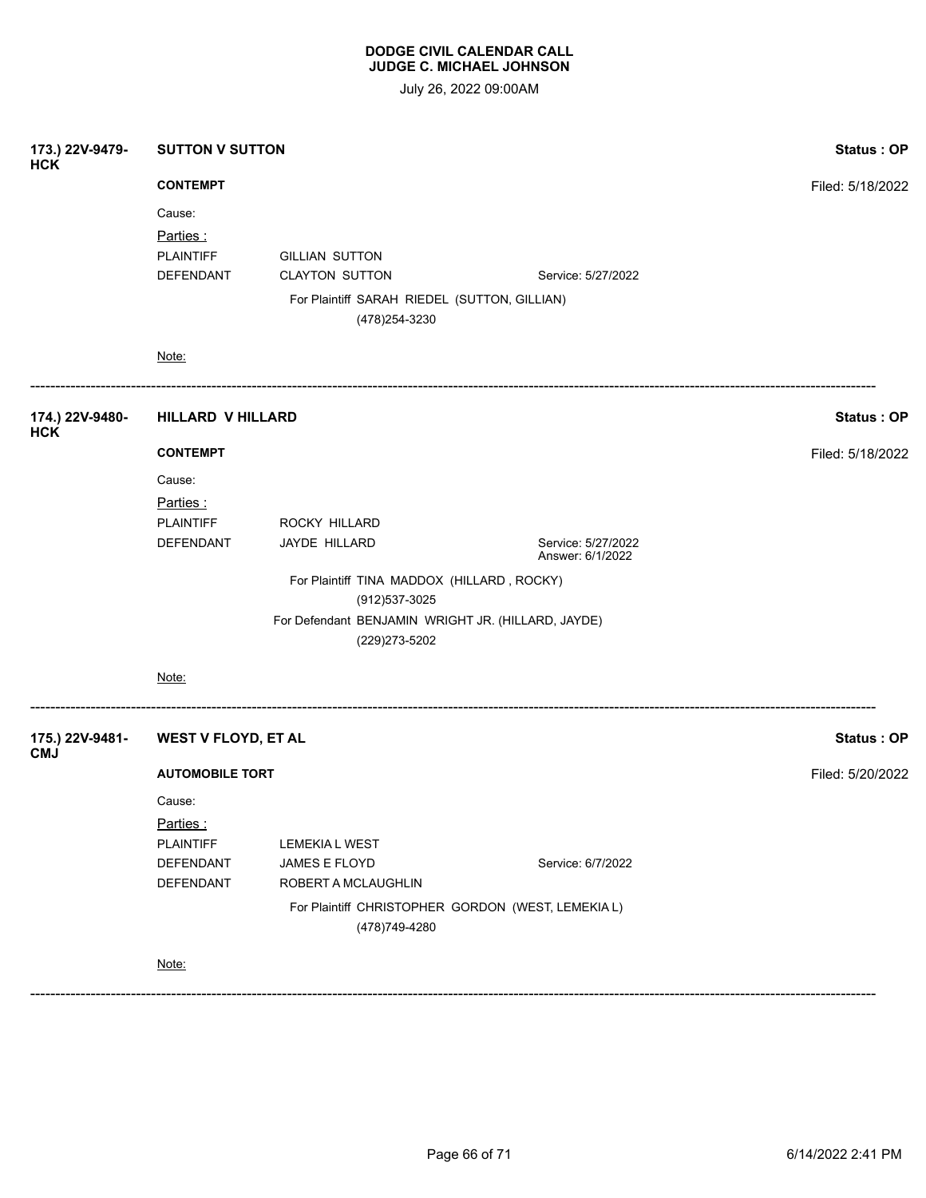**DODGE CIVIL CALENDAR CALL**
**JUDGE C. MICHAEL JOHNSON**

July 26, 2022 09:00AM

---

**173.) 22V-9479-HCK** — **SUTTON V SUTTON** — **Status : OP**

**CONTEMPT** — Filed: 5/18/2022

Cause:

Parties :

| | | |
|---|---|---|
| PLAINTIFF | GILLIAN SUTTON | |
| DEFENDANT | CLAYTON SUTTON | Service: 5/27/2022 |

For Plaintiff SARAH RIEDEL (SUTTON, GILLIAN)
(478)254-3230

Note:

---

**174.) 22V-9480-HCK** — **HILLARD V HILLARD** — **Status : OP**

**CONTEMPT** — Filed: 5/18/2022

Cause:

Parties :

| | | |
|---|---|---|
| PLAINTIFF | ROCKY HILLARD | |
| DEFENDANT | JAYDE HILLARD | Service: 5/27/2022<br>Answer: 6/1/2022 |

For Plaintiff TINA MADDOX (HILLARD , ROCKY)
(912)537-3025

For Defendant BENJAMIN WRIGHT JR. (HILLARD, JAYDE)
(229)273-5202

Note:

---

**175.) 22V-9481-CMJ** — **WEST V FLOYD, ET AL** — **Status : OP**

**AUTOMOBILE TORT** — Filed: 5/20/2022

Cause:

Parties :

| | | |
|---|---|---|
| PLAINTIFF | LEMEKIA L WEST | |
| DEFENDANT | JAMES E FLOYD | Service: 6/7/2022 |
| DEFENDANT | ROBERT A MCLAUGHLIN | |

For Plaintiff CHRISTOPHER GORDON (WEST, LEMEKIA L)
(478)749-4280

Note:

---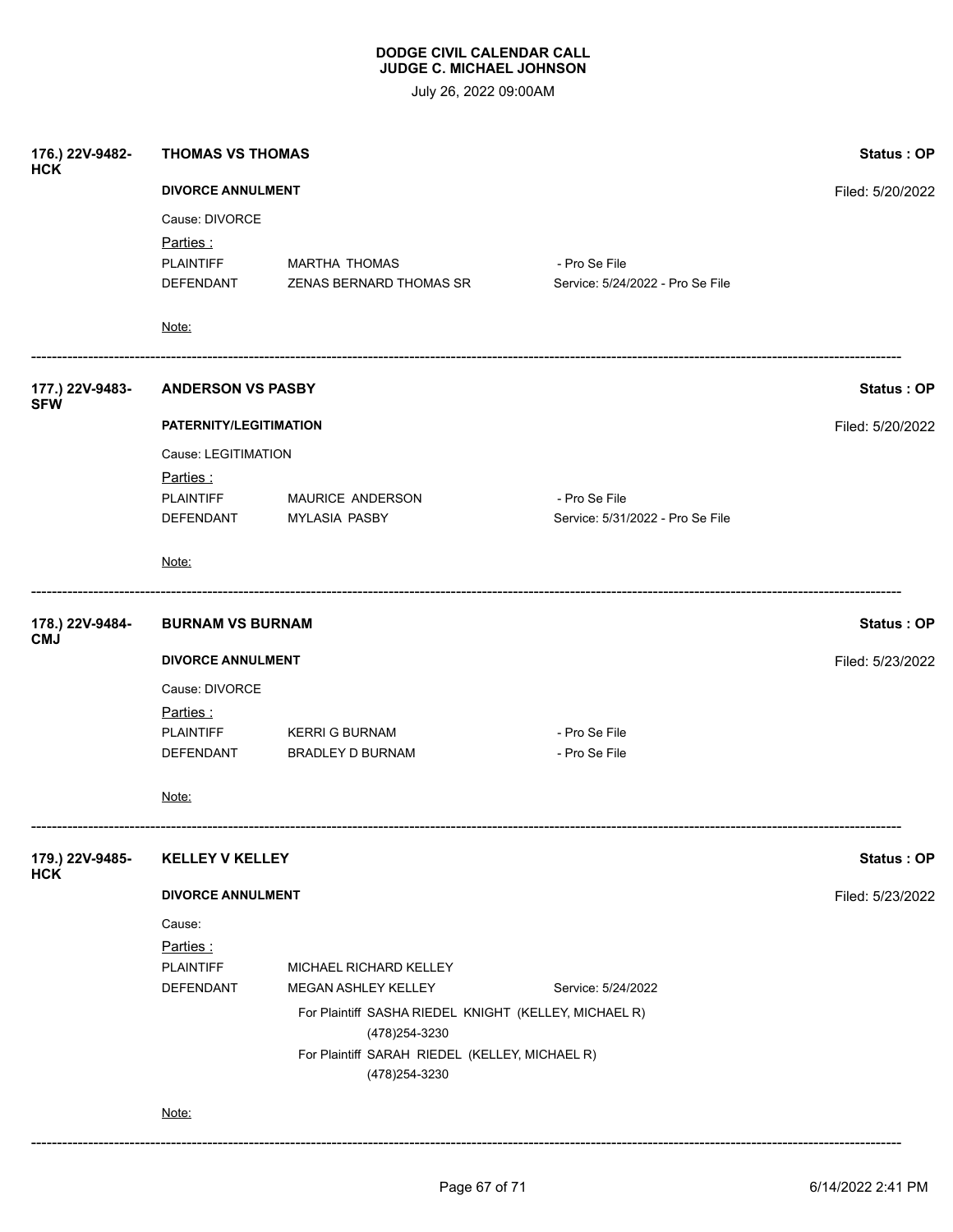**DODGE CIVIL CALENDAR CALL**
**JUDGE C. MICHAEL JOHNSON**

July 26, 2022 09:00AM

**176.) 22V-9482-HCK** — **THOMAS VS THOMAS** — **Status : OP**

**DIVORCE ANNULMENT** — Filed: 5/20/2022

Cause: DIVORCE

Parties :

| | | |
|---|---|---|
| PLAINTIFF | MARTHA THOMAS | - Pro Se File |
| DEFENDANT | ZENAS BERNARD THOMAS SR | Service: 5/24/2022 - Pro Se File |

Note:

---

**177.) 22V-9483-SFW** — **ANDERSON VS PASBY** — **Status : OP**

**PATERNITY/LEGITIMATION** — Filed: 5/20/2022

Cause: LEGITIMATION

Parties :

| | | |
|---|---|---|
| PLAINTIFF | MAURICE ANDERSON | - Pro Se File |
| DEFENDANT | MYLASIA PASBY | Service: 5/31/2022 - Pro Se File |

Note:

---

**178.) 22V-9484-CMJ** — **BURNAM VS BURNAM** — **Status : OP**

**DIVORCE ANNULMENT** — Filed: 5/23/2022

Cause: DIVORCE

Parties :

| | | |
|---|---|---|
| PLAINTIFF | KERRI G BURNAM | - Pro Se File |
| DEFENDANT | BRADLEY D BURNAM | - Pro Se File |

Note:

---

**179.) 22V-9485-HCK** — **KELLEY V KELLEY** — **Status : OP**

**DIVORCE ANNULMENT** — Filed: 5/23/2022

Cause:

Parties :

| | | |
|---|---|---|
| PLAINTIFF | MICHAEL RICHARD KELLEY | |
| DEFENDANT | MEGAN ASHLEY KELLEY | Service: 5/24/2022 |

For Plaintiff SASHA RIEDEL KNIGHT (KELLEY, MICHAEL R)
(478)254-3230

For Plaintiff SARAH RIEDEL (KELLEY, MICHAEL R)
(478)254-3230

Note:

---

6/14/2022 2:41 PM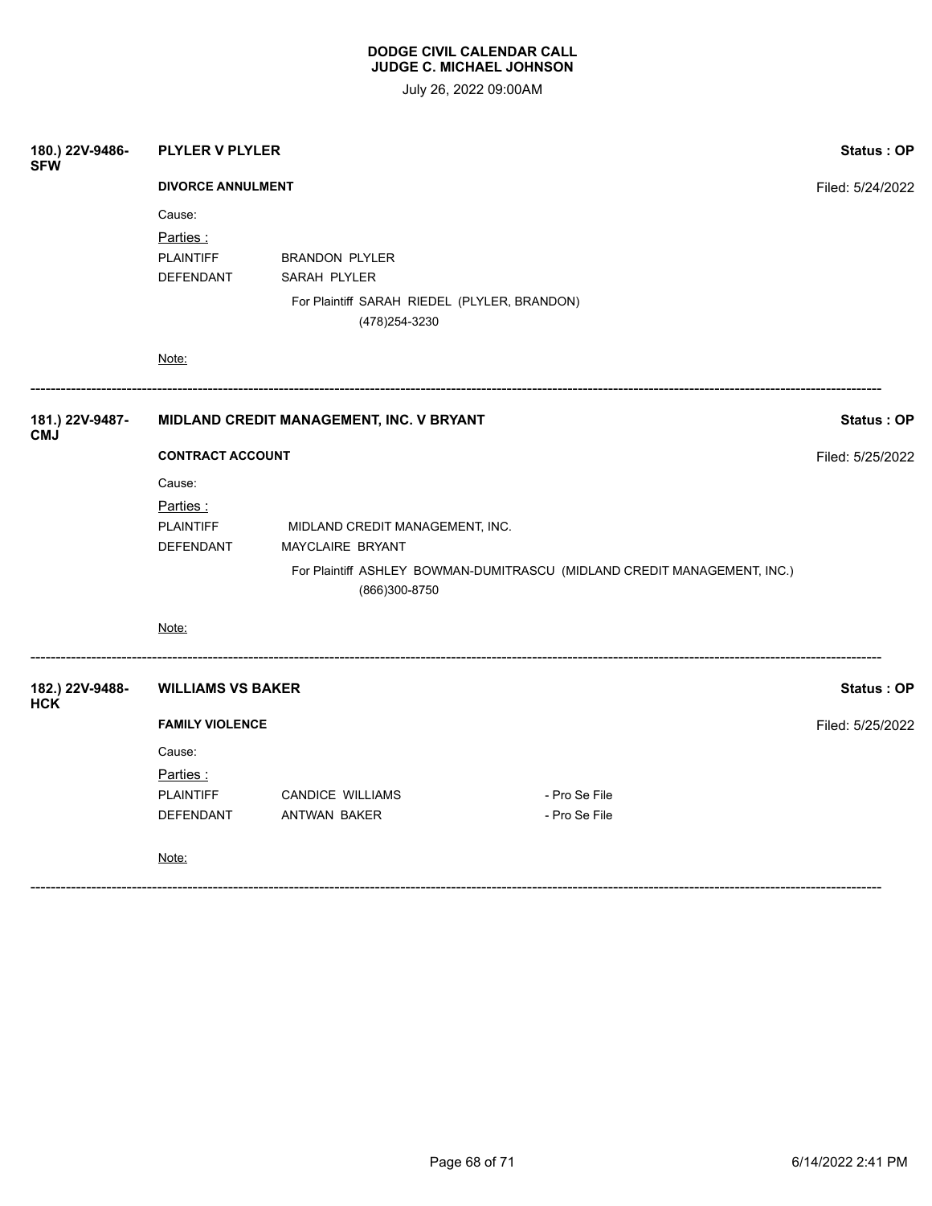**DODGE CIVIL CALENDAR CALL**
**JUDGE C. MICHAEL JOHNSON**

July 26, 2022 09:00AM

**180.) 22V-9486-SFW** **PLYLER V PLYLER** **Status : OP**

**DIVORCE ANNULMENT** Filed: 5/24/2022

Cause:

Parties :

PLAINTIFF BRANDON PLYLER

DEFENDANT SARAH PLYLER

For Plaintiff SARAH RIEDEL (PLYLER, BRANDON)
(478)254-3230

Note:

---

**181.) 22V-9487-CMJ** **MIDLAND CREDIT MANAGEMENT, INC. V BRYANT** **Status : OP**

**CONTRACT ACCOUNT** Filed: 5/25/2022

Cause:

Parties :

PLAINTIFF MIDLAND CREDIT MANAGEMENT, INC.

DEFENDANT MAYCLAIRE BRYANT

For Plaintiff ASHLEY BOWMAN-DUMITRASCU (MIDLAND CREDIT MANAGEMENT, INC.)
(866)300-8750

Note:

---

**182.) 22V-9488-HCK** **WILLIAMS VS BAKER** **Status : OP**

**FAMILY VIOLENCE** Filed: 5/25/2022

Cause:

Parties :

PLAINTIFF CANDICE WILLIAMS - Pro Se File

DEFENDANT ANTWAN BAKER - Pro Se File

Note:

---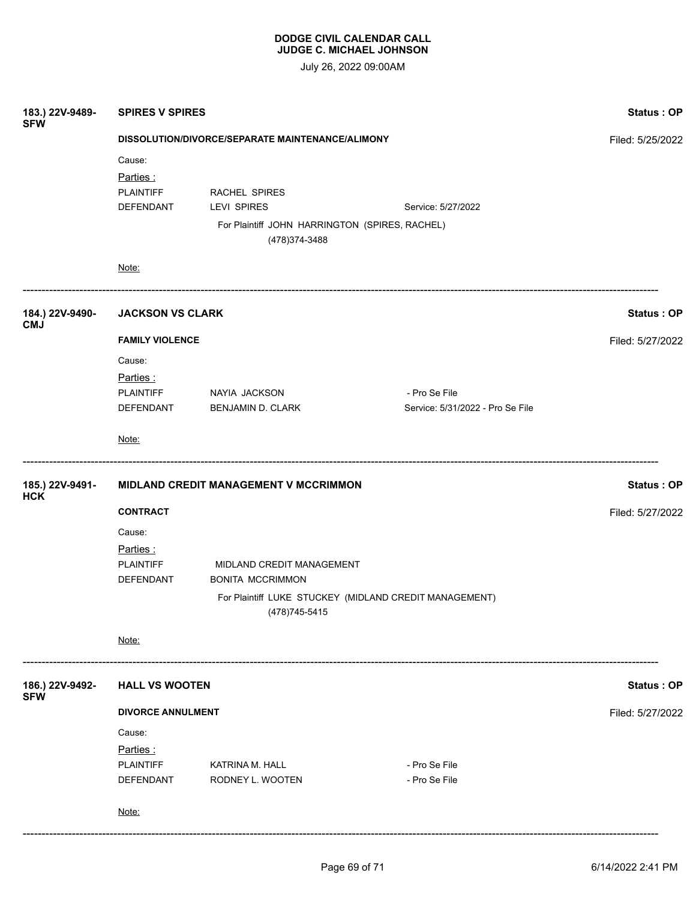**DODGE CIVIL CALENDAR CALL**
**JUDGE C. MICHAEL JOHNSON**

July 26, 2022 09:00AM

---

**183.) 22V-9489-SFW** — **SPIRES V SPIRES** — **Status : OP**

**DISSOLUTION/DIVORCE/SEPARATE MAINTENANCE/ALIMONY** — Filed: 5/25/2022

Cause:

Parties :

| | | |
|---|---|---|
| PLAINTIFF | RACHEL SPIRES | |
| DEFENDANT | LEVI SPIRES | Service: 5/27/2022 |

For Plaintiff JOHN HARRINGTON (SPIRES, RACHEL)
(478)374-3488

Note:

---

**184.) 22V-9490-CMJ** — **JACKSON VS CLARK** — **Status : OP**

**FAMILY VIOLENCE** — Filed: 5/27/2022

Cause:

Parties :

| | | |
|---|---|---|
| PLAINTIFF | NAYIA JACKSON | - Pro Se File |
| DEFENDANT | BENJAMIN D. CLARK | Service: 5/31/2022 - Pro Se File |

Note:

---

**185.) 22V-9491-HCK** — **MIDLAND CREDIT MANAGEMENT V MCCRIMMON** — **Status : OP**

**CONTRACT** — Filed: 5/27/2022

Cause:

Parties :

| | |
|---|---|
| PLAINTIFF | MIDLAND CREDIT MANAGEMENT |
| DEFENDANT | BONITA MCCRIMMON |

For Plaintiff LUKE STUCKEY (MIDLAND CREDIT MANAGEMENT)
(478)745-5415

Note:

---

**186.) 22V-9492-SFW** — **HALL VS WOOTEN** — **Status : OP**

**DIVORCE ANNULMENT** — Filed: 5/27/2022

Cause:

Parties :

| | | |
|---|---|---|
| PLAINTIFF | KATRINA M. HALL | - Pro Se File |
| DEFENDANT | RODNEY L. WOOTEN | - Pro Se File |

Note:

---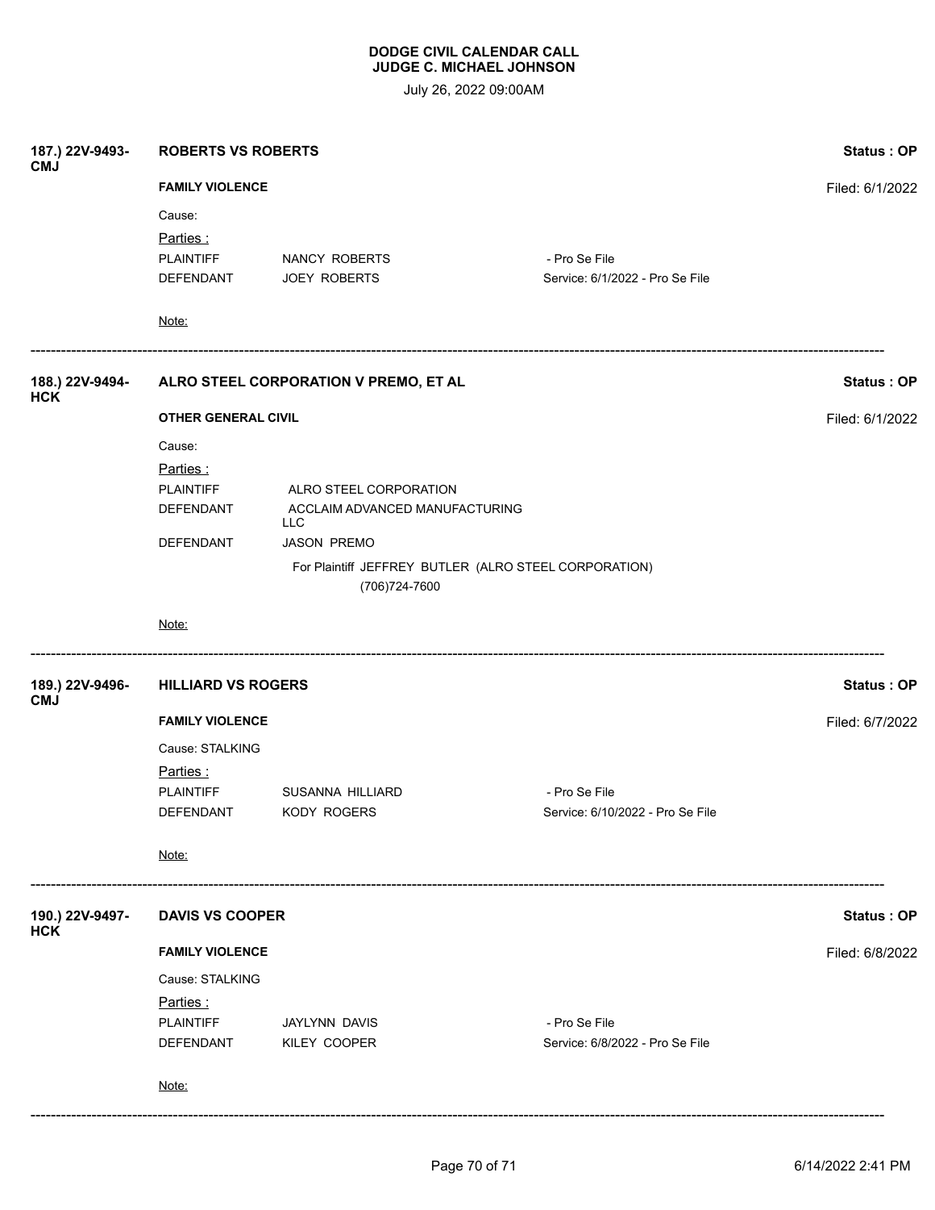# DODGE CIVIL CALENDAR CALL
## JUDGE C. MICHAEL JOHNSON

July 26, 2022 09:00AM

---

**187.) 22V-9493-CMJ** — **ROBERTS VS ROBERTS** — **Status : OP**

**FAMILY VIOLENCE** — Filed: 6/1/2022

Cause:

Parties :

| | | |
|---|---|---|
| PLAINTIFF | NANCY ROBERTS | - Pro Se File |
| DEFENDANT | JOEY ROBERTS | Service: 6/1/2022 - Pro Se File |

Note:

---

**188.) 22V-9494-HCK** — **ALRO STEEL CORPORATION V PREMO, ET AL** — **Status : OP**

**OTHER GENERAL CIVIL** — Filed: 6/1/2022

Cause:

Parties :

| | |
|---|---|
| PLAINTIFF | ALRO STEEL CORPORATION |
| DEFENDANT | ACCLAIM ADVANCED MANUFACTURING LLC |
| DEFENDANT | JASON PREMO |

For Plaintiff JEFFREY BUTLER (ALRO STEEL CORPORATION)
(706)724-7600

Note:

---

**189.) 22V-9496-CMJ** — **HILLIARD VS ROGERS** — **Status : OP**

**FAMILY VIOLENCE** — Filed: 6/7/2022

Cause: STALKING

Parties :

| | | |
|---|---|---|
| PLAINTIFF | SUSANNA HILLIARD | - Pro Se File |
| DEFENDANT | KODY ROGERS | Service: 6/10/2022 - Pro Se File |

Note:

---

**190.) 22V-9497-HCK** — **DAVIS VS COOPER** — **Status : OP**

**FAMILY VIOLENCE** — Filed: 6/8/2022

Cause: STALKING

Parties :

| | | |
|---|---|---|
| PLAINTIFF | JAYLYNN DAVIS | - Pro Se File |
| DEFENDANT | KILEY COOPER | Service: 6/8/2022 - Pro Se File |

Note:

---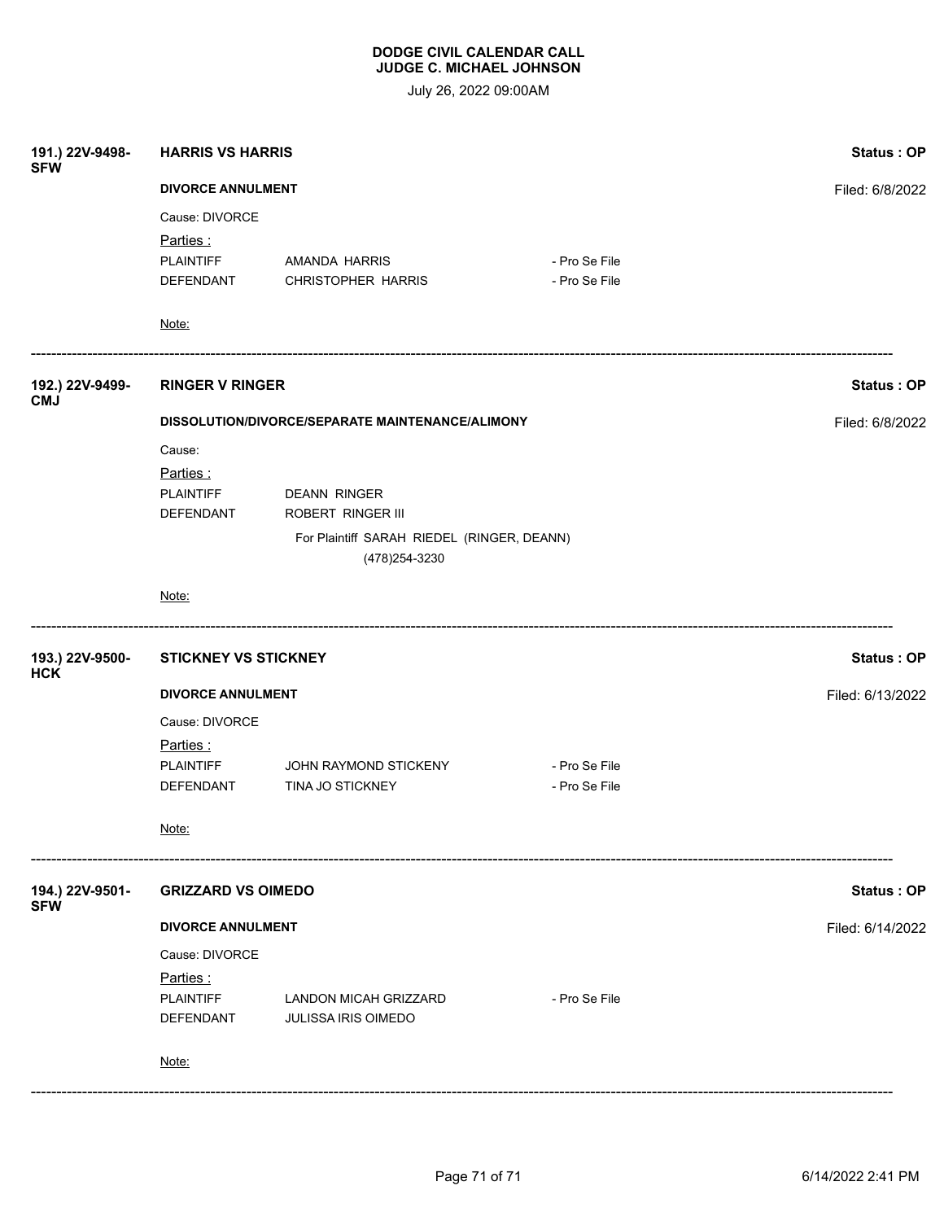**DODGE CIVIL CALENDAR CALL**
**JUDGE C. MICHAEL JOHNSON**

July 26, 2022 09:00AM

**191.) 22V-9498-SFW** **HARRIS VS HARRIS** **Status : OP**

**DIVORCE ANNULMENT** Filed: 6/8/2022

Cause: DIVORCE

Parties :

| | | |
|---|---|---|
| PLAINTIFF | AMANDA HARRIS | - Pro Se File |
| DEFENDANT | CHRISTOPHER HARRIS | - Pro Se File |

Note:

---

**192.) 22V-9499-CMJ** **RINGER V RINGER** **Status : OP**

**DISSOLUTION/DIVORCE/SEPARATE MAINTENANCE/ALIMONY** Filed: 6/8/2022

Cause:

Parties :

| | |
|---|---|
| PLAINTIFF | DEANN RINGER |
| DEFENDANT | ROBERT RINGER III |

For Plaintiff SARAH RIEDEL (RINGER, DEANN)
(478)254-3230

Note:

---

**193.) 22V-9500-HCK** **STICKNEY VS STICKNEY** **Status : OP**

**DIVORCE ANNULMENT** Filed: 6/13/2022

Cause: DIVORCE

Parties :

| | | |
|---|---|---|
| PLAINTIFF | JOHN RAYMOND STICKENY | - Pro Se File |
| DEFENDANT | TINA JO STICKNEY | - Pro Se File |

Note:

---

**194.) 22V-9501-SFW** **GRIZZARD VS OIMEDO** **Status : OP**

**DIVORCE ANNULMENT** Filed: 6/14/2022

Cause: DIVORCE

Parties :

| | | |
|---|---|---|
| PLAINTIFF | LANDON MICAH GRIZZARD | - Pro Se File |
| DEFENDANT | JULISSA IRIS OIMEDO | |

Note:

---